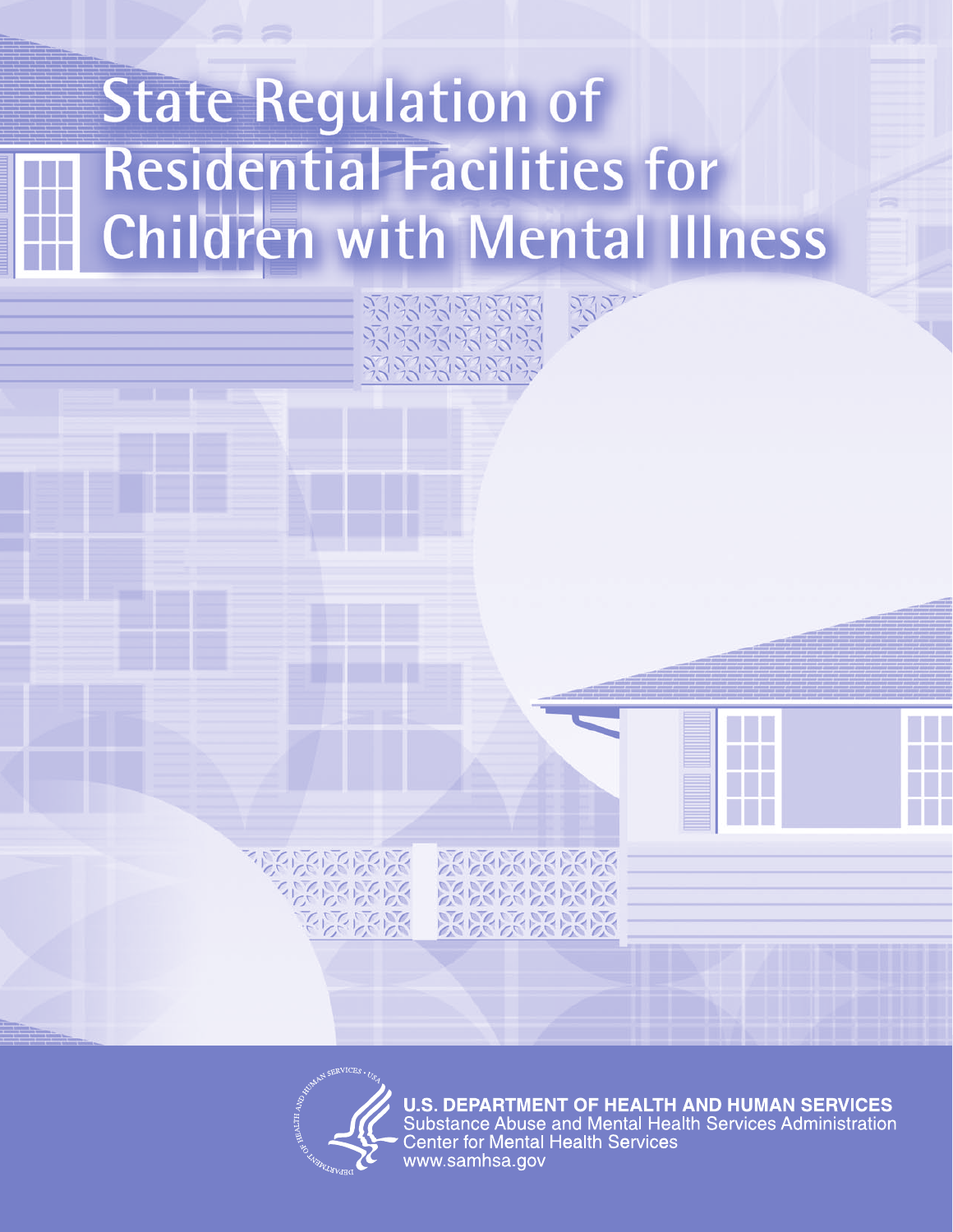# State Regulation of Residential Facilities for Children with Mental Illness

**U.S. DEPARTMENT OF HEALTH AND HUMAN SERVICES**
Substance Abuse and Mental Health Services Administration
Center for Mental Health Services
www.samhsa.gov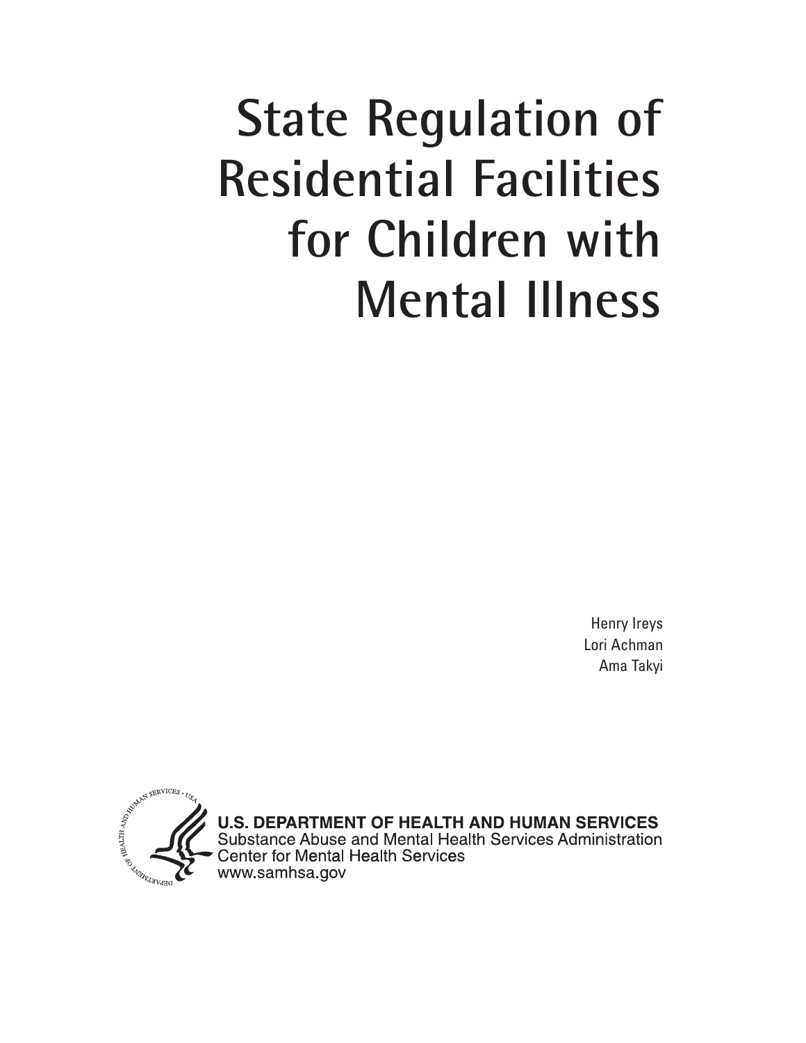# State Regulation of Residential Facilities for Children with Mental Illness

Henry Ireys
Lori Achman
Ama Takyi

U.S. DEPARTMENT OF HEALTH AND HUMAN SERVICES
Substance Abuse and Mental Health Services Administration
Center for Mental Health Services
www.samhsa.gov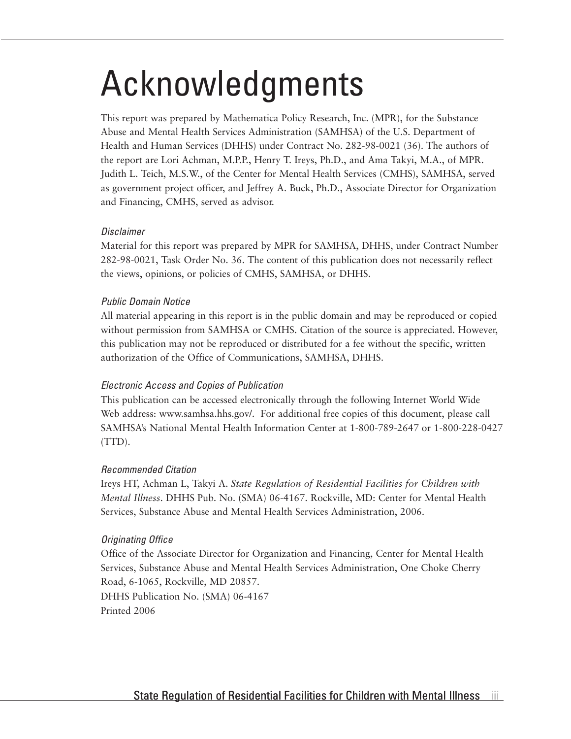# Acknowledgments

This report was prepared by Mathematica Policy Research, Inc. (MPR), for the Substance Abuse and Mental Health Services Administration (SAMHSA) of the U.S. Department of Health and Human Services (DHHS) under Contract No. 282-98-0021 (36). The authors of the report are Lori Achman, M.P.P., Henry T. Ireys, Ph.D., and Ama Takyi, M.A., of MPR. Judith L. Teich, M.S.W., of the Center for Mental Health Services (CMHS), SAMHSA, served as government project officer, and Jeffrey A. Buck, Ph.D., Associate Director for Organization and Financing, CMHS, served as advisor.

*Disclaimer*

Material for this report was prepared by MPR for SAMHSA, DHHS, under Contract Number 282-98-0021, Task Order No. 36. The content of this publication does not necessarily reflect the views, opinions, or policies of CMHS, SAMHSA, or DHHS.

*Public Domain Notice*

All material appearing in this report is in the public domain and may be reproduced or copied without permission from SAMHSA or CMHS. Citation of the source is appreciated. However, this publication may not be reproduced or distributed for a fee without the specific, written authorization of the Office of Communications, SAMHSA, DHHS.

*Electronic Access and Copies of Publication*

This publication can be accessed electronically through the following Internet World Wide Web address: www.samhsa.hhs.gov/. For additional free copies of this document, please call SAMHSA's National Mental Health Information Center at 1-800-789-2647 or 1-800-228-0427 (TTD).

*Recommended Citation*

Ireys HT, Achman L, Takyi A. *State Regulation of Residential Facilities for Children with Mental Illness*. DHHS Pub. No. (SMA) 06-4167. Rockville, MD: Center for Mental Health Services, Substance Abuse and Mental Health Services Administration, 2006.

*Originating Office*

Office of the Associate Director for Organization and Financing, Center for Mental Health Services, Substance Abuse and Mental Health Services Administration, One Choke Cherry Road, 6-1065, Rockville, MD 20857.
DHHS Publication No. (SMA) 06-4167
Printed 2006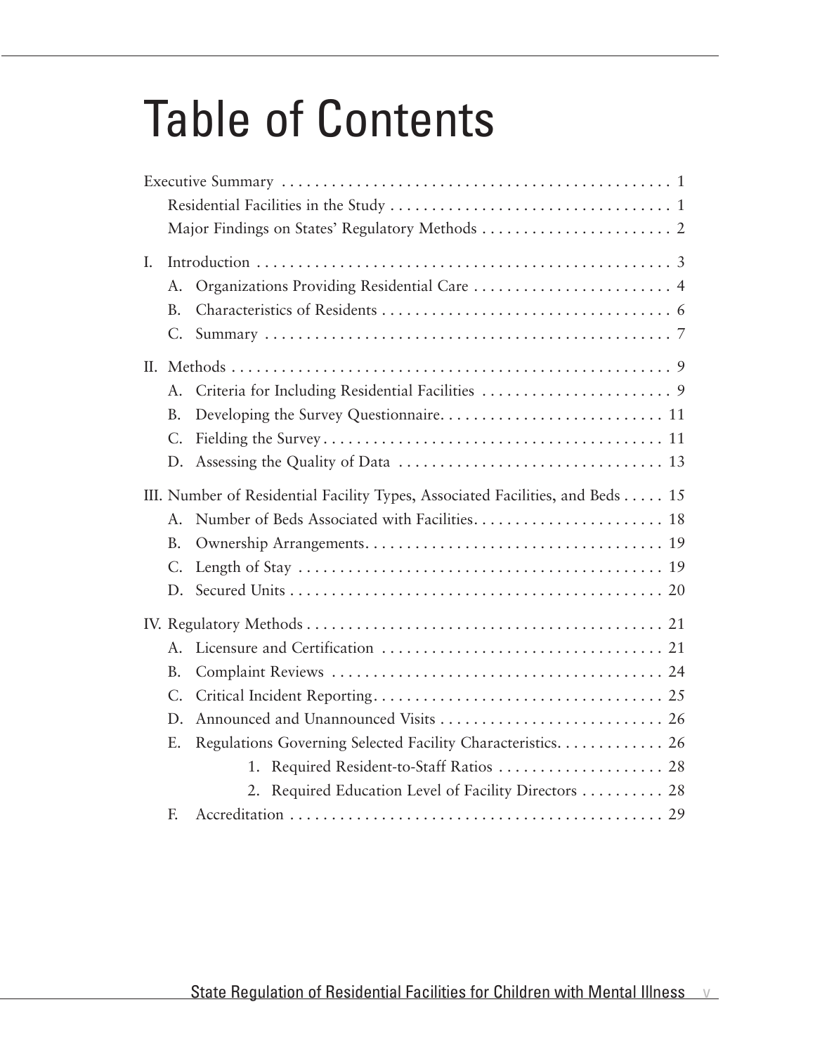# Table of Contents

Executive Summary . . . . . . . . . . . . . . . . . . . . . . . . . . . . . . . . . . . . . . . . . . . . . . 1
- Residential Facilities in the Study . . . . . . . . . . . . . . . . . . . . . . . . . . . . . . . . . . 1
- Major Findings on States' Regulatory Methods . . . . . . . . . . . . . . . . . . . . . . . 2

I. Introduction . . . . . . . . . . . . . . . . . . . . . . . . . . . . . . . . . . . . . . . . . . . . . . . . . . . 3
- A. Organizations Providing Residential Care . . . . . . . . . . . . . . . . . . . . . . . . 4
- B. Characteristics of Residents . . . . . . . . . . . . . . . . . . . . . . . . . . . . . . . . . . . 6
- C. Summary . . . . . . . . . . . . . . . . . . . . . . . . . . . . . . . . . . . . . . . . . . . . . . . . . 7

II. Methods . . . . . . . . . . . . . . . . . . . . . . . . . . . . . . . . . . . . . . . . . . . . . . . . . . . . . 9
- A. Criteria for Including Residential Facilities . . . . . . . . . . . . . . . . . . . . . . . 9
- B. Developing the Survey Questionnaire. . . . . . . . . . . . . . . . . . . . . . . . . . . 11
- C. Fielding the Survey . . . . . . . . . . . . . . . . . . . . . . . . . . . . . . . . . . . . . . . . . 11
- D. Assessing the Quality of Data . . . . . . . . . . . . . . . . . . . . . . . . . . . . . . . . 13

III. Number of Residential Facility Types, Associated Facilities, and Beds . . . . . 15
- A. Number of Beds Associated with Facilities. . . . . . . . . . . . . . . . . . . . . . . 18
- B. Ownership Arrangements. . . . . . . . . . . . . . . . . . . . . . . . . . . . . . . . . . . . 19
- C. Length of Stay . . . . . . . . . . . . . . . . . . . . . . . . . . . . . . . . . . . . . . . . . . . . 19
- D. Secured Units . . . . . . . . . . . . . . . . . . . . . . . . . . . . . . . . . . . . . . . . . . . . . 20

IV. Regulatory Methods . . . . . . . . . . . . . . . . . . . . . . . . . . . . . . . . . . . . . . . . . . . 21
- A. Licensure and Certification . . . . . . . . . . . . . . . . . . . . . . . . . . . . . . . . . . 21
- B. Complaint Reviews . . . . . . . . . . . . . . . . . . . . . . . . . . . . . . . . . . . . . . . . 24
- C. Critical Incident Reporting. . . . . . . . . . . . . . . . . . . . . . . . . . . . . . . . . . . 25
- D. Announced and Unannounced Visits . . . . . . . . . . . . . . . . . . . . . . . . . . . 26
- E. Regulations Governing Selected Facility Characteristics. . . . . . . . . . . . . 26
  - 1. Required Resident-to-Staff Ratios . . . . . . . . . . . . . . . . . . . . 28
  - 2. Required Education Level of Facility Directors . . . . . . . . . . 28
- F. Accreditation . . . . . . . . . . . . . . . . . . . . . . . . . . . . . . . . . . . . . . . . . . . . . 29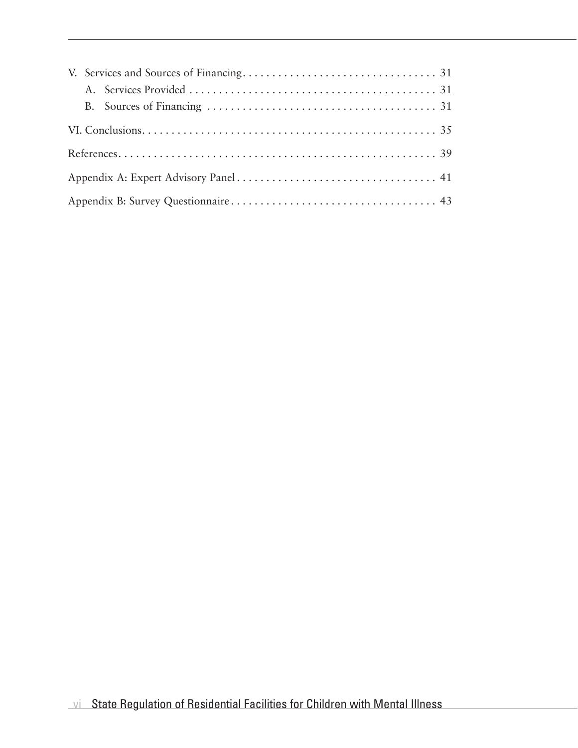V. Services and Sources of Financing . . . . . . . . . . . . . . . . . . . . . . . . . . . . . . . . 31
   A. Services Provided . . . . . . . . . . . . . . . . . . . . . . . . . . . . . . . . . . . . . . . . . . 31
   B. Sources of Financing . . . . . . . . . . . . . . . . . . . . . . . . . . . . . . . . . . . . . . . 31

VI. Conclusions . . . . . . . . . . . . . . . . . . . . . . . . . . . . . . . . . . . . . . . . . . . . . . . . . . 35

References . . . . . . . . . . . . . . . . . . . . . . . . . . . . . . . . . . . . . . . . . . . . . . . . . . . . . 39

Appendix A: Expert Advisory Panel . . . . . . . . . . . . . . . . . . . . . . . . . . . . . . . . . . 41

Appendix B: Survey Questionnaire . . . . . . . . . . . . . . . . . . . . . . . . . . . . . . . . . . . 43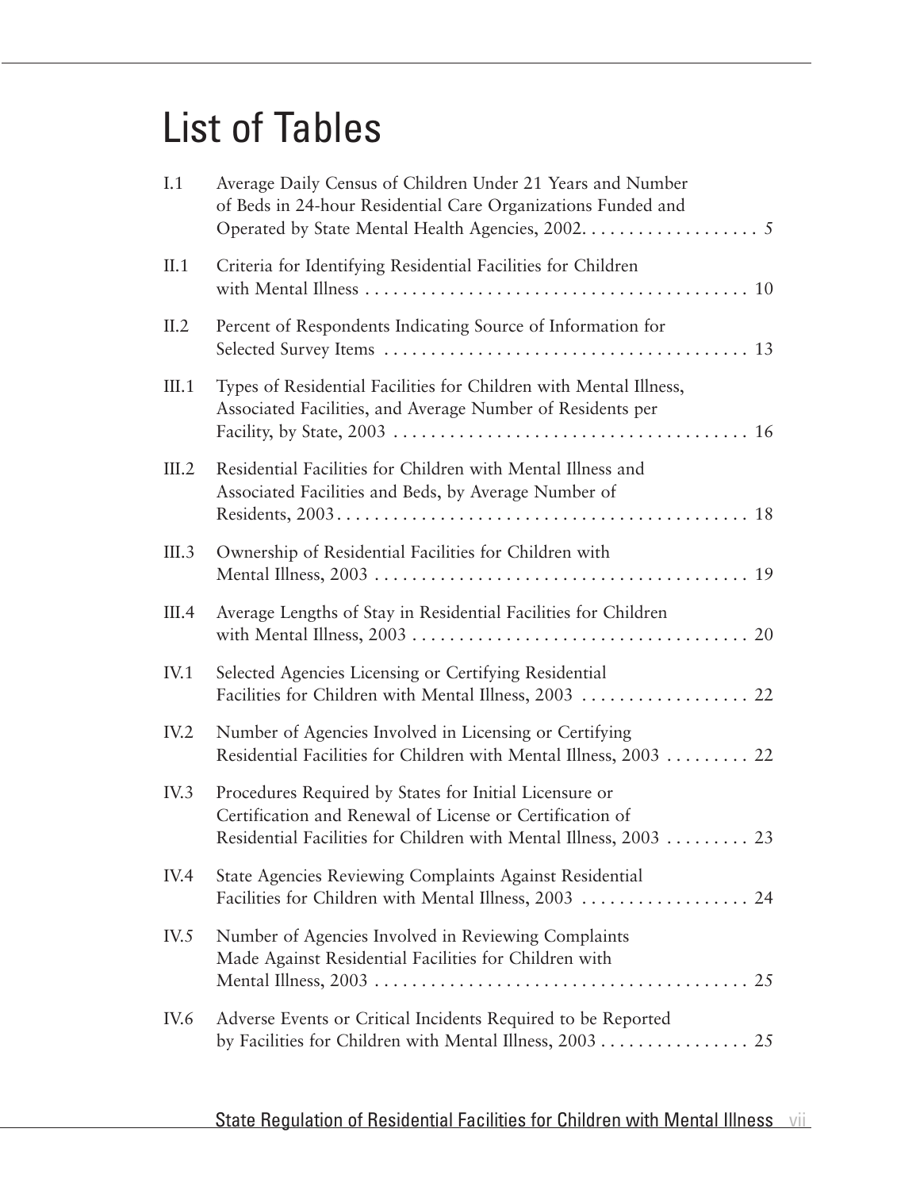# List of Tables

| | | |
|---|---|---|
| I.1 | Average Daily Census of Children Under 21 Years and Number of Beds in 24-hour Residential Care Organizations Funded and Operated by State Mental Health Agencies, 2002 | 5 |
| II.1 | Criteria for Identifying Residential Facilities for Children with Mental Illness | 10 |
| II.2 | Percent of Respondents Indicating Source of Information for Selected Survey Items | 13 |
| III.1 | Types of Residential Facilities for Children with Mental Illness, Associated Facilities, and Average Number of Residents per Facility, by State, 2003 | 16 |
| III.2 | Residential Facilities for Children with Mental Illness and Associated Facilities and Beds, by Average Number of Residents, 2003 | 18 |
| III.3 | Ownership of Residential Facilities for Children with Mental Illness, 2003 | 19 |
| III.4 | Average Lengths of Stay in Residential Facilities for Children with Mental Illness, 2003 | 20 |
| IV.1 | Selected Agencies Licensing or Certifying Residential Facilities for Children with Mental Illness, 2003 | 22 |
| IV.2 | Number of Agencies Involved in Licensing or Certifying Residential Facilities for Children with Mental Illness, 2003 | 22 |
| IV.3 | Procedures Required by States for Initial Licensure or Certification and Renewal of License or Certification of Residential Facilities for Children with Mental Illness, 2003 | 23 |
| IV.4 | State Agencies Reviewing Complaints Against Residential Facilities for Children with Mental Illness, 2003 | 24 |
| IV.5 | Number of Agencies Involved in Reviewing Complaints Made Against Residential Facilities for Children with Mental Illness, 2003 | 25 |
| IV.6 | Adverse Events or Critical Incidents Required to be Reported by Facilities for Children with Mental Illness, 2003 | 25 |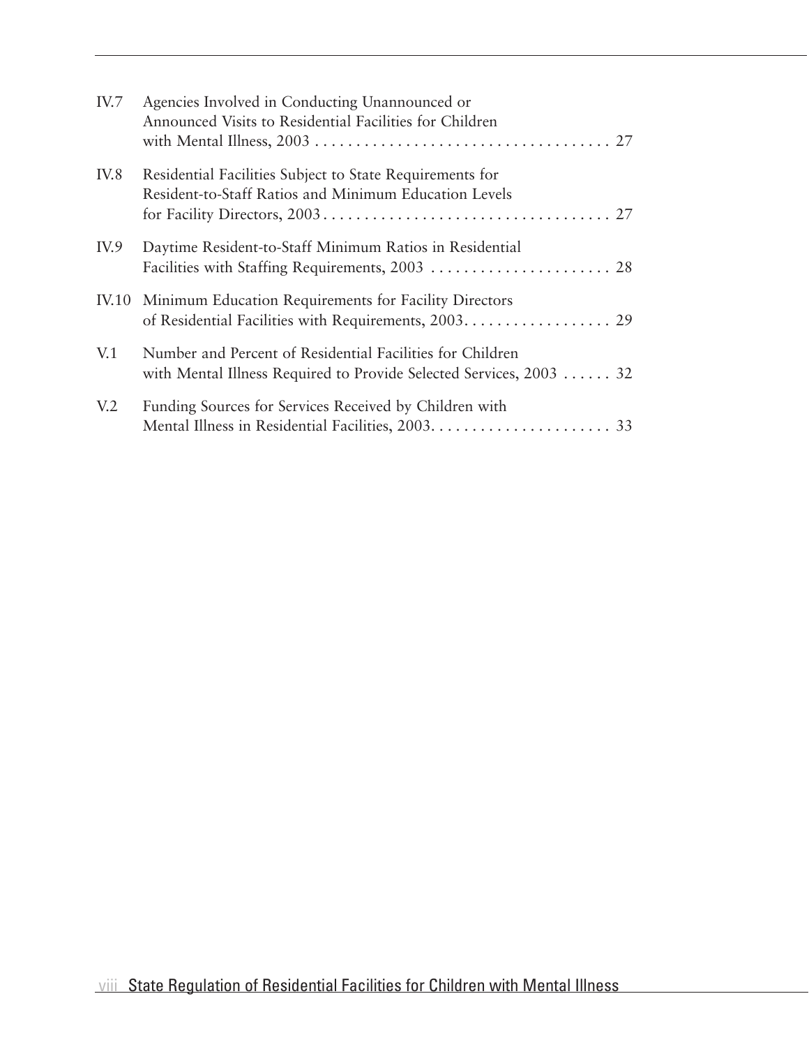IV.7 Agencies Involved in Conducting Unannounced or Announced Visits to Residential Facilities for Children with Mental Illness, 2003 . . . . . . . . . . . . . . . . . . . . . . . . . . . . . . . . . . . . 27

IV.8 Residential Facilities Subject to State Requirements for Resident-to-Staff Ratios and Minimum Education Levels for Facility Directors, 2003 . . . . . . . . . . . . . . . . . . . . . . . . . . . . . . . . . . . 27

IV.9 Daytime Resident-to-Staff Minimum Ratios in Residential Facilities with Staffing Requirements, 2003 . . . . . . . . . . . . . . . . . . . . . . 28

IV.10 Minimum Education Requirements for Facility Directors of Residential Facilities with Requirements, 2003. . . . . . . . . . . . . . . . . . 29

V.1 Number and Percent of Residential Facilities for Children with Mental Illness Required to Provide Selected Services, 2003 . . . . . . 32

V.2 Funding Sources for Services Received by Children with Mental Illness in Residential Facilities, 2003. . . . . . . . . . . . . . . . . . . . . . 33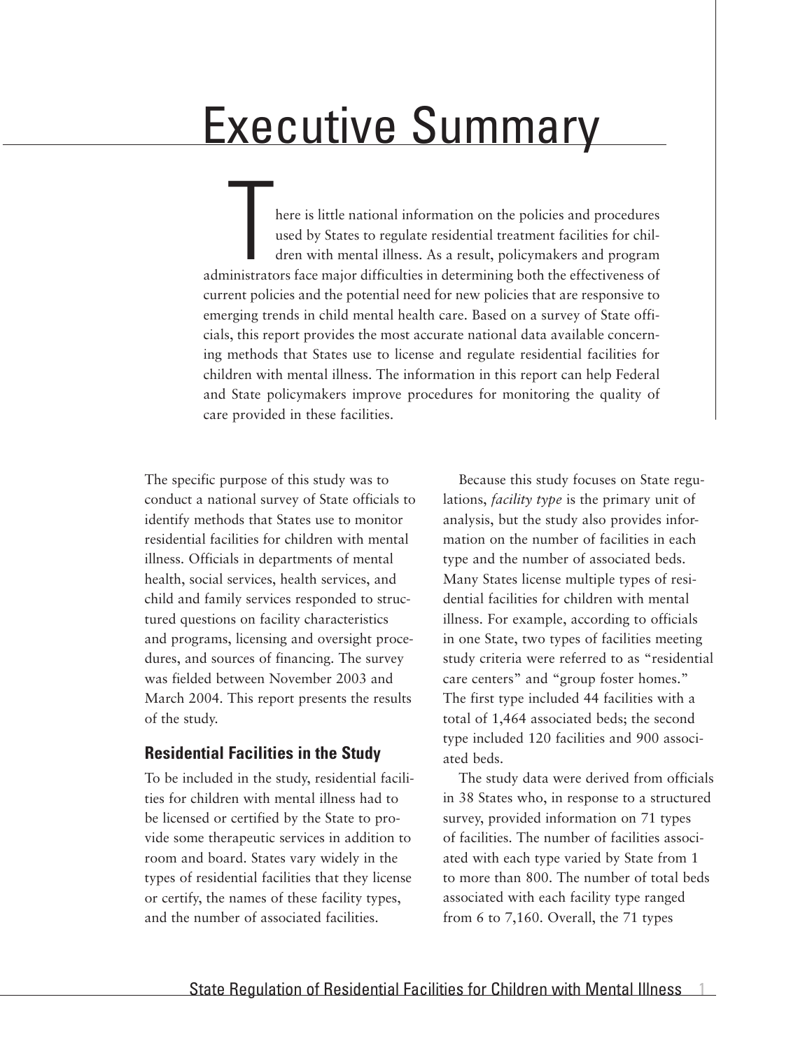# Executive Summary

There is little national information on the policies and procedures used by States to regulate residential treatment facilities for children with mental illness. As a result, policymakers and program administrators face major difficulties in determining both the effectiveness of current policies and the potential need for new policies that are responsive to emerging trends in child mental health care. Based on a survey of State officials, this report provides the most accurate national data available concerning methods that States use to license and regulate residential facilities for children with mental illness. The information in this report can help Federal and State policymakers improve procedures for monitoring the quality of care provided in these facilities.

The specific purpose of this study was to conduct a national survey of State officials to identify methods that States use to monitor residential facilities for children with mental illness. Officials in departments of mental health, social services, health services, and child and family services responded to structured questions on facility characteristics and programs, licensing and oversight procedures, and sources of financing. The survey was fielded between November 2003 and March 2004. This report presents the results of the study.

## Residential Facilities in the Study

To be included in the study, residential facilities for children with mental illness had to be licensed or certified by the State to provide some therapeutic services in addition to room and board. States vary widely in the types of residential facilities that they license or certify, the names of these facility types, and the number of associated facilities.

Because this study focuses on State regulations, *facility type* is the primary unit of analysis, but the study also provides information on the number of facilities in each type and the number of associated beds. Many States license multiple types of residential facilities for children with mental illness. For example, according to officials in one State, two types of facilities meeting study criteria were referred to as "residential care centers" and "group foster homes." The first type included 44 facilities with a total of 1,464 associated beds; the second type included 120 facilities and 900 associated beds.

The study data were derived from officials in 38 States who, in response to a structured survey, provided information on 71 types of facilities. The number of facilities associated with each type varied by State from 1 to more than 800. The number of total beds associated with each facility type ranged from 6 to 7,160. Overall, the 71 types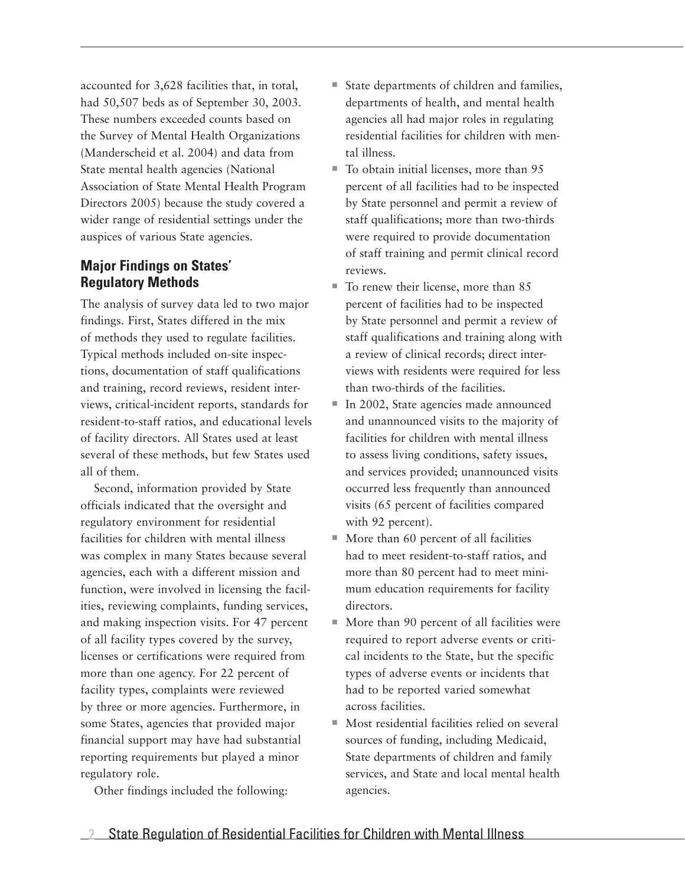accounted for 3,628 facilities that, in total, had 50,507 beds as of September 30, 2003. These numbers exceeded counts based on the Survey of Mental Health Organizations (Manderscheid et al. 2004) and data from State mental health agencies (National Association of State Mental Health Program Directors 2005) because the study covered a wider range of residential settings under the auspices of various State agencies.

## Major Findings on States' Regulatory Methods

The analysis of survey data led to two major findings. First, States differed in the mix of methods they used to regulate facilities. Typical methods included on-site inspections, documentation of staff qualifications and training, record reviews, resident interviews, critical-incident reports, standards for resident-to-staff ratios, and educational levels of facility directors. All States used at least several of these methods, but few States used all of them.

Second, information provided by State officials indicated that the oversight and regulatory environment for residential facilities for children with mental illness was complex in many States because several agencies, each with a different mission and function, were involved in licensing the facilities, reviewing complaints, funding services, and making inspection visits. For 47 percent of all facility types covered by the survey, licenses or certifications were required from more than one agency. For 22 percent of facility types, complaints were reviewed by three or more agencies. Furthermore, in some States, agencies that provided major financial support may have had substantial reporting requirements but played a minor regulatory role.

Other findings included the following:

- State departments of children and families, departments of health, and mental health agencies all had major roles in regulating residential facilities for children with mental illness.
- To obtain initial licenses, more than 95 percent of all facilities had to be inspected by State personnel and permit a review of staff qualifications; more than two-thirds were required to provide documentation of staff training and permit clinical record reviews.
- To renew their license, more than 85 percent of facilities had to be inspected by State personnel and permit a review of staff qualifications and training along with a review of clinical records; direct interviews with residents were required for less than two-thirds of the facilities.
- In 2002, State agencies made announced and unannounced visits to the majority of facilities for children with mental illness to assess living conditions, safety issues, and services provided; unannounced visits occurred less frequently than announced visits (65 percent of facilities compared with 92 percent).
- More than 60 percent of all facilities had to meet resident-to-staff ratios, and more than 80 percent had to meet minimum education requirements for facility directors.
- More than 90 percent of all facilities were required to report adverse events or critical incidents to the State, but the specific types of adverse events or incidents that had to be reported varied somewhat across facilities.
- Most residential facilities relied on several sources of funding, including Medicaid, State departments of children and family services, and State and local mental health agencies.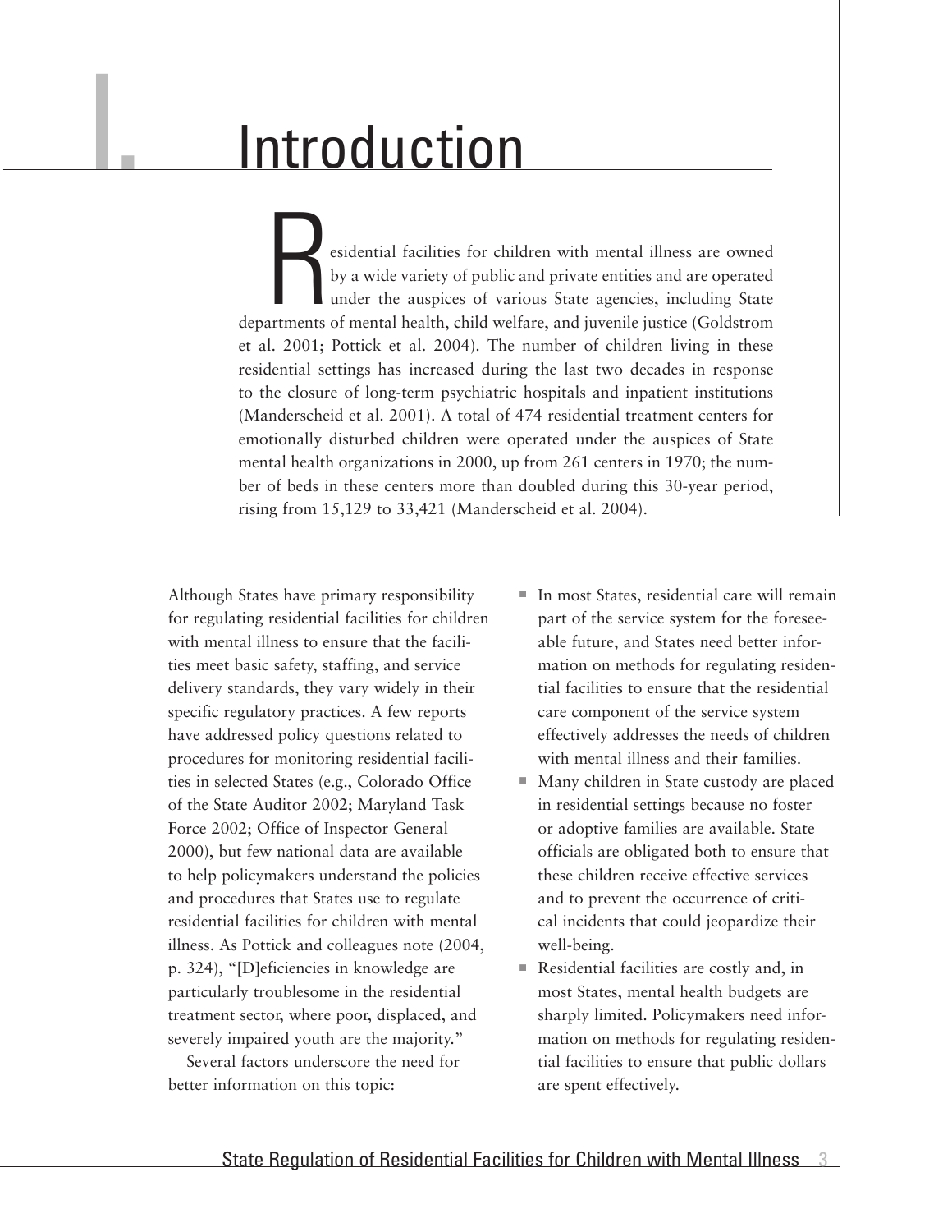# I. Introduction

Residential facilities for children with mental illness are owned by a wide variety of public and private entities and are operated under the auspices of various State agencies, including State departments of mental health, child welfare, and juvenile justice (Goldstrom et al. 2001; Pottick et al. 2004). The number of children living in these residential settings has increased during the last two decades in response to the closure of long-term psychiatric hospitals and inpatient institutions (Manderscheid et al. 2001). A total of 474 residential treatment centers for emotionally disturbed children were operated under the auspices of State mental health organizations in 2000, up from 261 centers in 1970; the number of beds in these centers more than doubled during this 30-year period, rising from 15,129 to 33,421 (Manderscheid et al. 2004).

Although States have primary responsibility for regulating residential facilities for children with mental illness to ensure that the facilities meet basic safety, staffing, and service delivery standards, they vary widely in their specific regulatory practices. A few reports have addressed policy questions related to procedures for monitoring residential facilities in selected States (e.g., Colorado Office of the State Auditor 2002; Maryland Task Force 2002; Office of Inspector General 2000), but few national data are available to help policymakers understand the policies and procedures that States use to regulate residential facilities for children with mental illness. As Pottick and colleagues note (2004, p. 324), "[D]eficiencies in knowledge are particularly troublesome in the residential treatment sector, where poor, displaced, and severely impaired youth are the majority."

Several factors underscore the need for better information on this topic:

- In most States, residential care will remain part of the service system for the foreseeable future, and States need better information on methods for regulating residential facilities to ensure that the residential care component of the service system effectively addresses the needs of children with mental illness and their families.
- Many children in State custody are placed in residential settings because no foster or adoptive families are available. State officials are obligated both to ensure that these children receive effective services and to prevent the occurrence of critical incidents that could jeopardize their well-being.
- Residential facilities are costly and, in most States, mental health budgets are sharply limited. Policymakers need information on methods for regulating residential facilities to ensure that public dollars are spent effectively.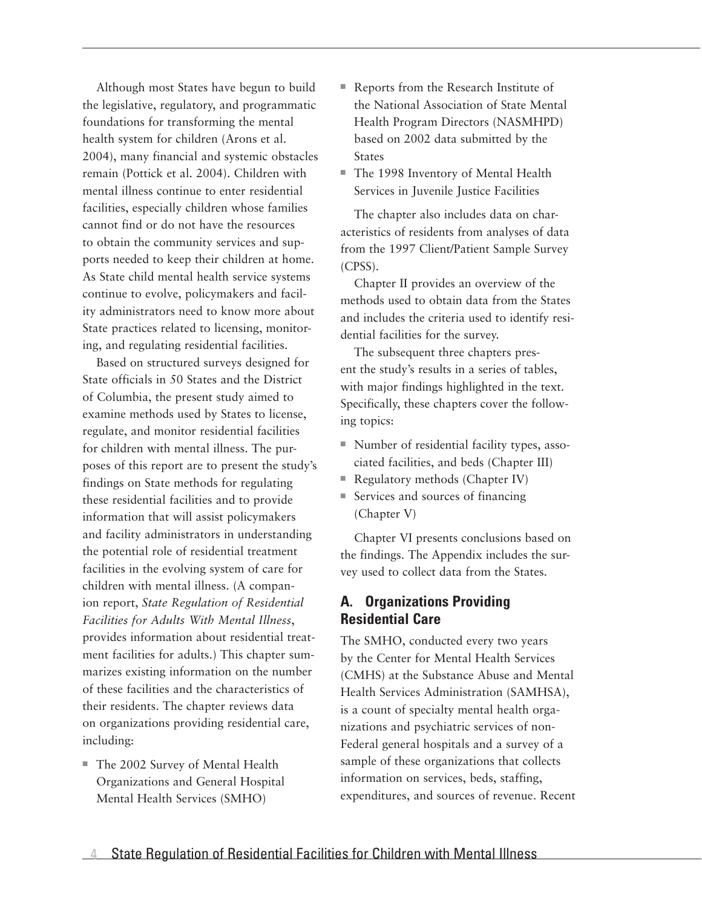Although most States have begun to build the legislative, regulatory, and programmatic foundations for transforming the mental health system for children (Arons et al. 2004), many financial and systemic obstacles remain (Pottick et al. 2004). Children with mental illness continue to enter residential facilities, especially children whose families cannot find or do not have the resources to obtain the community services and supports needed to keep their children at home. As State child mental health service systems continue to evolve, policymakers and facility administrators need to know more about State practices related to licensing, monitoring, and regulating residential facilities.

Based on structured surveys designed for State officials in 50 States and the District of Columbia, the present study aimed to examine methods used by States to license, regulate, and monitor residential facilities for children with mental illness. The purposes of this report are to present the study's findings on State methods for regulating these residential facilities and to provide information that will assist policymakers and facility administrators in understanding the potential role of residential treatment facilities in the evolving system of care for children with mental illness. (A companion report, *State Regulation of Residential Facilities for Adults With Mental Illness*, provides information about residential treatment facilities for adults.) This chapter summarizes existing information on the number of these facilities and the characteristics of their residents. The chapter reviews data on organizations providing residential care, including:

- The 2002 Survey of Mental Health Organizations and General Hospital Mental Health Services (SMHO)
- Reports from the Research Institute of the National Association of State Mental Health Program Directors (NASMHPD) based on 2002 data submitted by the States
- The 1998 Inventory of Mental Health Services in Juvenile Justice Facilities

The chapter also includes data on characteristics of residents from analyses of data from the 1997 Client/Patient Sample Survey (CPSS).

Chapter II provides an overview of the methods used to obtain data from the States and includes the criteria used to identify residential facilities for the survey.

The subsequent three chapters present the study's results in a series of tables, with major findings highlighted in the text. Specifically, these chapters cover the following topics:

- Number of residential facility types, associated facilities, and beds (Chapter III)
- Regulatory methods (Chapter IV)
- Services and sources of financing (Chapter V)

Chapter VI presents conclusions based on the findings. The Appendix includes the survey used to collect data from the States.

## A. Organizations Providing Residential Care

The SMHO, conducted every two years by the Center for Mental Health Services (CMHS) at the Substance Abuse and Mental Health Services Administration (SAMHSA), is a count of specialty mental health organizations and psychiatric services of non-Federal general hospitals and a survey of a sample of these organizations that collects information on services, beds, staffing, expenditures, and sources of revenue. Recent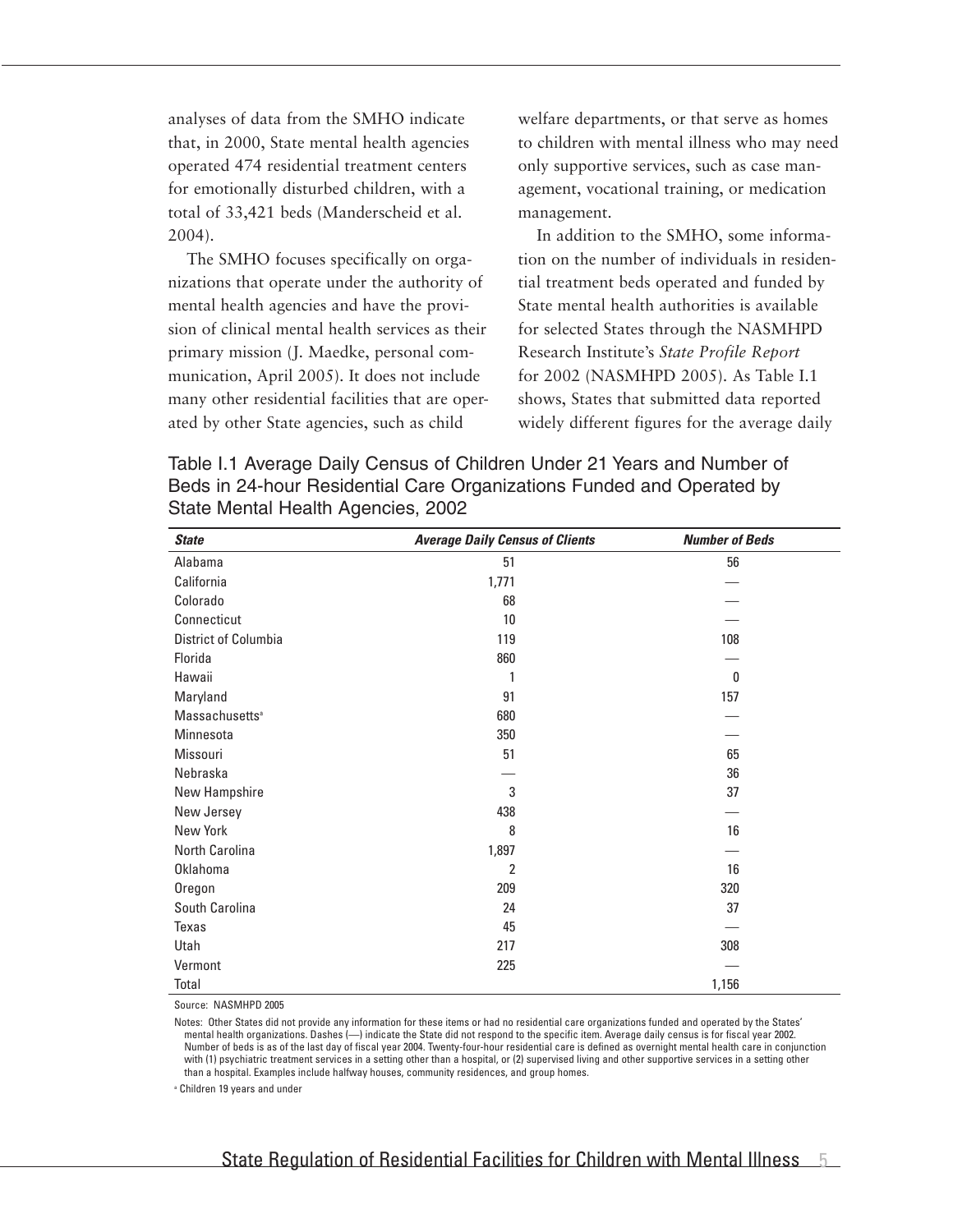analyses of data from the SMHO indicate that, in 2000, State mental health agencies operated 474 residential treatment centers for emotionally disturbed children, with a total of 33,421 beds (Manderscheid et al. 2004).

The SMHO focuses specifically on organizations that operate under the authority of mental health agencies and have the provision of clinical mental health services as their primary mission (J. Maedke, personal communication, April 2005). It does not include many other residential facilities that are operated by other State agencies, such as child welfare departments, or that serve as homes to children with mental illness who may need only supportive services, such as case management, vocational training, or medication management.

In addition to the SMHO, some information on the number of individuals in residential treatment beds operated and funded by State mental health authorities is available for selected States through the NASMHPD Research Institute's *State Profile Report* for 2002 (NASMHPD 2005). As Table I.1 shows, States that submitted data reported widely different figures for the average daily

Table I.1 Average Daily Census of Children Under 21 Years and Number of Beds in 24-hour Residential Care Organizations Funded and Operated by State Mental Health Agencies, 2002

| *State* | *Average Daily Census of Clients* | *Number of Beds* |
|---|---|---|
| Alabama | 51 | 56 |
| California | 1,771 | — |
| Colorado | 68 | — |
| Connecticut | 10 | — |
| District of Columbia | 119 | 108 |
| Florida | 860 | — |
| Hawaii | 1 | 0 |
| Maryland | 91 | 157 |
| Massachusetts[a] | 680 | — |
| Minnesota | 350 | — |
| Missouri | 51 | 65 |
| Nebraska | — | 36 |
| New Hampshire | 3 | 37 |
| New Jersey | 438 | — |
| New York | 8 | 16 |
| North Carolina | 1,897 | — |
| Oklahoma | 2 | 16 |
| Oregon | 209 | 320 |
| South Carolina | 24 | 37 |
| Texas | 45 | — |
| Utah | 217 | 308 |
| Vermont | 225 | — |
| Total | | 1,156 |

Source: NASMHPD 2005

Notes: Other States did not provide any information for these items or had no residential care organizations funded and operated by the States' mental health organizations. Dashes (—) indicate the State did not respond to the specific item. Average daily census is for fiscal year 2002. Number of beds is as of the last day of fiscal year 2004. Twenty-four-hour residential care is defined as overnight mental health care in conjunction with (1) psychiatric treatment services in a setting other than a hospital, or (2) supervised living and other supportive services in a setting other than a hospital. Examples include halfway houses, community residences, and group homes.

[a] Children 19 years and under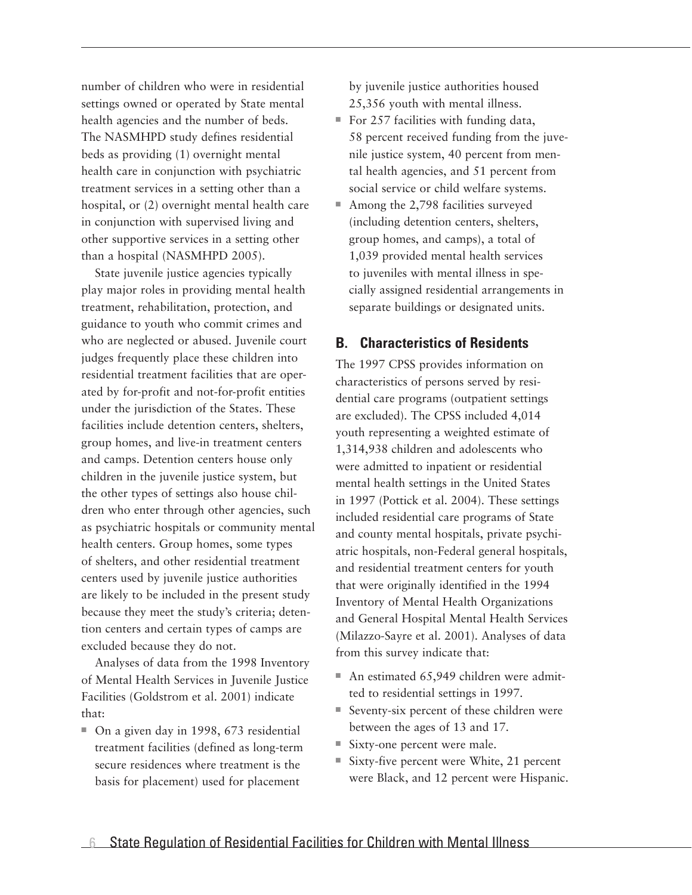number of children who were in residential settings owned or operated by State mental health agencies and the number of beds. The NASMHPD study defines residential beds as providing (1) overnight mental health care in conjunction with psychiatric treatment services in a setting other than a hospital, or (2) overnight mental health care in conjunction with supervised living and other supportive services in a setting other than a hospital (NASMHPD 2005).

State juvenile justice agencies typically play major roles in providing mental health treatment, rehabilitation, protection, and guidance to youth who commit crimes and who are neglected or abused. Juvenile court judges frequently place these children into residential treatment facilities that are operated by for-profit and not-for-profit entities under the jurisdiction of the States. These facilities include detention centers, shelters, group homes, and live-in treatment centers and camps. Detention centers house only children in the juvenile justice system, but the other types of settings also house children who enter through other agencies, such as psychiatric hospitals or community mental health centers. Group homes, some types of shelters, and other residential treatment centers used by juvenile justice authorities are likely to be included in the present study because they meet the study's criteria; detention centers and certain types of camps are excluded because they do not.

Analyses of data from the 1998 Inventory of Mental Health Services in Juvenile Justice Facilities (Goldstrom et al. 2001) indicate that:

- On a given day in 1998, 673 residential treatment facilities (defined as long-term secure residences where treatment is the basis for placement) used for placement by juvenile justice authorities housed 25,356 youth with mental illness.
- For 257 facilities with funding data, 58 percent received funding from the juvenile justice system, 40 percent from mental health agencies, and 51 percent from social service or child welfare systems.
- Among the 2,798 facilities surveyed (including detention centers, shelters, group homes, and camps), a total of 1,039 provided mental health services to juveniles with mental illness in specially assigned residential arrangements in separate buildings or designated units.

## B. Characteristics of Residents

The 1997 CPSS provides information on characteristics of persons served by residential care programs (outpatient settings are excluded). The CPSS included 4,014 youth representing a weighted estimate of 1,314,938 children and adolescents who were admitted to inpatient or residential mental health settings in the United States in 1997 (Pottick et al. 2004). These settings included residential care programs of State and county mental hospitals, private psychiatric hospitals, non-Federal general hospitals, and residential treatment centers for youth that were originally identified in the 1994 Inventory of Mental Health Organizations and General Hospital Mental Health Services (Milazzo-Sayre et al. 2001). Analyses of data from this survey indicate that:

- An estimated 65,949 children were admitted to residential settings in 1997.
- Seventy-six percent of these children were between the ages of 13 and 17.
- Sixty-one percent were male.
- Sixty-five percent were White, 21 percent were Black, and 12 percent were Hispanic.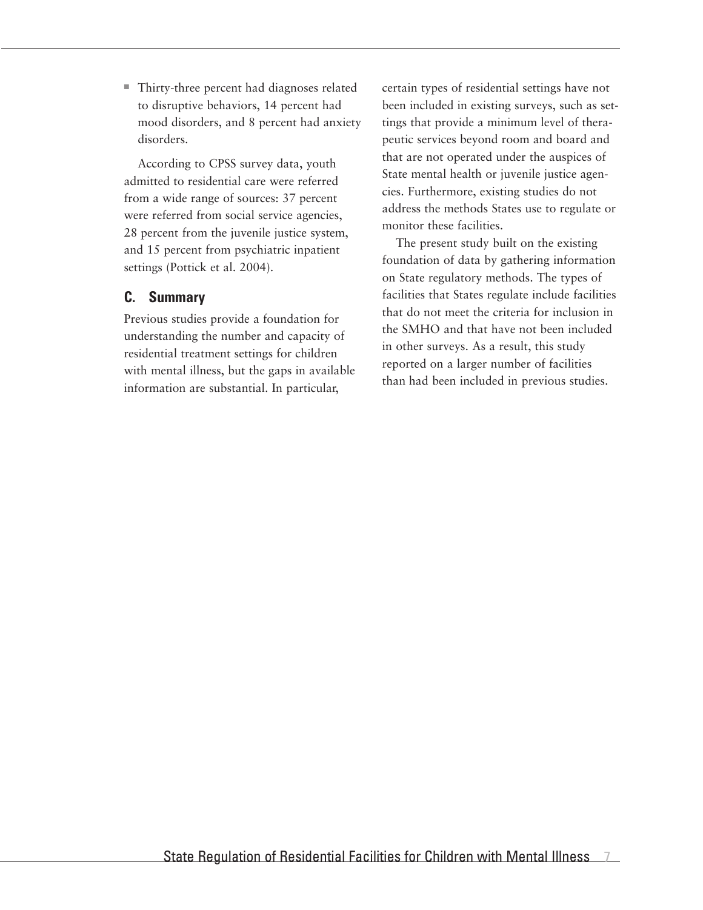- Thirty-three percent had diagnoses related to disruptive behaviors, 14 percent had mood disorders, and 8 percent had anxiety disorders.

According to CPSS survey data, youth admitted to residential care were referred from a wide range of sources: 37 percent were referred from social service agencies, 28 percent from the juvenile justice system, and 15 percent from psychiatric inpatient settings (Pottick et al. 2004).

### C. Summary

Previous studies provide a foundation for understanding the number and capacity of residential treatment settings for children with mental illness, but the gaps in available information are substantial. In particular, certain types of residential settings have not been included in existing surveys, such as settings that provide a minimum level of therapeutic services beyond room and board and that are not operated under the auspices of State mental health or juvenile justice agencies. Furthermore, existing studies do not address the methods States use to regulate or monitor these facilities.

The present study built on the existing foundation of data by gathering information on State regulatory methods. The types of facilities that States regulate include facilities that do not meet the criteria for inclusion in the SMHO and that have not been included in other surveys. As a result, this study reported on a larger number of facilities than had been included in previous studies.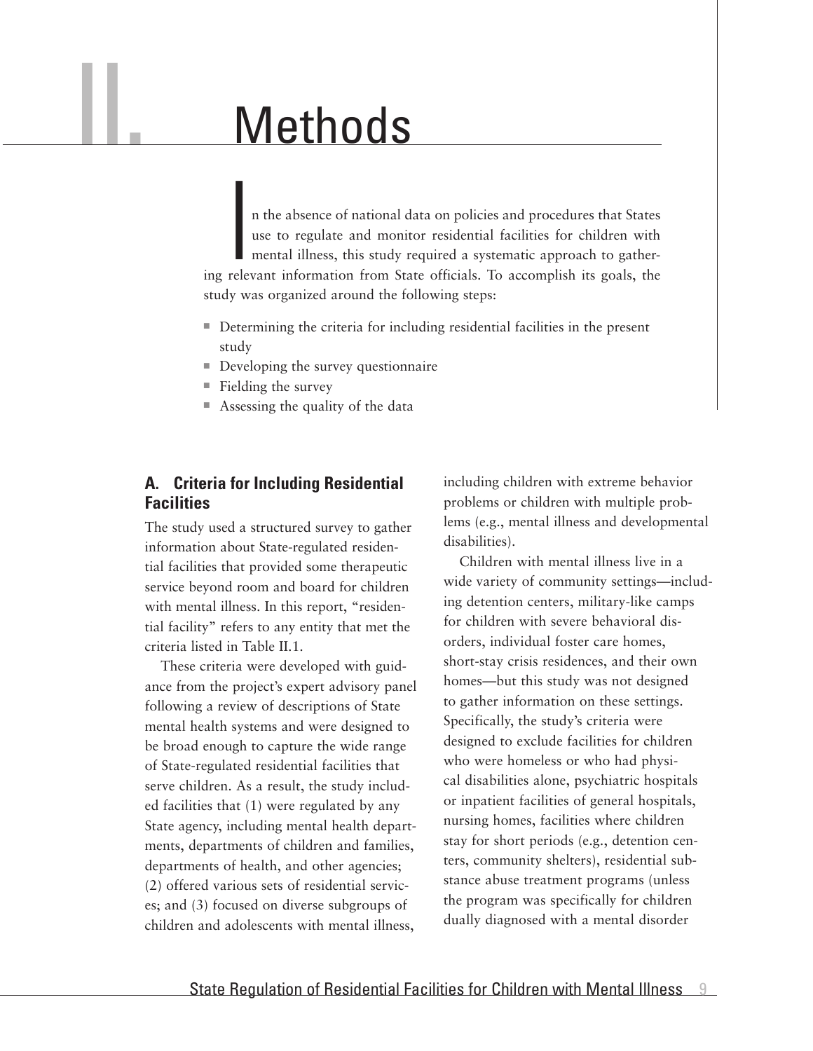# II. Methods

In the absence of national data on policies and procedures that States use to regulate and monitor residential facilities for children with mental illness, this study required a systematic approach to gathering relevant information from State officials. To accomplish its goals, the study was organized around the following steps:

- Determining the criteria for including residential facilities in the present study
- Developing the survey questionnaire
- Fielding the survey
- Assessing the quality of the data

## A. Criteria for Including Residential Facilities

The study used a structured survey to gather information about State-regulated residential facilities that provided some therapeutic service beyond room and board for children with mental illness. In this report, "residential facility" refers to any entity that met the criteria listed in Table II.1.

These criteria were developed with guidance from the project's expert advisory panel following a review of descriptions of State mental health systems and were designed to be broad enough to capture the wide range of State-regulated residential facilities that serve children. As a result, the study included facilities that (1) were regulated by any State agency, including mental health departments, departments of children and families, departments of health, and other agencies; (2) offered various sets of residential services; and (3) focused on diverse subgroups of children and adolescents with mental illness, including children with extreme behavior problems or children with multiple problems (e.g., mental illness and developmental disabilities).

Children with mental illness live in a wide variety of community settings—including detention centers, military-like camps for children with severe behavioral disorders, individual foster care homes, short-stay crisis residences, and their own homes—but this study was not designed to gather information on these settings. Specifically, the study's criteria were designed to exclude facilities for children who were homeless or who had physical disabilities alone, psychiatric hospitals or inpatient facilities of general hospitals, nursing homes, facilities where children stay for short periods (e.g., detention centers, community shelters), residential substance abuse treatment programs (unless the program was specifically for children dually diagnosed with a mental disorder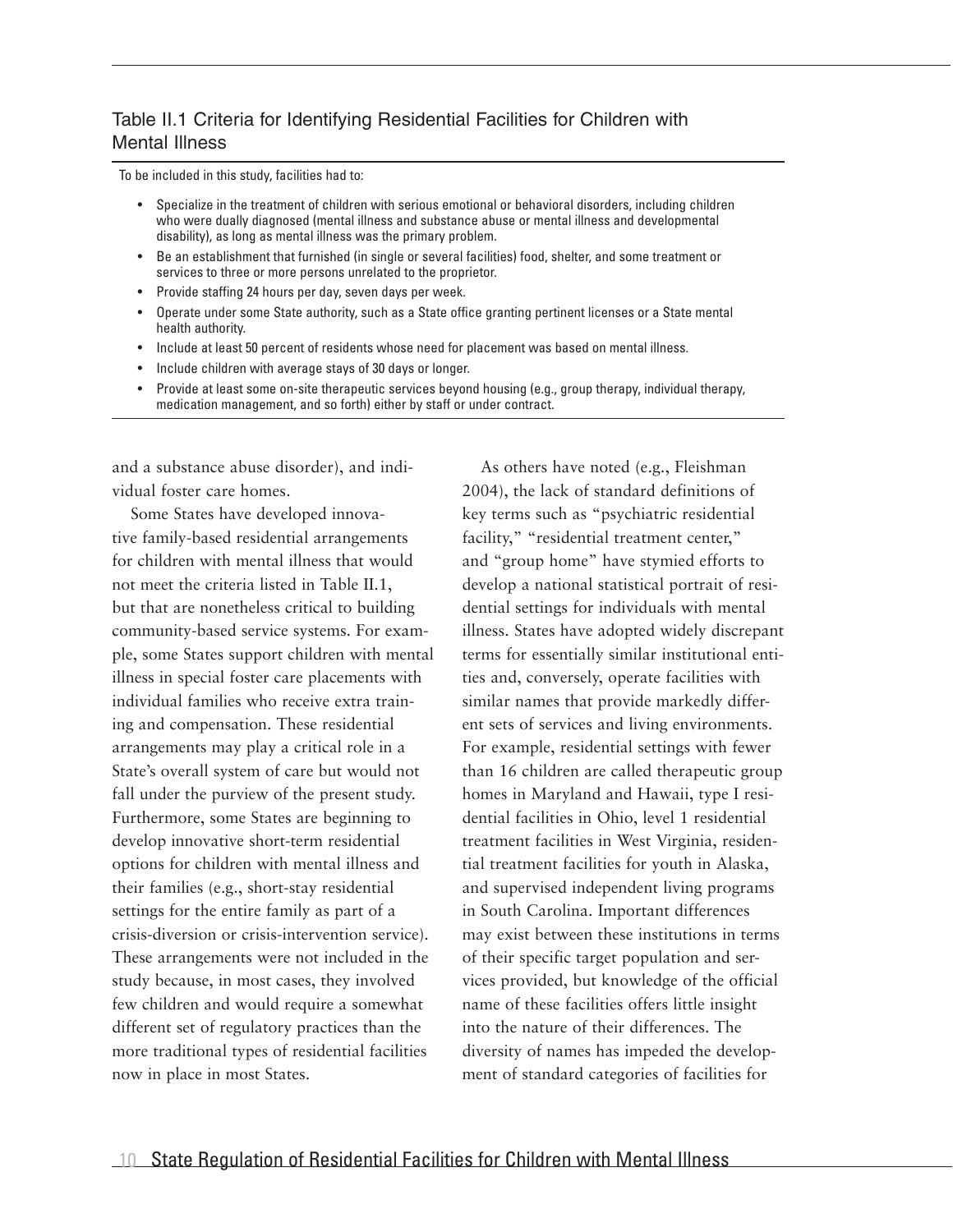### Table II.1 Criteria for Identifying Residential Facilities for Children with Mental Illness

To be included in this study, facilities had to:

- Specialize in the treatment of children with serious emotional or behavioral disorders, including children who were dually diagnosed (mental illness and substance abuse or mental illness and developmental disability), as long as mental illness was the primary problem.
- Be an establishment that furnished (in single or several facilities) food, shelter, and some treatment or services to three or more persons unrelated to the proprietor.
- Provide staffing 24 hours per day, seven days per week.
- Operate under some State authority, such as a State office granting pertinent licenses or a State mental health authority.
- Include at least 50 percent of residents whose need for placement was based on mental illness.
- Include children with average stays of 30 days or longer.
- Provide at least some on-site therapeutic services beyond housing (e.g., group therapy, individual therapy, medication management, and so forth) either by staff or under contract.

and a substance abuse disorder), and individual foster care homes.

Some States have developed innovative family-based residential arrangements for children with mental illness that would not meet the criteria listed in Table II.1, but that are nonetheless critical to building community-based service systems. For example, some States support children with mental illness in special foster care placements with individual families who receive extra training and compensation. These residential arrangements may play a critical role in a State's overall system of care but would not fall under the purview of the present study. Furthermore, some States are beginning to develop innovative short-term residential options for children with mental illness and their families (e.g., short-stay residential settings for the entire family as part of a crisis-diversion or crisis-intervention service). These arrangements were not included in the study because, in most cases, they involved few children and would require a somewhat different set of regulatory practices than the more traditional types of residential facilities now in place in most States.

As others have noted (e.g., Fleishman 2004), the lack of standard definitions of key terms such as "psychiatric residential facility," "residential treatment center," and "group home" have stymied efforts to develop a national statistical portrait of residential settings for individuals with mental illness. States have adopted widely discrepant terms for essentially similar institutional entities and, conversely, operate facilities with similar names that provide markedly different sets of services and living environments. For example, residential settings with fewer than 16 children are called therapeutic group homes in Maryland and Hawaii, type I residential facilities in Ohio, level 1 residential treatment facilities in West Virginia, residential treatment facilities for youth in Alaska, and supervised independent living programs in South Carolina. Important differences may exist between these institutions in terms of their specific target population and services provided, but knowledge of the official name of these facilities offers little insight into the nature of their differences. The diversity of names has impeded the development of standard categories of facilities for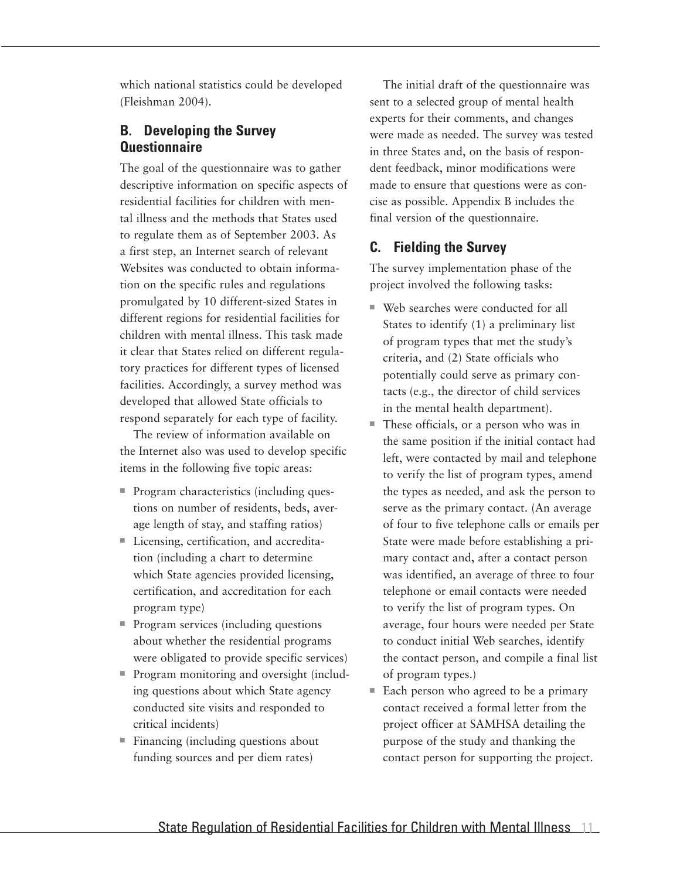which national statistics could be developed (Fleishman 2004).

## B. Developing the Survey Questionnaire

The goal of the questionnaire was to gather descriptive information on specific aspects of residential facilities for children with mental illness and the methods that States used to regulate them as of September 2003. As a first step, an Internet search of relevant Websites was conducted to obtain information on the specific rules and regulations promulgated by 10 different-sized States in different regions for residential facilities for children with mental illness. This task made it clear that States relied on different regulatory practices for different types of licensed facilities. Accordingly, a survey method was developed that allowed State officials to respond separately for each type of facility.

The review of information available on the Internet also was used to develop specific items in the following five topic areas:

- Program characteristics (including questions on number of residents, beds, average length of stay, and staffing ratios)
- Licensing, certification, and accreditation (including a chart to determine which State agencies provided licensing, certification, and accreditation for each program type)
- Program services (including questions about whether the residential programs were obligated to provide specific services)
- Program monitoring and oversight (including questions about which State agency conducted site visits and responded to critical incidents)
- Financing (including questions about funding sources and per diem rates)

The initial draft of the questionnaire was sent to a selected group of mental health experts for their comments, and changes were made as needed. The survey was tested in three States and, on the basis of respondent feedback, minor modifications were made to ensure that questions were as concise as possible. Appendix B includes the final version of the questionnaire.

## C. Fielding the Survey

The survey implementation phase of the project involved the following tasks:

- Web searches were conducted for all States to identify (1) a preliminary list of program types that met the study's criteria, and (2) State officials who potentially could serve as primary contacts (e.g., the director of child services in the mental health department).
- These officials, or a person who was in the same position if the initial contact had left, were contacted by mail and telephone to verify the list of program types, amend the types as needed, and ask the person to serve as the primary contact. (An average of four to five telephone calls or emails per State were made before establishing a primary contact and, after a contact person was identified, an average of three to four telephone or email contacts were needed to verify the list of program types. On average, four hours were needed per State to conduct initial Web searches, identify the contact person, and compile a final list of program types.)
- Each person who agreed to be a primary contact received a formal letter from the project officer at SAMHSA detailing the purpose of the study and thanking the contact person for supporting the project.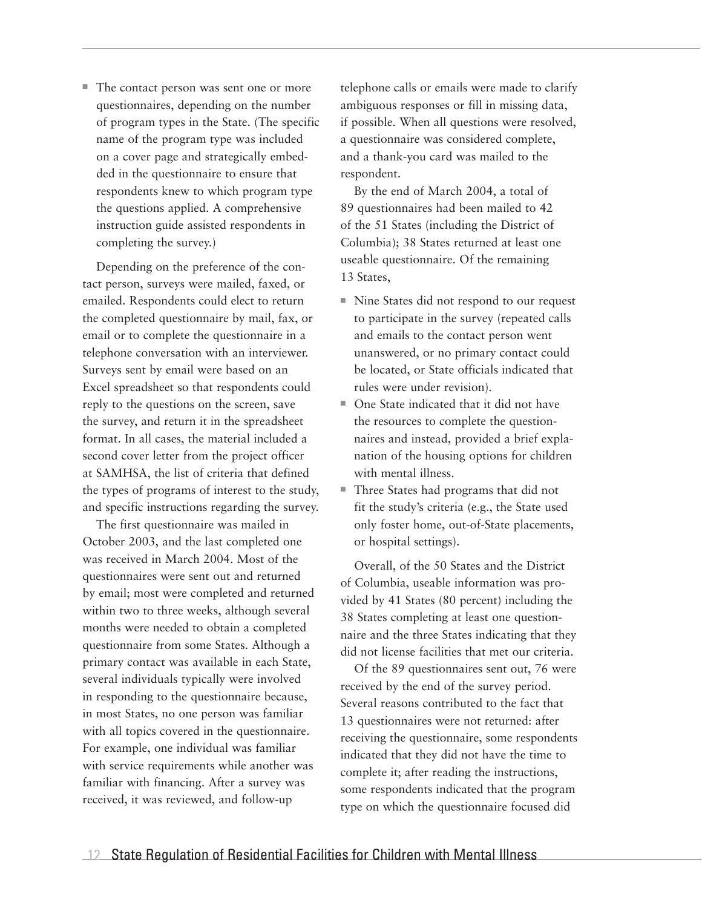- The contact person was sent one or more questionnaires, depending on the number of program types in the State. (The specific name of the program type was included on a cover page and strategically embedded in the questionnaire to ensure that respondents knew to which program type the questions applied. A comprehensive instruction guide assisted respondents in completing the survey.)

Depending on the preference of the contact person, surveys were mailed, faxed, or emailed. Respondents could elect to return the completed questionnaire by mail, fax, or email or to complete the questionnaire in a telephone conversation with an interviewer. Surveys sent by email were based on an Excel spreadsheet so that respondents could reply to the questions on the screen, save the survey, and return it in the spreadsheet format. In all cases, the material included a second cover letter from the project officer at SAMHSA, the list of criteria that defined the types of programs of interest to the study, and specific instructions regarding the survey.

The first questionnaire was mailed in October 2003, and the last completed one was received in March 2004. Most of the questionnaires were sent out and returned by email; most were completed and returned within two to three weeks, although several months were needed to obtain a completed questionnaire from some States. Although a primary contact was available in each State, several individuals typically were involved in responding to the questionnaire because, in most States, no one person was familiar with all topics covered in the questionnaire. For example, one individual was familiar with service requirements while another was familiar with financing. After a survey was received, it was reviewed, and follow-up telephone calls or emails were made to clarify ambiguous responses or fill in missing data, if possible. When all questions were resolved, a questionnaire was considered complete, and a thank-you card was mailed to the respondent.

By the end of March 2004, a total of 89 questionnaires had been mailed to 42 of the 51 States (including the District of Columbia); 38 States returned at least one useable questionnaire. Of the remaining 13 States,

- Nine States did not respond to our request to participate in the survey (repeated calls and emails to the contact person went unanswered, or no primary contact could be located, or State officials indicated that rules were under revision).
- One State indicated that it did not have the resources to complete the questionnaires and instead, provided a brief explanation of the housing options for children with mental illness.
- Three States had programs that did not fit the study's criteria (e.g., the State used only foster home, out-of-State placements, or hospital settings).

Overall, of the 50 States and the District of Columbia, useable information was provided by 41 States (80 percent) including the 38 States completing at least one questionnaire and the three States indicating that they did not license facilities that met our criteria.

Of the 89 questionnaires sent out, 76 were received by the end of the survey period. Several reasons contributed to the fact that 13 questionnaires were not returned: after receiving the questionnaire, some respondents indicated that they did not have the time to complete it; after reading the instructions, some respondents indicated that the program type on which the questionnaire focused did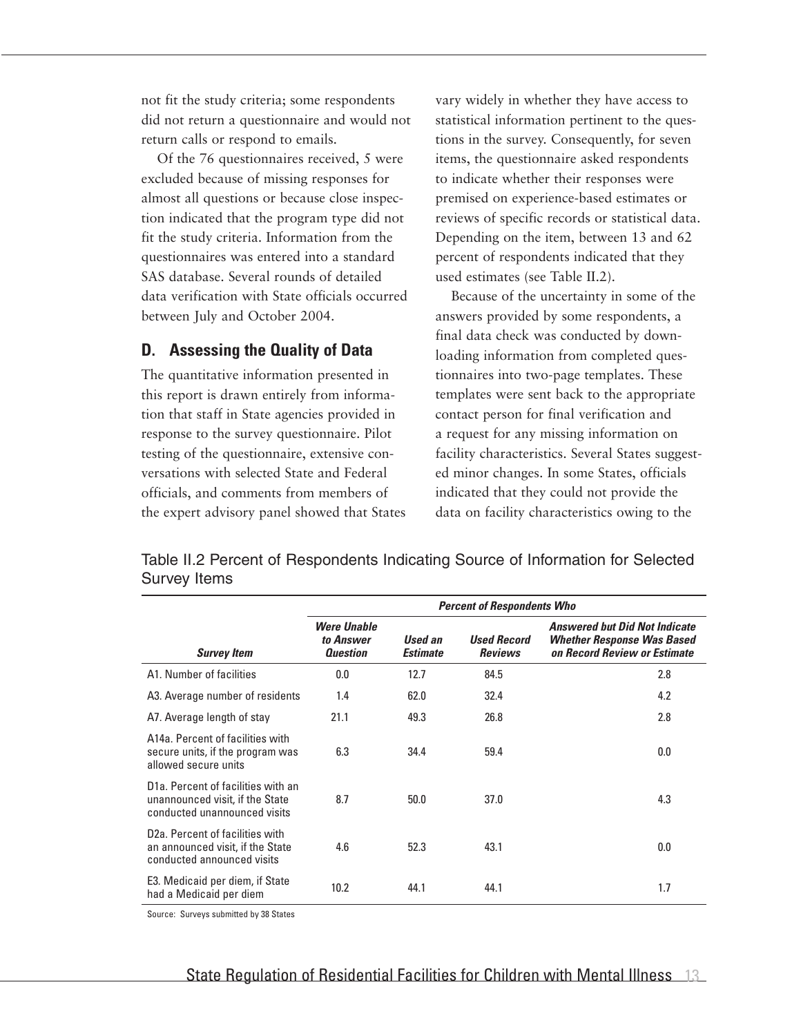not fit the study criteria; some respondents did not return a questionnaire and would not return calls or respond to emails.

Of the 76 questionnaires received, 5 were excluded because of missing responses for almost all questions or because close inspection indicated that the program type did not fit the study criteria. Information from the questionnaires was entered into a standard SAS database. Several rounds of detailed data verification with State officials occurred between July and October 2004.

## D. Assessing the Quality of Data

The quantitative information presented in this report is drawn entirely from information that staff in State agencies provided in response to the survey questionnaire. Pilot testing of the questionnaire, extensive conversations with selected State and Federal officials, and comments from members of the expert advisory panel showed that States vary widely in whether they have access to statistical information pertinent to the questions in the survey. Consequently, for seven items, the questionnaire asked respondents to indicate whether their responses were premised on experience-based estimates or reviews of specific records or statistical data. Depending on the item, between 13 and 62 percent of respondents indicated that they used estimates (see Table II.2).

Because of the uncertainty in some of the answers provided by some respondents, a final data check was conducted by downloading information from completed questionnaires into two-page templates. These templates were sent back to the appropriate contact person for final verification and a request for any missing information on facility characteristics. Several States suggested minor changes. In some States, officials indicated that they could not provide the data on facility characteristics owing to the

Table II.2 Percent of Respondents Indicating Source of Information for Selected Survey Items

| | *Percent of Respondents Who* | | | |
|---|---|---|---|---|
| ***Survey Item*** | ***Were Unable to Answer Question*** | ***Used an Estimate*** | ***Used Record Reviews*** | ***Answered but Did Not Indicate Whether Response Was Based on Record Review or Estimate*** |
| A1. Number of facilities | 0.0 | 12.7 | 84.5 | 2.8 |
| A3. Average number of residents | 1.4 | 62.0 | 32.4 | 4.2 |
| A7. Average length of stay | 21.1 | 49.3 | 26.8 | 2.8 |
| A14a. Percent of facilities with secure units, if the program was allowed secure units | 6.3 | 34.4 | 59.4 | 0.0 |
| D1a. Percent of facilities with an unannounced visit, if the State conducted unannounced visits | 8.7 | 50.0 | 37.0 | 4.3 |
| D2a. Percent of facilities with an announced visit, if the State conducted announced visits | 4.6 | 52.3 | 43.1 | 0.0 |
| E3. Medicaid per diem, if State had a Medicaid per diem | 10.2 | 44.1 | 44.1 | 1.7 |

Source: Surveys submitted by 38 States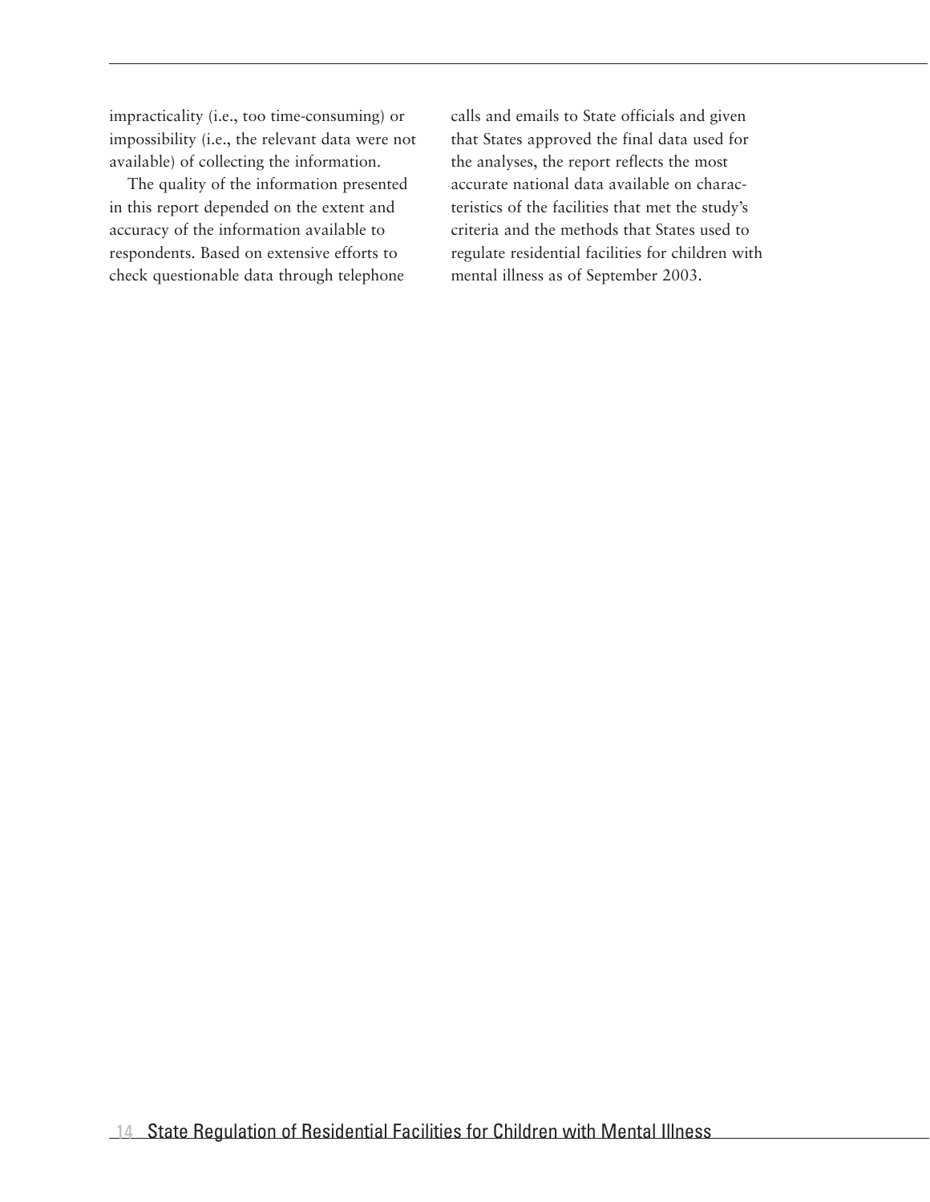impracticality (i.e., too time-consuming) or impossibility (i.e., the relevant data were not available) of collecting the information.

The quality of the information presented in this report depended on the extent and accuracy of the information available to respondents. Based on extensive efforts to check questionable data through telephone calls and emails to State officials and given that States approved the final data used for the analyses, the report reflects the most accurate national data available on characteristics of the facilities that met the study's criteria and the methods that States used to regulate residential facilities for children with mental illness as of September 2003.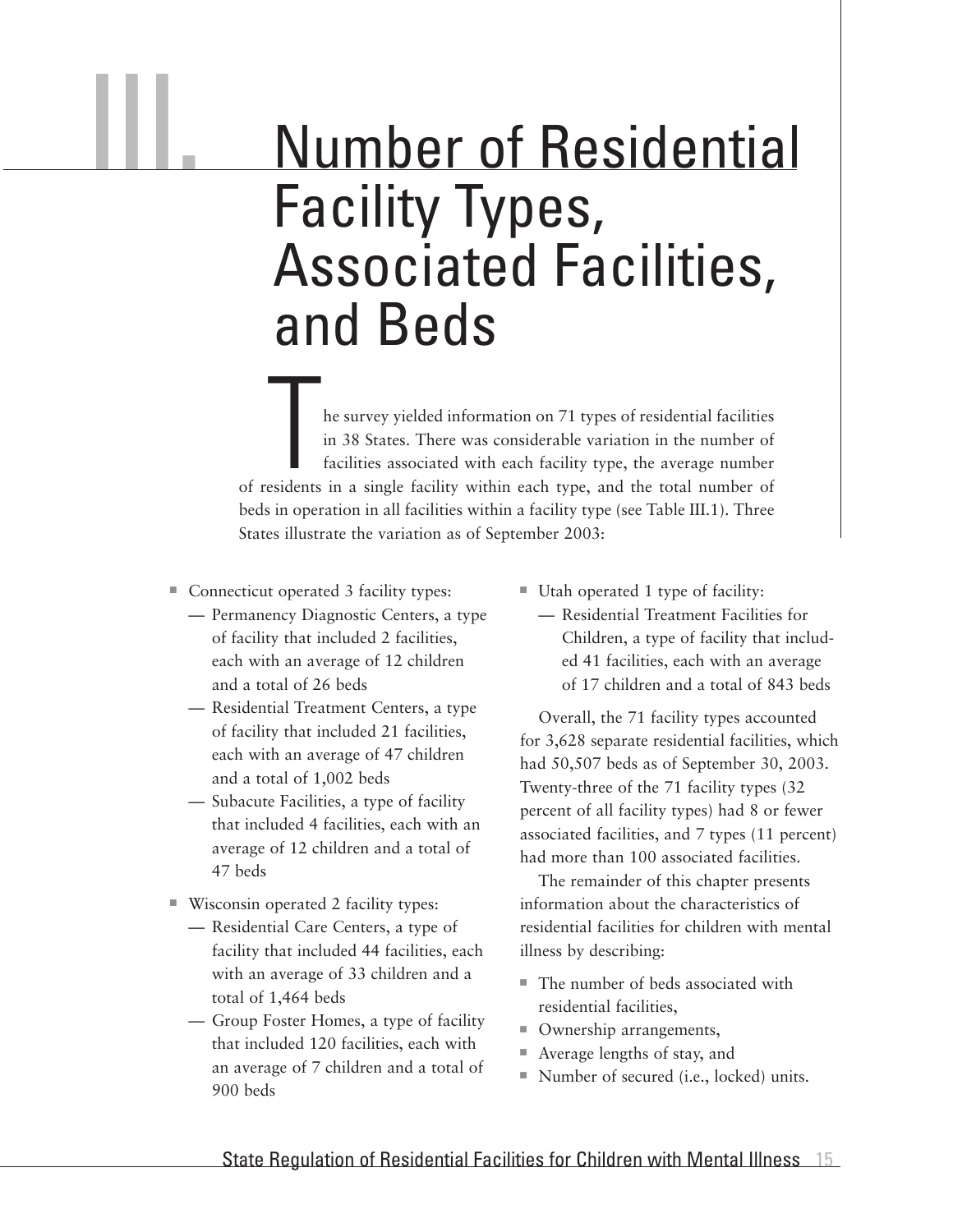# III. Number of Residential Facility Types, Associated Facilities, and Beds

The survey yielded information on 71 types of residential facilities in 38 States. There was considerable variation in the number of facilities associated with each facility type, the average number of residents in a single facility within each type, and the total number of beds in operation in all facilities within a facility type (see Table III.1). Three States illustrate the variation as of September 2003:

- Connecticut operated 3 facility types:
  - — Permanency Diagnostic Centers, a type of facility that included 2 facilities, each with an average of 12 children and a total of 26 beds
  - — Residential Treatment Centers, a type of facility that included 21 facilities, each with an average of 47 children and a total of 1,002 beds
  - — Subacute Facilities, a type of facility that included 4 facilities, each with an average of 12 children and a total of 47 beds
- Wisconsin operated 2 facility types:
  - — Residential Care Centers, a type of facility that included 44 facilities, each with an average of 33 children and a total of 1,464 beds
  - — Group Foster Homes, a type of facility that included 120 facilities, each with an average of 7 children and a total of 900 beds
- Utah operated 1 type of facility:
  - — Residential Treatment Facilities for Children, a type of facility that included 41 facilities, each with an average of 17 children and a total of 843 beds

Overall, the 71 facility types accounted for 3,628 separate residential facilities, which had 50,507 beds as of September 30, 2003. Twenty-three of the 71 facility types (32 percent of all facility types) had 8 or fewer associated facilities, and 7 types (11 percent) had more than 100 associated facilities.

The remainder of this chapter presents information about the characteristics of residential facilities for children with mental illness by describing:

- The number of beds associated with residential facilities,
- Ownership arrangements,
- Average lengths of stay, and
- Number of secured (i.e., locked) units.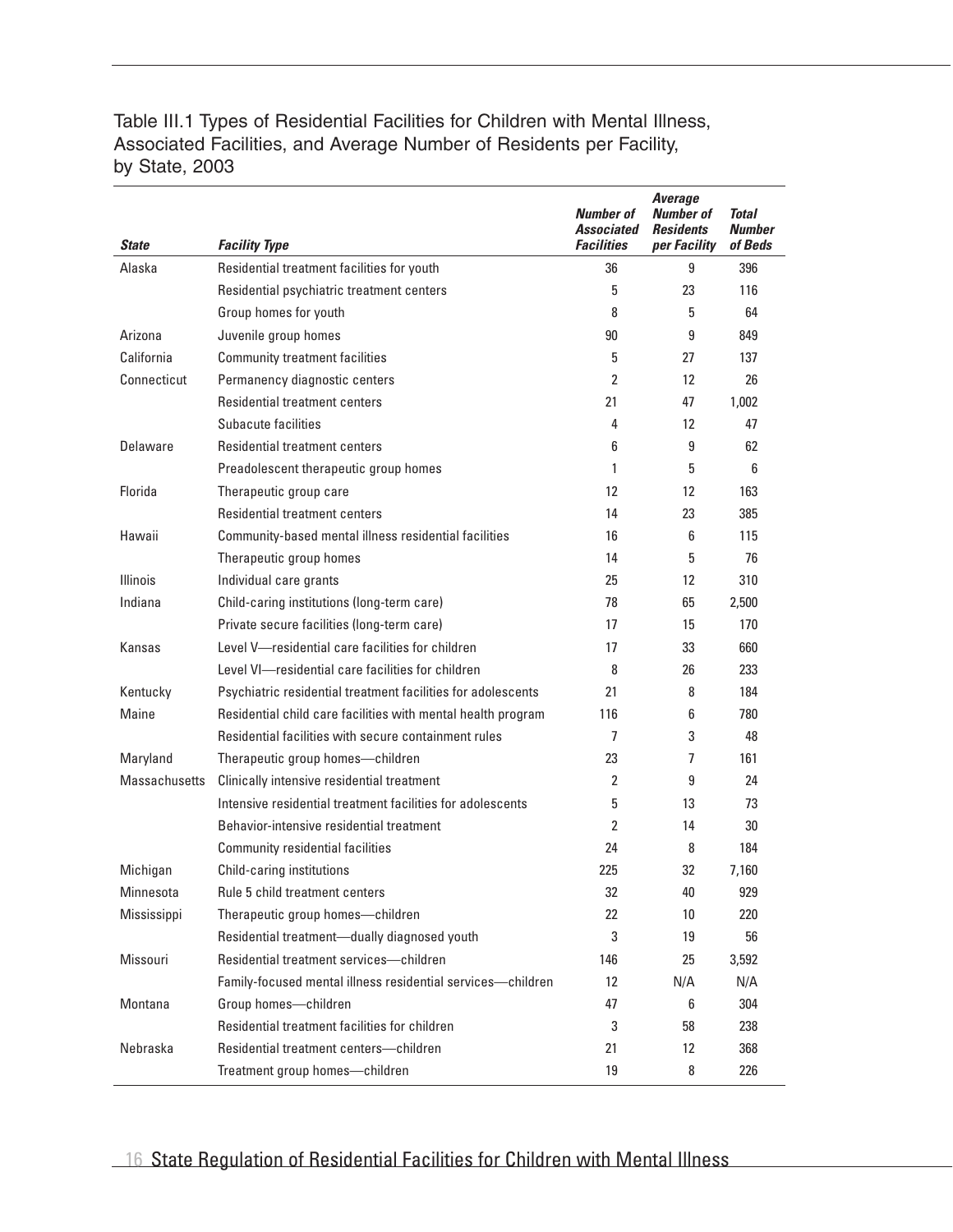Table III.1 Types of Residential Facilities for Children with Mental Illness, Associated Facilities, and Average Number of Residents per Facility, by State, 2003

| *State* | *Facility Type* | *Number of Associated Facilities* | *Average Number of Residents per Facility* | *Total Number of Beds* |
|---|---|---|---|---|
| Alaska | Residential treatment facilities for youth | 36 | 9 | 396 |
| | Residential psychiatric treatment centers | 5 | 23 | 116 |
| | Group homes for youth | 8 | 5 | 64 |
| Arizona | Juvenile group homes | 90 | 9 | 849 |
| California | Community treatment facilities | 5 | 27 | 137 |
| Connecticut | Permanency diagnostic centers | 2 | 12 | 26 |
| | Residential treatment centers | 21 | 47 | 1,002 |
| | Subacute facilities | 4 | 12 | 47 |
| Delaware | Residential treatment centers | 6 | 9 | 62 |
| | Preadolescent therapeutic group homes | 1 | 5 | 6 |
| Florida | Therapeutic group care | 12 | 12 | 163 |
| | Residential treatment centers | 14 | 23 | 385 |
| Hawaii | Community-based mental illness residential facilities | 16 | 6 | 115 |
| | Therapeutic group homes | 14 | 5 | 76 |
| Illinois | Individual care grants | 25 | 12 | 310 |
| Indiana | Child-caring institutions (long-term care) | 78 | 65 | 2,500 |
| | Private secure facilities (long-term care) | 17 | 15 | 170 |
| Kansas | Level V—residential care facilities for children | 17 | 33 | 660 |
| | Level VI—residential care facilities for children | 8 | 26 | 233 |
| Kentucky | Psychiatric residential treatment facilities for adolescents | 21 | 8 | 184 |
| Maine | Residential child care facilities with mental health program | 116 | 6 | 780 |
| | Residential facilities with secure containment rules | 7 | 3 | 48 |
| Maryland | Therapeutic group homes—children | 23 | 7 | 161 |
| Massachusetts | Clinically intensive residential treatment | 2 | 9 | 24 |
| | Intensive residential treatment facilities for adolescents | 5 | 13 | 73 |
| | Behavior-intensive residential treatment | 2 | 14 | 30 |
| | Community residential facilities | 24 | 8 | 184 |
| Michigan | Child-caring institutions | 225 | 32 | 7,160 |
| Minnesota | Rule 5 child treatment centers | 32 | 40 | 929 |
| Mississippi | Therapeutic group homes—children | 22 | 10 | 220 |
| | Residential treatment—dually diagnosed youth | 3 | 19 | 56 |
| Missouri | Residential treatment services—children | 146 | 25 | 3,592 |
| | Family-focused mental illness residential services—children | 12 | N/A | N/A |
| Montana | Group homes—children | 47 | 6 | 304 |
| | Residential treatment facilities for children | 3 | 58 | 238 |
| Nebraska | Residential treatment centers—children | 21 | 12 | 368 |
| | Treatment group homes—children | 19 | 8 | 226 |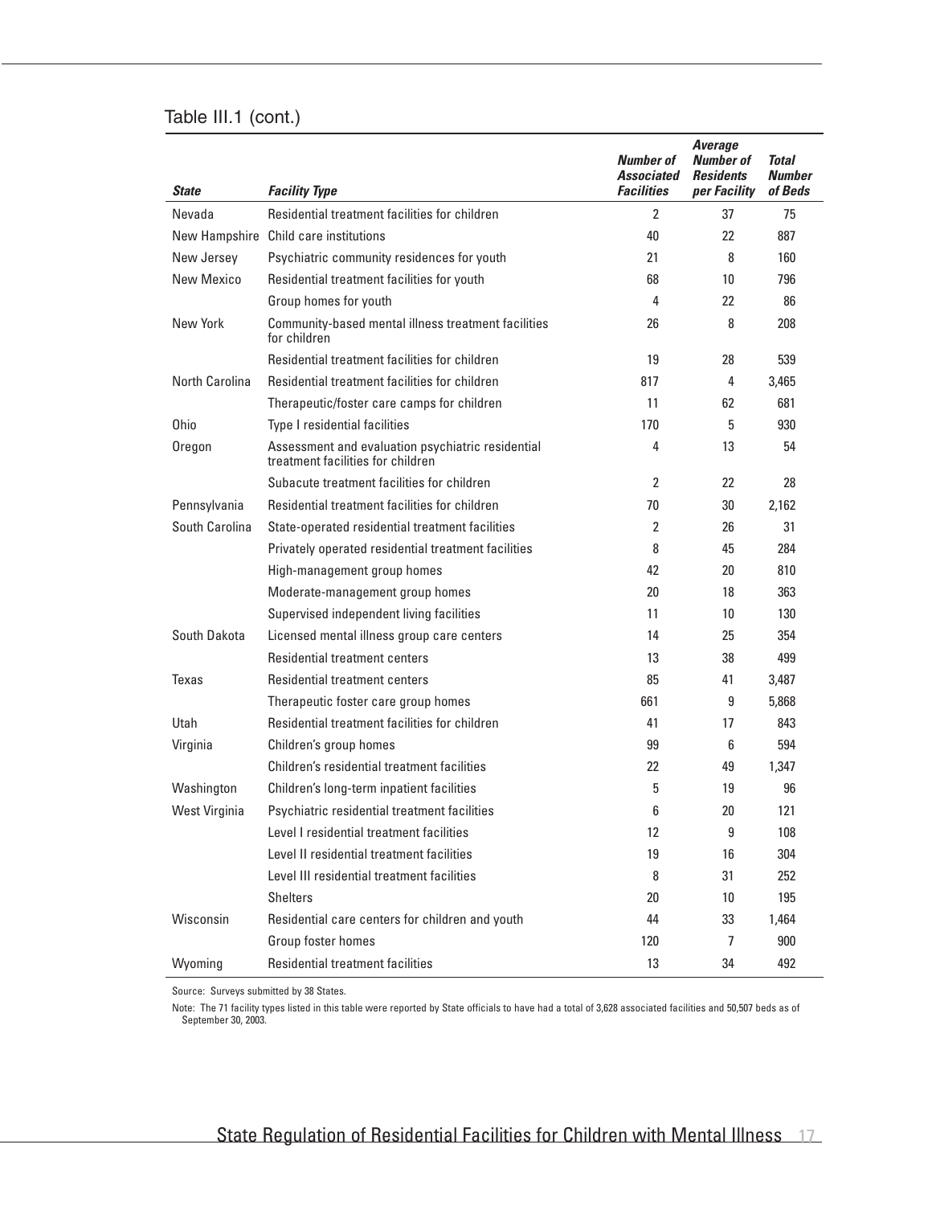Table III.1 (cont.)

| *State* | *Facility Type* | *Number of Associated Facilities* | *Average Number of Residents per Facility* | *Total Number of Beds* |
|---|---|---|---|---|
| Nevada | Residential treatment facilities for children | 2 | 37 | 75 |
| New Hampshire | Child care institutions | 40 | 22 | 887 |
| New Jersey | Psychiatric community residences for youth | 21 | 8 | 160 |
| New Mexico | Residential treatment facilities for youth | 68 | 10 | 796 |
| | Group homes for youth | 4 | 22 | 86 |
| New York | Community-based mental illness treatment facilities for children | 26 | 8 | 208 |
| | Residential treatment facilities for children | 19 | 28 | 539 |
| North Carolina | Residential treatment facilities for children | 817 | 4 | 3,465 |
| | Therapeutic/foster care camps for children | 11 | 62 | 681 |
| Ohio | Type I residential facilities | 170 | 5 | 930 |
| Oregon | Assessment and evaluation psychiatric residential treatment facilities for children | 4 | 13 | 54 |
| | Subacute treatment facilities for children | 2 | 22 | 28 |
| Pennsylvania | Residential treatment facilities for children | 70 | 30 | 2,162 |
| South Carolina | State-operated residential treatment facilities | 2 | 26 | 31 |
| | Privately operated residential treatment facilities | 8 | 45 | 284 |
| | High-management group homes | 42 | 20 | 810 |
| | Moderate-management group homes | 20 | 18 | 363 |
| | Supervised independent living facilities | 11 | 10 | 130 |
| South Dakota | Licensed mental illness group care centers | 14 | 25 | 354 |
| | Residential treatment centers | 13 | 38 | 499 |
| Texas | Residential treatment centers | 85 | 41 | 3,487 |
| | Therapeutic foster care group homes | 661 | 9 | 5,868 |
| Utah | Residential treatment facilities for children | 41 | 17 | 843 |
| Virginia | Children's group homes | 99 | 6 | 594 |
| | Children's residential treatment facilities | 22 | 49 | 1,347 |
| Washington | Children's long-term inpatient facilities | 5 | 19 | 96 |
| West Virginia | Psychiatric residential treatment facilities | 6 | 20 | 121 |
| | Level I residential treatment facilities | 12 | 9 | 108 |
| | Level II residential treatment facilities | 19 | 16 | 304 |
| | Level III residential treatment facilities | 8 | 31 | 252 |
| | Shelters | 20 | 10 | 195 |
| Wisconsin | Residential care centers for children and youth | 44 | 33 | 1,464 |
| | Group foster homes | 120 | 7 | 900 |
| Wyoming | Residential treatment facilities | 13 | 34 | 492 |

Source: Surveys submitted by 38 States.

Note: The 71 facility types listed in this table were reported by State officials to have had a total of 3,628 associated facilities and 50,507 beds as of September 30, 2003.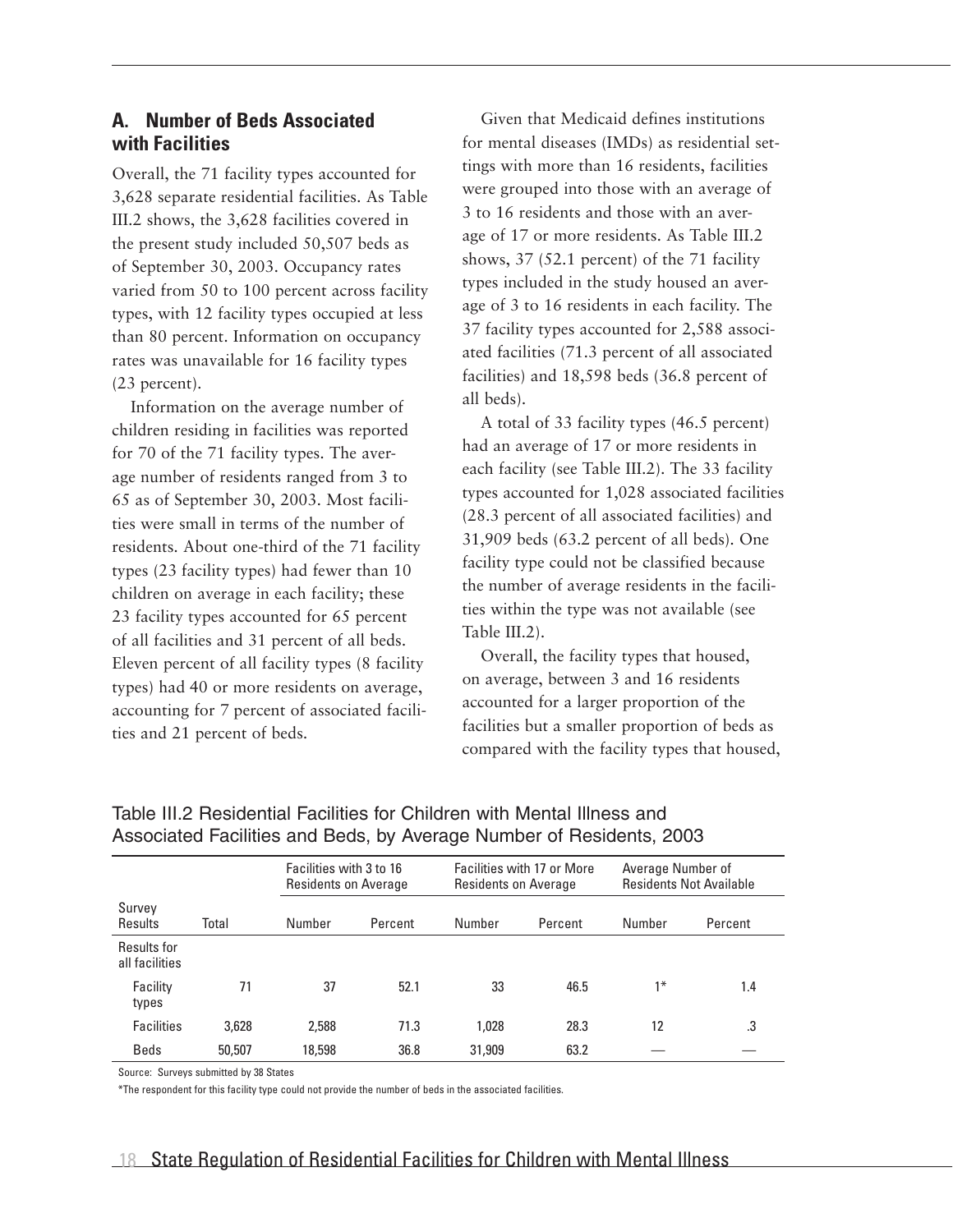## A. Number of Beds Associated with Facilities

Overall, the 71 facility types accounted for 3,628 separate residential facilities. As Table III.2 shows, the 3,628 facilities covered in the present study included 50,507 beds as of September 30, 2003. Occupancy rates varied from 50 to 100 percent across facility types, with 12 facility types occupied at less than 80 percent. Information on occupancy rates was unavailable for 16 facility types (23 percent).

Information on the average number of children residing in facilities was reported for 70 of the 71 facility types. The average number of residents ranged from 3 to 65 as of September 30, 2003. Most facilities were small in terms of the number of residents. About one-third of the 71 facility types (23 facility types) had fewer than 10 children on average in each facility; these 23 facility types accounted for 65 percent of all facilities and 31 percent of all beds. Eleven percent of all facility types (8 facility types) had 40 or more residents on average, accounting for 7 percent of associated facilities and 21 percent of beds.

Given that Medicaid defines institutions for mental diseases (IMDs) as residential settings with more than 16 residents, facilities were grouped into those with an average of 3 to 16 residents and those with an average of 17 or more residents. As Table III.2 shows, 37 (52.1 percent) of the 71 facility types included in the study housed an average of 3 to 16 residents in each facility. The 37 facility types accounted for 2,588 associated facilities (71.3 percent of all associated facilities) and 18,598 beds (36.8 percent of all beds).

A total of 33 facility types (46.5 percent) had an average of 17 or more residents in each facility (see Table III.2). The 33 facility types accounted for 1,028 associated facilities (28.3 percent of all associated facilities) and 31,909 beds (63.2 percent of all beds). One facility type could not be classified because the number of average residents in the facilities within the type was not available (see Table III.2).

Overall, the facility types that housed, on average, between 3 and 16 residents accounted for a larger proportion of the facilities but a smaller proportion of beds as compared with the facility types that housed,

Table III.2 Residential Facilities for Children with Mental Illness and Associated Facilities and Beds, by Average Number of Residents, 2003

| | | Facilities with 3 to 16 Residents on Average | | Facilities with 17 or More Residents on Average | | Average Number of Residents Not Available | |
|---|---|---|---|---|---|---|---|
| Survey Results | Total | Number | Percent | Number | Percent | Number | Percent |
| **Results for all facilities** | | | | | | | |
| Facility types | 71 | 37 | 52.1 | 33 | 46.5 | 1* | 1.4 |
| Facilities | 3,628 | 2,588 | 71.3 | 1,028 | 28.3 | 12 | .3 |
| Beds | 50,507 | 18,598 | 36.8 | 31,909 | 63.2 | — | — |

Source: Surveys submitted by 38 States

*The respondent for this facility type could not provide the number of beds in the associated facilities.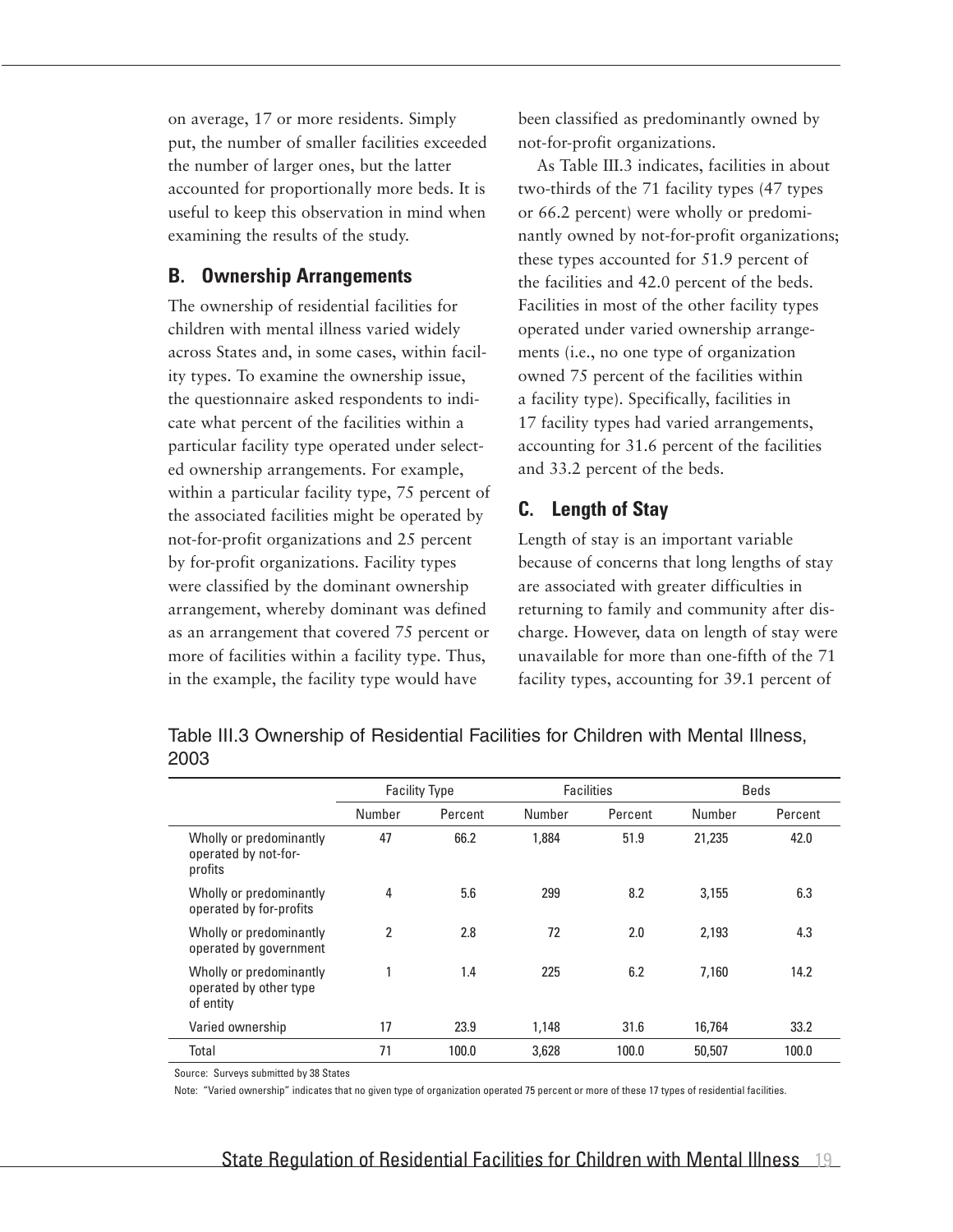on average, 17 or more residents. Simply put, the number of smaller facilities exceeded the number of larger ones, but the latter accounted for proportionally more beds. It is useful to keep this observation in mind when examining the results of the study.

## B. Ownership Arrangements

The ownership of residential facilities for children with mental illness varied widely across States and, in some cases, within facility types. To examine the ownership issue, the questionnaire asked respondents to indicate what percent of the facilities within a particular facility type operated under selected ownership arrangements. For example, within a particular facility type, 75 percent of the associated facilities might be operated by not-for-profit organizations and 25 percent by for-profit organizations. Facility types were classified by the dominant ownership arrangement, whereby dominant was defined as an arrangement that covered 75 percent or more of facilities within a facility type. Thus, in the example, the facility type would have been classified as predominantly owned by not-for-profit organizations.

As Table III.3 indicates, facilities in about two-thirds of the 71 facility types (47 types or 66.2 percent) were wholly or predominantly owned by not-for-profit organizations; these types accounted for 51.9 percent of the facilities and 42.0 percent of the beds. Facilities in most of the other facility types operated under varied ownership arrangements (i.e., no one type of organization owned 75 percent of the facilities within a facility type). Specifically, facilities in 17 facility types had varied arrangements, accounting for 31.6 percent of the facilities and 33.2 percent of the beds.

## C. Length of Stay

Length of stay is an important variable because of concerns that long lengths of stay are associated with greater difficulties in returning to family and community after discharge. However, data on length of stay were unavailable for more than one-fifth of the 71 facility types, accounting for 39.1 percent of

Table III.3 Ownership of Residential Facilities for Children with Mental Illness, 2003

| | Facility Type | | Facilities | | Beds | |
|---|---|---|---|---|---|---|
| | Number | Percent | Number | Percent | Number | Percent |
| Wholly or predominantly operated by not-for-profits | 47 | 66.2 | 1,884 | 51.9 | 21,235 | 42.0 |
| Wholly or predominantly operated by for-profits | 4 | 5.6 | 299 | 8.2 | 3,155 | 6.3 |
| Wholly or predominantly operated by government | 2 | 2.8 | 72 | 2.0 | 2,193 | 4.3 |
| Wholly or predominantly operated by other type of entity | 1 | 1.4 | 225 | 6.2 | 7,160 | 14.2 |
| Varied ownership | 17 | 23.9 | 1,148 | 31.6 | 16,764 | 33.2 |
| Total | 71 | 100.0 | 3,628 | 100.0 | 50,507 | 100.0 |

Source: Surveys submitted by 38 States

Note: "Varied ownership" indicates that no given type of organization operated 75 percent or more of these 17 types of residential facilities.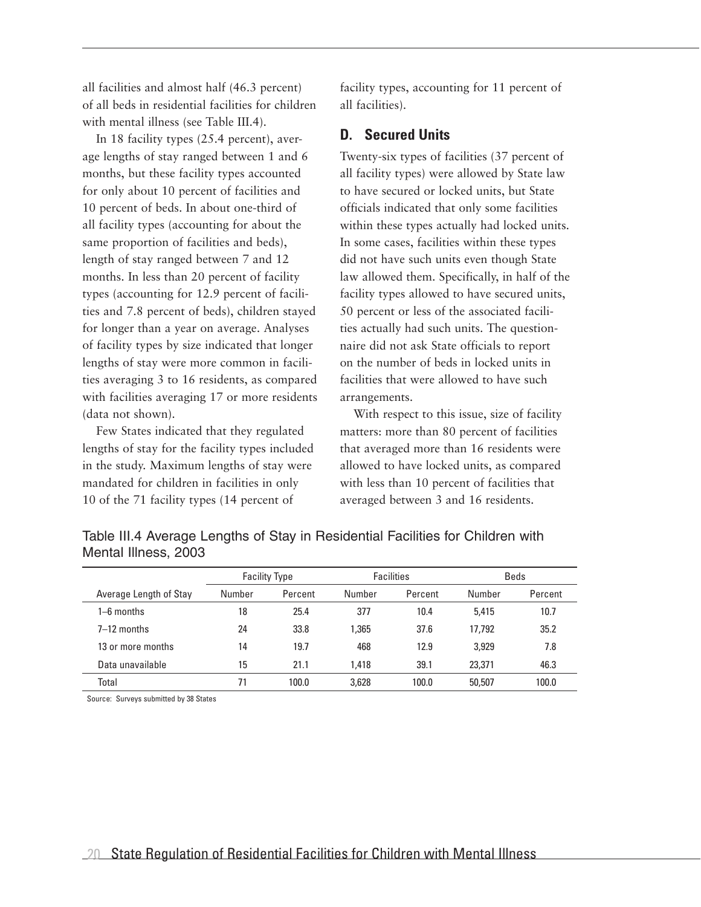all facilities and almost half (46.3 percent) of all beds in residential facilities for children with mental illness (see Table III.4).

In 18 facility types (25.4 percent), average lengths of stay ranged between 1 and 6 months, but these facility types accounted for only about 10 percent of facilities and 10 percent of beds. In about one-third of all facility types (accounting for about the same proportion of facilities and beds), length of stay ranged between 7 and 12 months. In less than 20 percent of facility types (accounting for 12.9 percent of facilities and 7.8 percent of beds), children stayed for longer than a year on average. Analyses of facility types by size indicated that longer lengths of stay were more common in facilities averaging 3 to 16 residents, as compared with facilities averaging 17 or more residents (data not shown).

Few States indicated that they regulated lengths of stay for the facility types included in the study. Maximum lengths of stay were mandated for children in facilities in only 10 of the 71 facility types (14 percent of facility types, accounting for 11 percent of all facilities).

## D. Secured Units

Twenty-six types of facilities (37 percent of all facility types) were allowed by State law to have secured or locked units, but State officials indicated that only some facilities within these types actually had locked units. In some cases, facilities within these types did not have such units even though State law allowed them. Specifically, in half of the facility types allowed to have secured units, 50 percent or less of the associated facilities actually had such units. The questionnaire did not ask State officials to report on the number of beds in locked units in facilities that were allowed to have such arrangements.

With respect to this issue, size of facility matters: more than 80 percent of facilities that averaged more than 16 residents were allowed to have locked units, as compared with less than 10 percent of facilities that averaged between 3 and 16 residents.

Table III.4 Average Lengths of Stay in Residential Facilities for Children with Mental Illness, 2003

| | Facility Type | | Facilities | | Beds | |
|---|---|---|---|---|---|---|
| Average Length of Stay | Number | Percent | Number | Percent | Number | Percent |
| 1–6 months | 18 | 25.4 | 377 | 10.4 | 5,415 | 10.7 |
| 7–12 months | 24 | 33.8 | 1,365 | 37.6 | 17,792 | 35.2 |
| 13 or more months | 14 | 19.7 | 468 | 12.9 | 3,929 | 7.8 |
| Data unavailable | 15 | 21.1 | 1,418 | 39.1 | 23,371 | 46.3 |
| Total | 71 | 100.0 | 3,628 | 100.0 | 50,507 | 100.0 |

Source: Surveys submitted by 38 States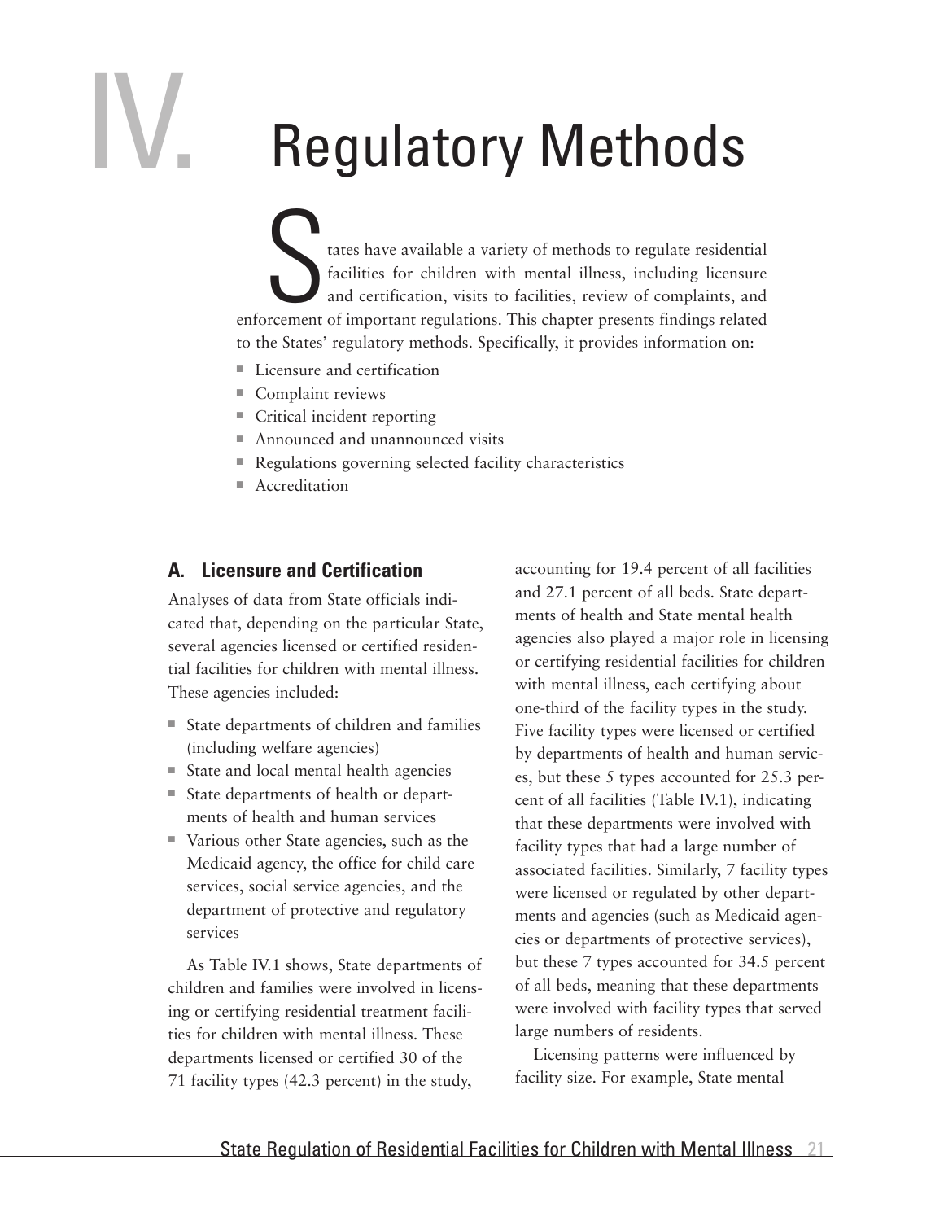# IV. Regulatory Methods

States have available a variety of methods to regulate residential facilities for children with mental illness, including licensure and certification, visits to facilities, review of complaints, and enforcement of important regulations. This chapter presents findings related to the States' regulatory methods. Specifically, it provides information on:

- Licensure and certification
- Complaint reviews
- Critical incident reporting
- Announced and unannounced visits
- Regulations governing selected facility characteristics
- Accreditation

## A. Licensure and Certification

Analyses of data from State officials indicated that, depending on the particular State, several agencies licensed or certified residential facilities for children with mental illness. These agencies included:

- State departments of children and families (including welfare agencies)
- State and local mental health agencies
- State departments of health or departments of health and human services
- Various other State agencies, such as the Medicaid agency, the office for child care services, social service agencies, and the department of protective and regulatory services

As Table IV.1 shows, State departments of children and families were involved in licensing or certifying residential treatment facilities for children with mental illness. These departments licensed or certified 30 of the 71 facility types (42.3 percent) in the study, accounting for 19.4 percent of all facilities and 27.1 percent of all beds. State departments of health and State mental health agencies also played a major role in licensing or certifying residential facilities for children with mental illness, each certifying about one-third of the facility types in the study. Five facility types were licensed or certified by departments of health and human services, but these 5 types accounted for 25.3 percent of all facilities (Table IV.1), indicating that these departments were involved with facility types that had a large number of associated facilities. Similarly, 7 facility types were licensed or regulated by other departments and agencies (such as Medicaid agencies or departments of protective services), but these 7 types accounted for 34.5 percent of all beds, meaning that these departments were involved with facility types that served large numbers of residents.

Licensing patterns were influenced by facility size. For example, State mental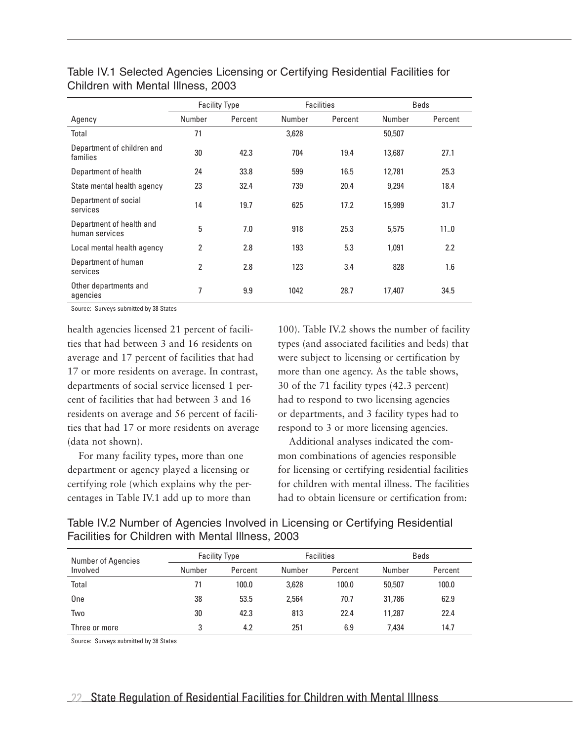Table IV.1 Selected Agencies Licensing or Certifying Residential Facilities for Children with Mental Illness, 2003

| Agency | Facility Type | | Facilities | | Beds | |
|---|---|---|---|---|---|---|
| | Number | Percent | Number | Percent | Number | Percent |
| Total | 71 | | 3,628 | | 50,507 | |
| Department of children and families | 30 | 42.3 | 704 | 19.4 | 13,687 | 27.1 |
| Department of health | 24 | 33.8 | 599 | 16.5 | 12,781 | 25.3 |
| State mental health agency | 23 | 32.4 | 739 | 20.4 | 9,294 | 18.4 |
| Department of social services | 14 | 19.7 | 625 | 17.2 | 15,999 | 31.7 |
| Department of health and human services | 5 | 7.0 | 918 | 25.3 | 5,575 | 11..0 |
| Local mental health agency | 2 | 2.8 | 193 | 5.3 | 1,091 | 2.2 |
| Department of human services | 2 | 2.8 | 123 | 3.4 | 828 | 1.6 |
| Other departments and agencies | 7 | 9.9 | 1042 | 28.7 | 17,407 | 34.5 |

Source: Surveys submitted by 38 States

health agencies licensed 21 percent of facilities that had between 3 and 16 residents on average and 17 percent of facilities that had 17 or more residents on average. In contrast, departments of social service licensed 1 percent of facilities that had between 3 and 16 residents on average and 56 percent of facilities that had 17 or more residents on average (data not shown).

For many facility types, more than one department or agency played a licensing or certifying role (which explains why the percentages in Table IV.1 add up to more than 100). Table IV.2 shows the number of facility types (and associated facilities and beds) that were subject to licensing or certification by more than one agency. As the table shows, 30 of the 71 facility types (42.3 percent) had to respond to two licensing agencies or departments, and 3 facility types had to respond to 3 or more licensing agencies.

Additional analyses indicated the common combinations of agencies responsible for licensing or certifying residential facilities for children with mental illness. The facilities had to obtain licensure or certification from:

Table IV.2 Number of Agencies Involved in Licensing or Certifying Residential Facilities for Children with Mental Illness, 2003

| Number of Agencies Involved | Facility Type | | Facilities | | Beds | |
|---|---|---|---|---|---|---|
| | Number | Percent | Number | Percent | Number | Percent |
| Total | 71 | 100.0 | 3,628 | 100.0 | 50,507 | 100.0 |
| One | 38 | 53.5 | 2,564 | 70.7 | 31,786 | 62.9 |
| Two | 30 | 42.3 | 813 | 22.4 | 11,287 | 22.4 |
| Three or more | 3 | 4.2 | 251 | 6.9 | 7,434 | 14.7 |

Source: Surveys submitted by 38 States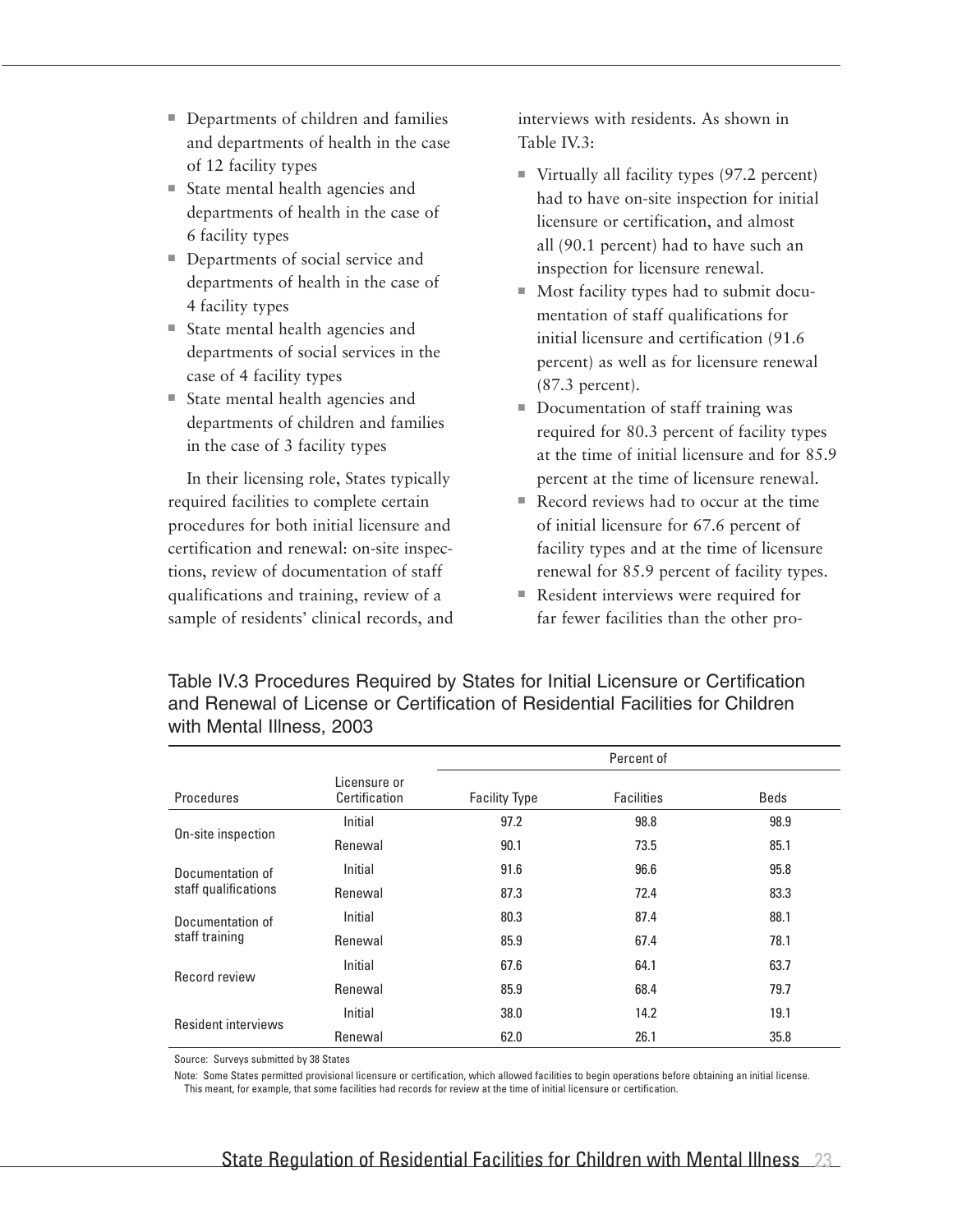- Departments of children and families and departments of health in the case of 12 facility types
- State mental health agencies and departments of health in the case of 6 facility types
- Departments of social service and departments of health in the case of 4 facility types
- State mental health agencies and departments of social services in the case of 4 facility types
- State mental health agencies and departments of children and families in the case of 3 facility types

In their licensing role, States typically required facilities to complete certain procedures for both initial licensure and certification and renewal: on-site inspections, review of documentation of staff qualifications and training, review of a sample of residents' clinical records, and interviews with residents. As shown in Table IV.3:

- Virtually all facility types (97.2 percent) had to have on-site inspection for initial licensure or certification, and almost all (90.1 percent) had to have such an inspection for licensure renewal.
- Most facility types had to submit documentation of staff qualifications for initial licensure and certification (91.6 percent) as well as for licensure renewal (87.3 percent).
- Documentation of staff training was required for 80.3 percent of facility types at the time of initial licensure and for 85.9 percent at the time of licensure renewal.
- Record reviews had to occur at the time of initial licensure for 67.6 percent of facility types and at the time of licensure renewal for 85.9 percent of facility types.
- Resident interviews were required for far fewer facilities than the other pro-

Table IV.3 Procedures Required by States for Initial Licensure or Certification and Renewal of License or Certification of Residential Facilities for Children with Mental Illness, 2003

| | | Percent of | | |
|---|---|---|---|---|
| Procedures | Licensure or Certification | Facility Type | Facilities | Beds |
| On-site inspection | Initial | 97.2 | 98.8 | 98.9 |
| | Renewal | 90.1 | 73.5 | 85.1 |
| Documentation of staff qualifications | Initial | 91.6 | 96.6 | 95.8 |
| | Renewal | 87.3 | 72.4 | 83.3 |
| Documentation of staff training | Initial | 80.3 | 87.4 | 88.1 |
| | Renewal | 85.9 | 67.4 | 78.1 |
| Record review | Initial | 67.6 | 64.1 | 63.7 |
| | Renewal | 85.9 | 68.4 | 79.7 |
| Resident interviews | Initial | 38.0 | 14.2 | 19.1 |
| | Renewal | 62.0 | 26.1 | 35.8 |

Source: Surveys submitted by 38 States

Note: Some States permitted provisional licensure or certification, which allowed facilities to begin operations before obtaining an initial license. This meant, for example, that some facilities had records for review at the time of initial licensure or certification.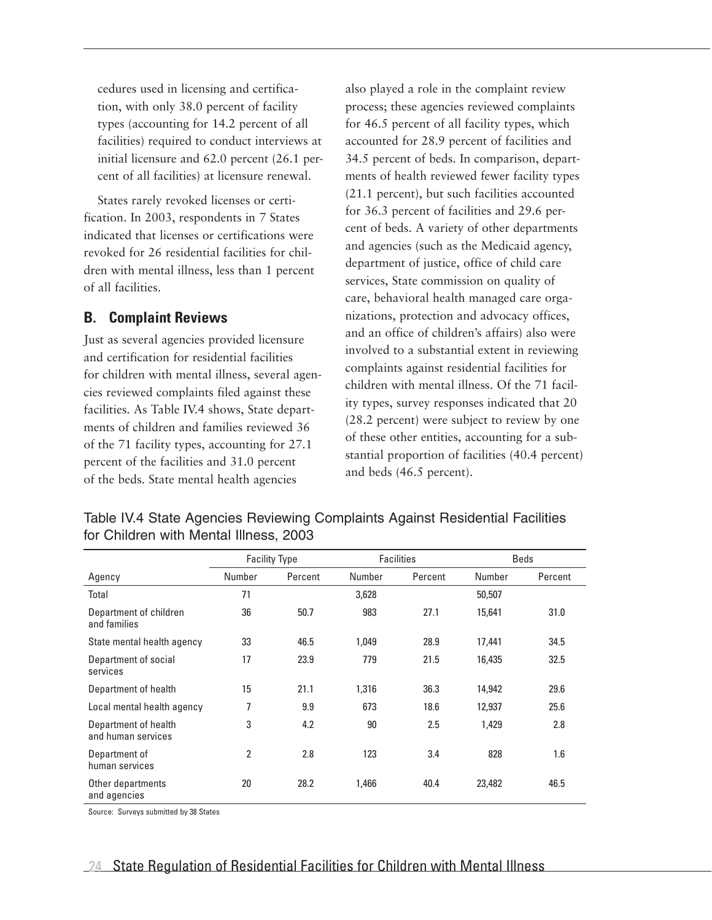cedures used in licensing and certification, with only 38.0 percent of facility types (accounting for 14.2 percent of all facilities) required to conduct interviews at initial licensure and 62.0 percent (26.1 percent of all facilities) at licensure renewal.

States rarely revoked licenses or certification. In 2003, respondents in 7 States indicated that licenses or certifications were revoked for 26 residential facilities for children with mental illness, less than 1 percent of all facilities.

## B. Complaint Reviews

Just as several agencies provided licensure and certification for residential facilities for children with mental illness, several agencies reviewed complaints filed against these facilities. As Table IV.4 shows, State departments of children and families reviewed 36 of the 71 facility types, accounting for 27.1 percent of the facilities and 31.0 percent of the beds. State mental health agencies also played a role in the complaint review process; these agencies reviewed complaints for 46.5 percent of all facility types, which accounted for 28.9 percent of facilities and 34.5 percent of beds. In comparison, departments of health reviewed fewer facility types (21.1 percent), but such facilities accounted for 36.3 percent of facilities and 29.6 percent of beds. A variety of other departments and agencies (such as the Medicaid agency, department of justice, office of child care services, State commission on quality of care, behavioral health managed care organizations, protection and advocacy offices, and an office of children's affairs) also were involved to a substantial extent in reviewing complaints against residential facilities for children with mental illness. Of the 71 facility types, survey responses indicated that 20 (28.2 percent) were subject to review by one of these other entities, accounting for a substantial proportion of facilities (40.4 percent) and beds (46.5 percent).

Table IV.4 State Agencies Reviewing Complaints Against Residential Facilities for Children with Mental Illness, 2003

| | Facility Type | | Facilities | | Beds | |
|---|---|---|---|---|---|---|
| Agency | Number | Percent | Number | Percent | Number | Percent |
| Total | 71 | | 3,628 | | 50,507 | |
| Department of children and families | 36 | 50.7 | 983 | 27.1 | 15,641 | 31.0 |
| State mental health agency | 33 | 46.5 | 1,049 | 28.9 | 17,441 | 34.5 |
| Department of social services | 17 | 23.9 | 779 | 21.5 | 16,435 | 32.5 |
| Department of health | 15 | 21.1 | 1,316 | 36.3 | 14,942 | 29.6 |
| Local mental health agency | 7 | 9.9 | 673 | 18.6 | 12,937 | 25.6 |
| Department of health and human services | 3 | 4.2 | 90 | 2.5 | 1,429 | 2.8 |
| Department of human services | 2 | 2.8 | 123 | 3.4 | 828 | 1.6 |
| Other departments and agencies | 20 | 28.2 | 1,466 | 40.4 | 23,482 | 46.5 |

Source: Surveys submitted by 38 States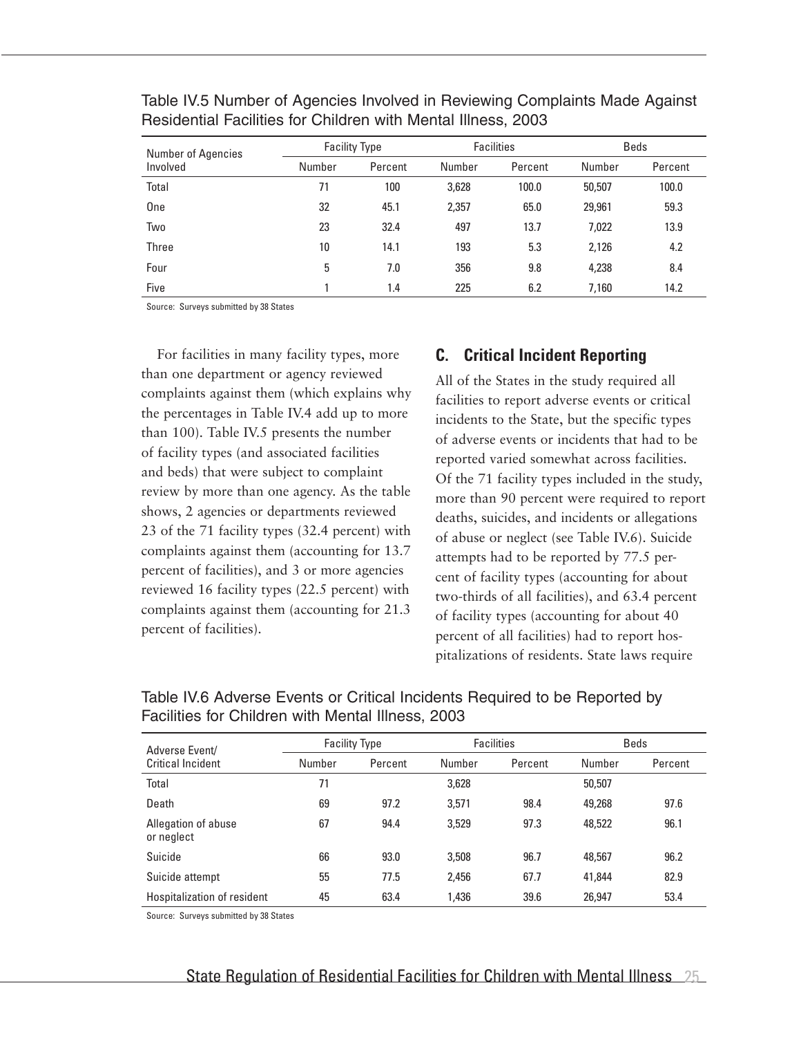Table IV.5 Number of Agencies Involved in Reviewing Complaints Made Against Residential Facilities for Children with Mental Illness, 2003

| Number of Agencies Involved | Facility Type | | Facilities | | Beds | |
|---|---|---|---|---|---|---|
| | Number | Percent | Number | Percent | Number | Percent |
| Total | 71 | 100 | 3,628 | 100.0 | 50,507 | 100.0 |
| One | 32 | 45.1 | 2,357 | 65.0 | 29,961 | 59.3 |
| Two | 23 | 32.4 | 497 | 13.7 | 7,022 | 13.9 |
| Three | 10 | 14.1 | 193 | 5.3 | 2,126 | 4.2 |
| Four | 5 | 7.0 | 356 | 9.8 | 4,238 | 8.4 |
| Five | 1 | 1.4 | 225 | 6.2 | 7,160 | 14.2 |

Source: Surveys submitted by 38 States

For facilities in many facility types, more than one department or agency reviewed complaints against them (which explains why the percentages in Table IV.4 add up to more than 100). Table IV.5 presents the number of facility types (and associated facilities and beds) that were subject to complaint review by more than one agency. As the table shows, 2 agencies or departments reviewed 23 of the 71 facility types (32.4 percent) with complaints against them (accounting for 13.7 percent of facilities), and 3 or more agencies reviewed 16 facility types (22.5 percent) with complaints against them (accounting for 21.3 percent of facilities).

## C. Critical Incident Reporting

All of the States in the study required all facilities to report adverse events or critical incidents to the State, but the specific types of adverse events or incidents that had to be reported varied somewhat across facilities. Of the 71 facility types included in the study, more than 90 percent were required to report deaths, suicides, and incidents or allegations of abuse or neglect (see Table IV.6). Suicide attempts had to be reported by 77.5 percent of facility types (accounting for about two-thirds of all facilities), and 63.4 percent of facility types (accounting for about 40 percent of all facilities) had to report hospitalizations of residents. State laws require

Table IV.6 Adverse Events or Critical Incidents Required to be Reported by Facilities for Children with Mental Illness, 2003

| Adverse Event/ Critical Incident | Facility Type | | Facilities | | Beds | |
|---|---|---|---|---|---|---|
| | Number | Percent | Number | Percent | Number | Percent |
| Total | 71 | | 3,628 | | 50,507 | |
| Death | 69 | 97.2 | 3,571 | 98.4 | 49,268 | 97.6 |
| Allegation of abuse or neglect | 67 | 94.4 | 3,529 | 97.3 | 48,522 | 96.1 |
| Suicide | 66 | 93.0 | 3,508 | 96.7 | 48,567 | 96.2 |
| Suicide attempt | 55 | 77.5 | 2,456 | 67.7 | 41,844 | 82.9 |
| Hospitalization of resident | 45 | 63.4 | 1,436 | 39.6 | 26,947 | 53.4 |

Source: Surveys submitted by 38 States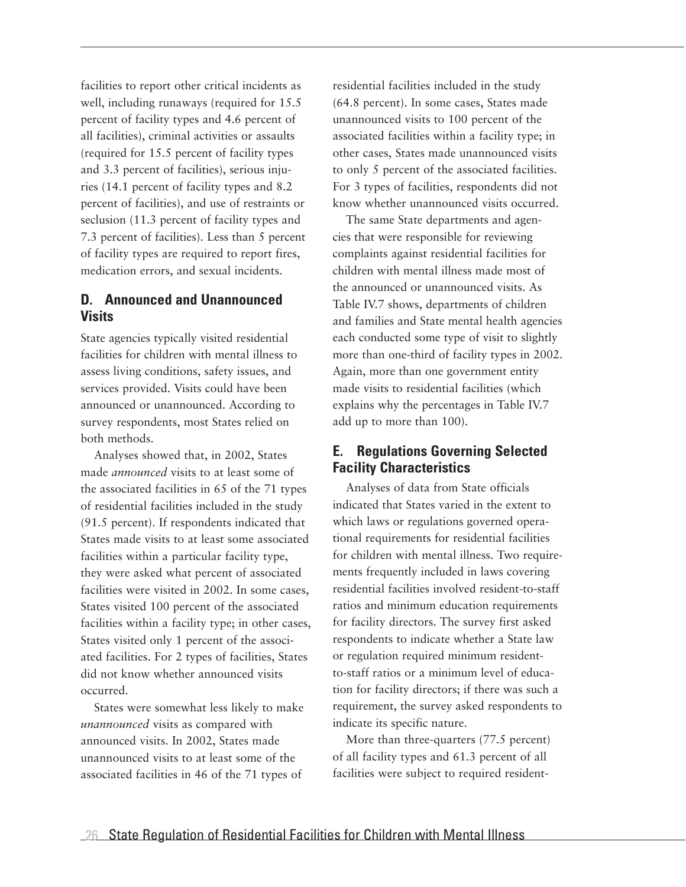facilities to report other critical incidents as well, including runaways (required for 15.5 percent of facility types and 4.6 percent of all facilities), criminal activities or assaults (required for 15.5 percent of facility types and 3.3 percent of facilities), serious injuries (14.1 percent of facility types and 8.2 percent of facilities), and use of restraints or seclusion (11.3 percent of facility types and 7.3 percent of facilities). Less than 5 percent of facility types are required to report fires, medication errors, and sexual incidents.

## D. Announced and Unannounced Visits

State agencies typically visited residential facilities for children with mental illness to assess living conditions, safety issues, and services provided. Visits could have been announced or unannounced. According to survey respondents, most States relied on both methods.

Analyses showed that, in 2002, States made *announced* visits to at least some of the associated facilities in 65 of the 71 types of residential facilities included in the study (91.5 percent). If respondents indicated that States made visits to at least some associated facilities within a particular facility type, they were asked what percent of associated facilities were visited in 2002. In some cases, States visited 100 percent of the associated facilities within a facility type; in other cases, States visited only 1 percent of the associated facilities. For 2 types of facilities, States did not know whether announced visits occurred.

States were somewhat less likely to make *unannounced* visits as compared with announced visits. In 2002, States made unannounced visits to at least some of the associated facilities in 46 of the 71 types of residential facilities included in the study (64.8 percent). In some cases, States made unannounced visits to 100 percent of the associated facilities within a facility type; in other cases, States made unannounced visits to only 5 percent of the associated facilities. For 3 types of facilities, respondents did not know whether unannounced visits occurred.

The same State departments and agencies that were responsible for reviewing complaints against residential facilities for children with mental illness made most of the announced or unannounced visits. As Table IV.7 shows, departments of children and families and State mental health agencies each conducted some type of visit to slightly more than one-third of facility types in 2002. Again, more than one government entity made visits to residential facilities (which explains why the percentages in Table IV.7 add up to more than 100).

## E. Regulations Governing Selected Facility Characteristics

Analyses of data from State officials indicated that States varied in the extent to which laws or regulations governed operational requirements for residential facilities for children with mental illness. Two requirements frequently included in laws covering residential facilities involved resident-to-staff ratios and minimum education requirements for facility directors. The survey first asked respondents to indicate whether a State law or regulation required minimum resident-to-staff ratios or a minimum level of education for facility directors; if there was such a requirement, the survey asked respondents to indicate its specific nature.

More than three-quarters (77.5 percent) of all facility types and 61.3 percent of all facilities were subject to required resident-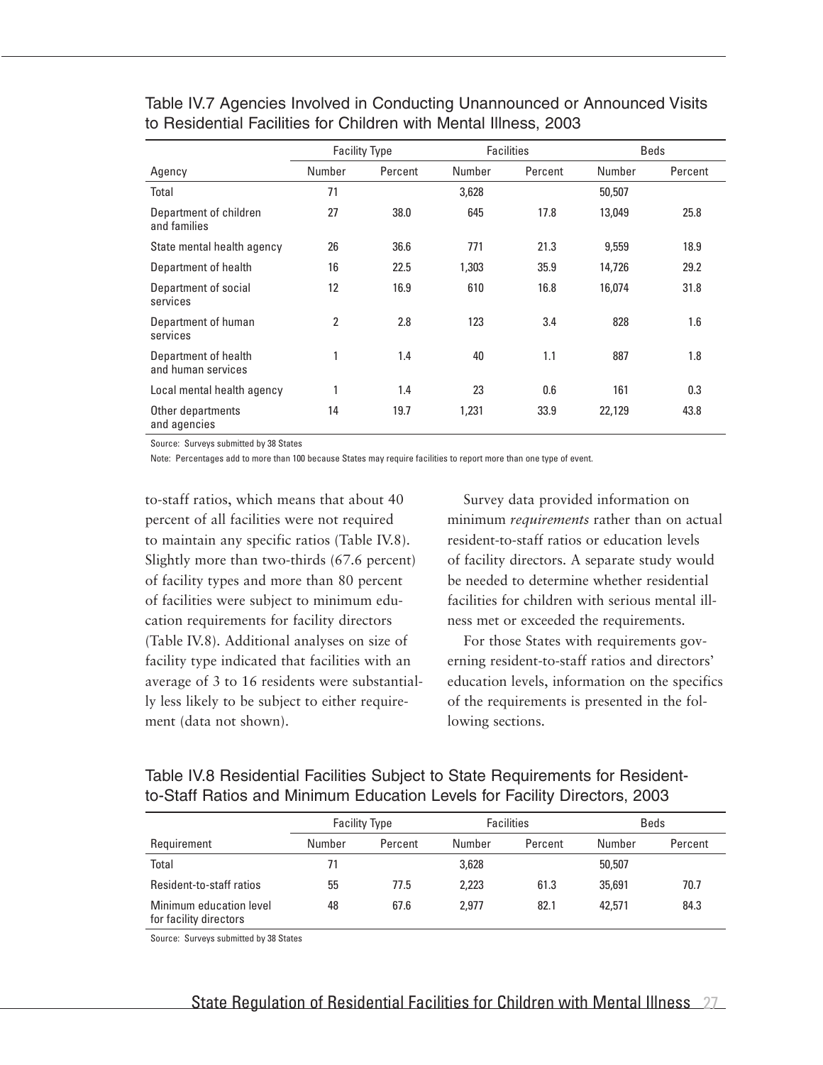Table IV.7 Agencies Involved in Conducting Unannounced or Announced Visits to Residential Facilities for Children with Mental Illness, 2003

| | Facility Type | | Facilities | | Beds | |
|---|---|---|---|---|---|---|
| Agency | Number | Percent | Number | Percent | Number | Percent |
| Total | 71 | | 3,628 | | 50,507 | |
| Department of children and families | 27 | 38.0 | 645 | 17.8 | 13,049 | 25.8 |
| State mental health agency | 26 | 36.6 | 771 | 21.3 | 9,559 | 18.9 |
| Department of health | 16 | 22.5 | 1,303 | 35.9 | 14,726 | 29.2 |
| Department of social services | 12 | 16.9 | 610 | 16.8 | 16,074 | 31.8 |
| Department of human services | 2 | 2.8 | 123 | 3.4 | 828 | 1.6 |
| Department of health and human services | 1 | 1.4 | 40 | 1.1 | 887 | 1.8 |
| Local mental health agency | 1 | 1.4 | 23 | 0.6 | 161 | 0.3 |
| Other departments and agencies | 14 | 19.7 | 1,231 | 33.9 | 22,129 | 43.8 |

Source: Surveys submitted by 38 States

Note: Percentages add to more than 100 because States may require facilities to report more than one type of event.

to-staff ratios, which means that about 40 percent of all facilities were not required to maintain any specific ratios (Table IV.8). Slightly more than two-thirds (67.6 percent) of facility types and more than 80 percent of facilities were subject to minimum education requirements for facility directors (Table IV.8). Additional analyses on size of facility type indicated that facilities with an average of 3 to 16 residents were substantially less likely to be subject to either requirement (data not shown).

Survey data provided information on minimum *requirements* rather than on actual resident-to-staff ratios or education levels of facility directors. A separate study would be needed to determine whether residential facilities for children with serious mental illness met or exceeded the requirements.

For those States with requirements governing resident-to-staff ratios and directors' education levels, information on the specifics of the requirements is presented in the following sections.

Table IV.8 Residential Facilities Subject to State Requirements for Resident-to-Staff Ratios and Minimum Education Levels for Facility Directors, 2003

| | Facility Type | | Facilities | | Beds | |
|---|---|---|---|---|---|---|
| Requirement | Number | Percent | Number | Percent | Number | Percent |
| Total | 71 | | 3,628 | | 50,507 | |
| Resident-to-staff ratios | 55 | 77.5 | 2,223 | 61.3 | 35,691 | 70.7 |
| Minimum education level for facility directors | 48 | 67.6 | 2,977 | 82.1 | 42,571 | 84.3 |

Source: Surveys submitted by 38 States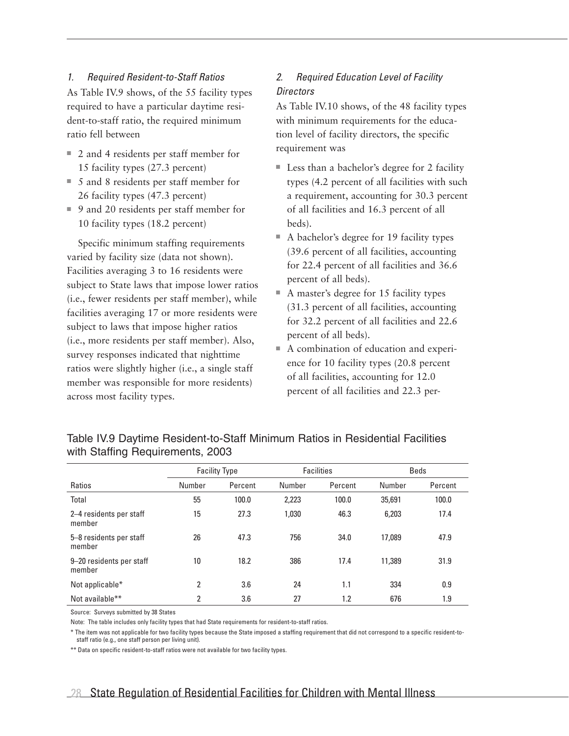### 1. Required Resident-to-Staff Ratios

As Table IV.9 shows, of the 55 facility types required to have a particular daytime resident-to-staff ratio, the required minimum ratio fell between

- 2 and 4 residents per staff member for 15 facility types (27.3 percent)
- 5 and 8 residents per staff member for 26 facility types (47.3 percent)
- 9 and 20 residents per staff member for 10 facility types (18.2 percent)

Specific minimum staffing requirements varied by facility size (data not shown). Facilities averaging 3 to 16 residents were subject to State laws that impose lower ratios (i.e., fewer residents per staff member), while facilities averaging 17 or more residents were subject to laws that impose higher ratios (i.e., more residents per staff member). Also, survey responses indicated that nighttime ratios were slightly higher (i.e., a single staff member was responsible for more residents) across most facility types.

### 2. Required Education Level of Facility Directors

As Table IV.10 shows, of the 48 facility types with minimum requirements for the education level of facility directors, the specific requirement was

- Less than a bachelor's degree for 2 facility types (4.2 percent of all facilities with such a requirement, accounting for 30.3 percent of all facilities and 16.3 percent of all beds).
- A bachelor's degree for 19 facility types (39.6 percent of all facilities, accounting for 22.4 percent of all facilities and 36.6 percent of all beds).
- A master's degree for 15 facility types (31.3 percent of all facilities, accounting for 32.2 percent of all facilities and 22.6 percent of all beds).
- A combination of education and experience for 10 facility types (20.8 percent of all facilities, accounting for 12.0 percent of all facilities and 22.3 per-

Table IV.9 Daytime Resident-to-Staff Minimum Ratios in Residential Facilities with Staffing Requirements, 2003

| | Facility Type | | Facilities | | Beds | |
|---|---|---|---|---|---|---|
| Ratios | Number | Percent | Number | Percent | Number | Percent |
| Total | 55 | 100.0 | 2,223 | 100.0 | 35,691 | 100.0 |
| 2–4 residents per staff member | 15 | 27.3 | 1,030 | 46.3 | 6,203 | 17.4 |
| 5–8 residents per staff member | 26 | 47.3 | 756 | 34.0 | 17,089 | 47.9 |
| 9–20 residents per staff member | 10 | 18.2 | 386 | 17.4 | 11,389 | 31.9 |
| Not applicable* | 2 | 3.6 | 24 | 1.1 | 334 | 0.9 |
| Not available** | 2 | 3.6 | 27 | 1.2 | 676 | 1.9 |

Source: Surveys submitted by 38 States

Note: The table includes only facility types that had State requirements for resident-to-staff ratios.

\* The item was not applicable for two facility types because the State imposed a staffing requirement that did not correspond to a specific resident-to-staff ratio (e.g., one staff person per living unit).

\*\* Data on specific resident-to-staff ratios were not available for two facility types.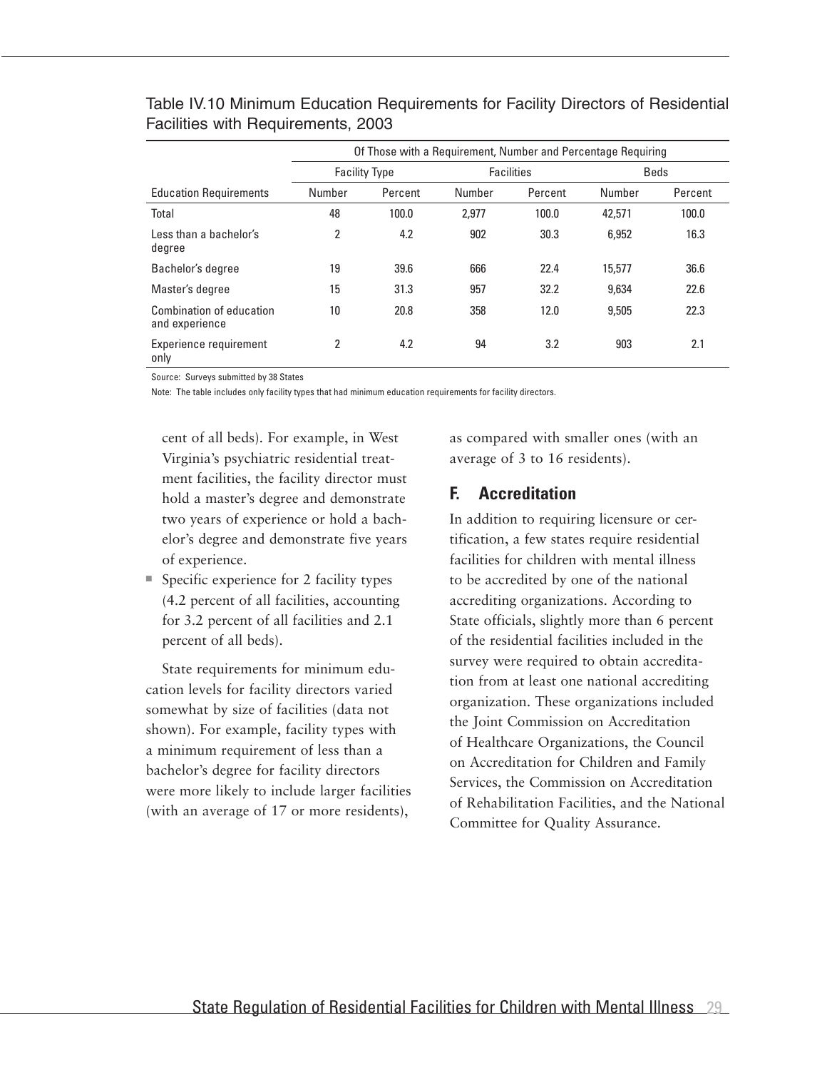Table IV.10 Minimum Education Requirements for Facility Directors of Residential Facilities with Requirements, 2003

| | Of Those with a Requirement, Number and Percentage Requiring | | | | | |
|---|---|---|---|---|---|---|
| | Facility Type | | Facilities | | Beds | |
| Education Requirements | Number | Percent | Number | Percent | Number | Percent |
| Total | 48 | 100.0 | 2,977 | 100.0 | 42,571 | 100.0 |
| Less than a bachelor's degree | 2 | 4.2 | 902 | 30.3 | 6,952 | 16.3 |
| Bachelor's degree | 19 | 39.6 | 666 | 22.4 | 15,577 | 36.6 |
| Master's degree | 15 | 31.3 | 957 | 32.2 | 9,634 | 22.6 |
| Combination of education and experience | 10 | 20.8 | 358 | 12.0 | 9,505 | 22.3 |
| Experience requirement only | 2 | 4.2 | 94 | 3.2 | 903 | 2.1 |

Source: Surveys submitted by 38 States

Note: The table includes only facility types that had minimum education requirements for facility directors.

cent of all beds). For example, in West Virginia's psychiatric residential treatment facilities, the facility director must hold a master's degree and demonstrate two years of experience or hold a bachelor's degree and demonstrate five years of experience.

- Specific experience for 2 facility types (4.2 percent of all facilities, accounting for 3.2 percent of all facilities and 2.1 percent of all beds).

State requirements for minimum education levels for facility directors varied somewhat by size of facilities (data not shown). For example, facility types with a minimum requirement of less than a bachelor's degree for facility directors were more likely to include larger facilities (with an average of 17 or more residents), as compared with smaller ones (with an average of 3 to 16 residents).

## F. Accreditation

In addition to requiring licensure or certification, a few states require residential facilities for children with mental illness to be accredited by one of the national accrediting organizations. According to State officials, slightly more than 6 percent of the residential facilities included in the survey were required to obtain accreditation from at least one national accrediting organization. These organizations included the Joint Commission on Accreditation of Healthcare Organizations, the Council on Accreditation for Children and Family Services, the Commission on Accreditation of Rehabilitation Facilities, and the National Committee for Quality Assurance.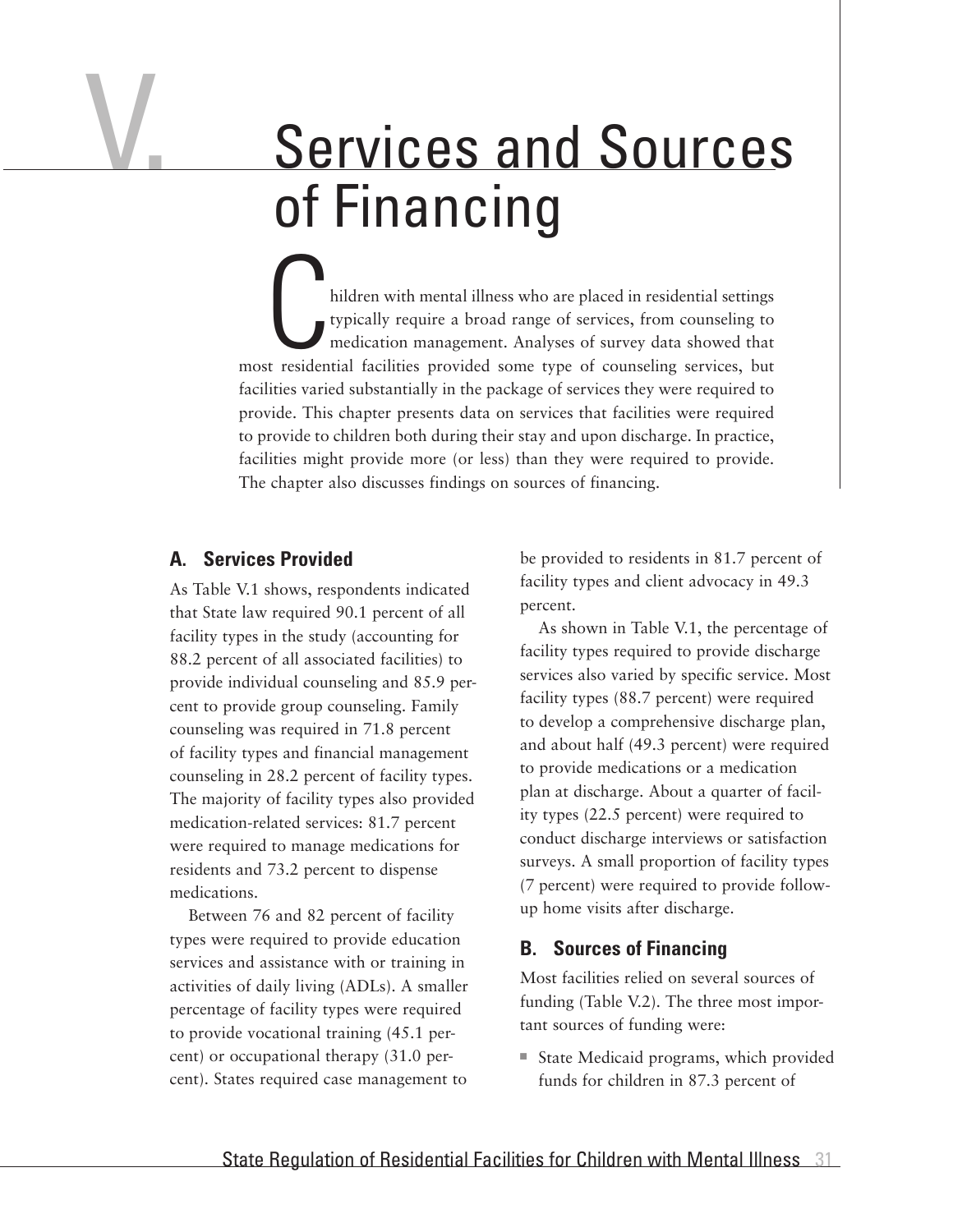# V. Services and Sources of Financing

Children with mental illness who are placed in residential settings typically require a broad range of services, from counseling to medication management. Analyses of survey data showed that most residential facilities provided some type of counseling services, but facilities varied substantially in the package of services they were required to provide. This chapter presents data on services that facilities were required to provide to children both during their stay and upon discharge. In practice, facilities might provide more (or less) than they were required to provide. The chapter also discusses findings on sources of financing.

## A. Services Provided

As Table V.1 shows, respondents indicated that State law required 90.1 percent of all facility types in the study (accounting for 88.2 percent of all associated facilities) to provide individual counseling and 85.9 percent to provide group counseling. Family counseling was required in 71.8 percent of facility types and financial management counseling in 28.2 percent of facility types. The majority of facility types also provided medication-related services: 81.7 percent were required to manage medications for residents and 73.2 percent to dispense medications.

Between 76 and 82 percent of facility types were required to provide education services and assistance with or training in activities of daily living (ADLs). A smaller percentage of facility types were required to provide vocational training (45.1 percent) or occupational therapy (31.0 percent). States required case management to be provided to residents in 81.7 percent of facility types and client advocacy in 49.3 percent.

As shown in Table V.1, the percentage of facility types required to provide discharge services also varied by specific service. Most facility types (88.7 percent) were required to develop a comprehensive discharge plan, and about half (49.3 percent) were required to provide medications or a medication plan at discharge. About a quarter of facility types (22.5 percent) were required to conduct discharge interviews or satisfaction surveys. A small proportion of facility types (7 percent) were required to provide follow-up home visits after discharge.

## B. Sources of Financing

Most facilities relied on several sources of funding (Table V.2). The three most important sources of funding were:

- State Medicaid programs, which provided funds for children in 87.3 percent of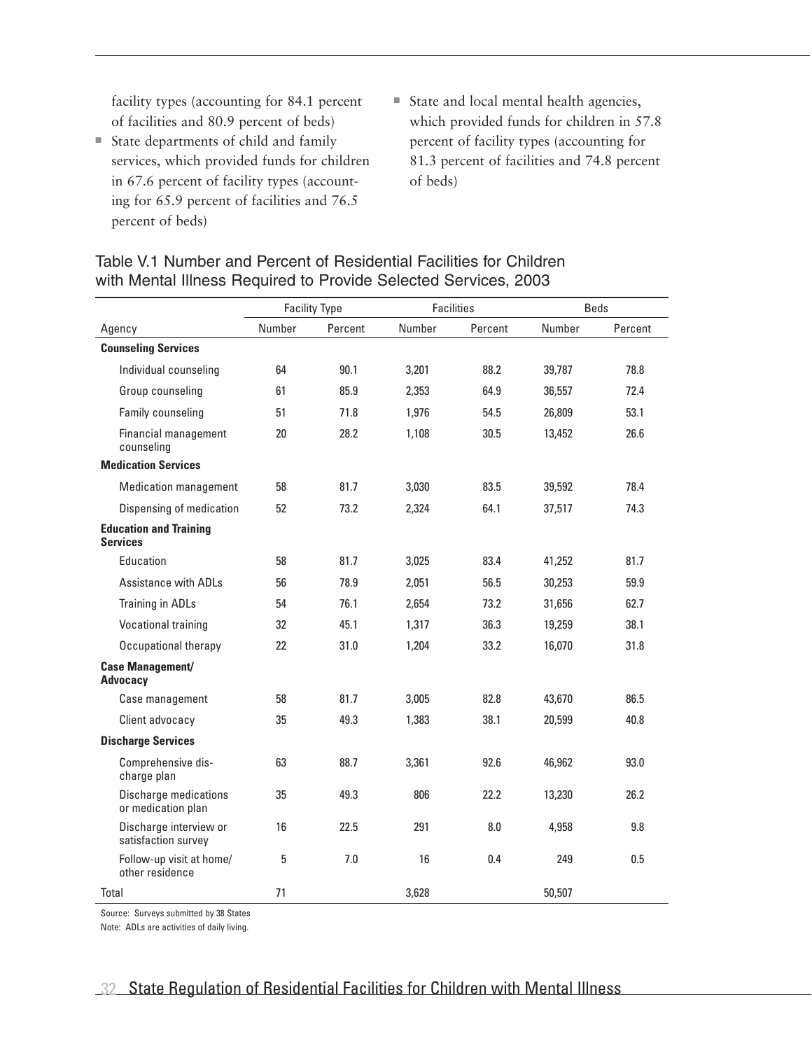facility types (accounting for 84.1 percent of facilities and 80.9 percent of beds)

- State departments of child and family services, which provided funds for children in 67.6 percent of facility types (accounting for 65.9 percent of facilities and 76.5 percent of beds)
- State and local mental health agencies, which provided funds for children in 57.8 percent of facility types (accounting for 81.3 percent of facilities and 74.8 percent of beds)

Table V.1 Number and Percent of Residential Facilities for Children with Mental Illness Required to Provide Selected Services, 2003

| | Facility Type | | Facilities | | Beds | |
|---|---|---|---|---|---|---|
| Agency | Number | Percent | Number | Percent | Number | Percent |
| **Counseling Services** | | | | | | |
| Individual counseling | 64 | 90.1 | 3,201 | 88.2 | 39,787 | 78.8 |
| Group counseling | 61 | 85.9 | 2,353 | 64.9 | 36,557 | 72.4 |
| Family counseling | 51 | 71.8 | 1,976 | 54.5 | 26,809 | 53.1 |
| Financial management counseling | 20 | 28.2 | 1,108 | 30.5 | 13,452 | 26.6 |
| **Medication Services** | | | | | | |
| Medication management | 58 | 81.7 | 3,030 | 83.5 | 39,592 | 78.4 |
| Dispensing of medication | 52 | 73.2 | 2,324 | 64.1 | 37,517 | 74.3 |
| **Education and Training Services** | | | | | | |
| Education | 58 | 81.7 | 3,025 | 83.4 | 41,252 | 81.7 |
| Assistance with ADLs | 56 | 78.9 | 2,051 | 56.5 | 30,253 | 59.9 |
| Training in ADLs | 54 | 76.1 | 2,654 | 73.2 | 31,656 | 62.7 |
| Vocational training | 32 | 45.1 | 1,317 | 36.3 | 19,259 | 38.1 |
| Occupational therapy | 22 | 31.0 | 1,204 | 33.2 | 16,070 | 31.8 |
| **Case Management/ Advocacy** | | | | | | |
| Case management | 58 | 81.7 | 3,005 | 82.8 | 43,670 | 86.5 |
| Client advocacy | 35 | 49.3 | 1,383 | 38.1 | 20,599 | 40.8 |
| **Discharge Services** | | | | | | |
| Comprehensive discharge plan | 63 | 88.7 | 3,361 | 92.6 | 46,962 | 93.0 |
| Discharge medications or medication plan | 35 | 49.3 | 806 | 22.2 | 13,230 | 26.2 |
| Discharge interview or satisfaction survey | 16 | 22.5 | 291 | 8.0 | 4,958 | 9.8 |
| Follow-up visit at home/ other residence | 5 | 7.0 | 16 | 0.4 | 249 | 0.5 |
| Total | 71 | | 3,628 | | 50,507 | |

Source: Surveys submitted by 38 States

Note: ADLs are activities of daily living.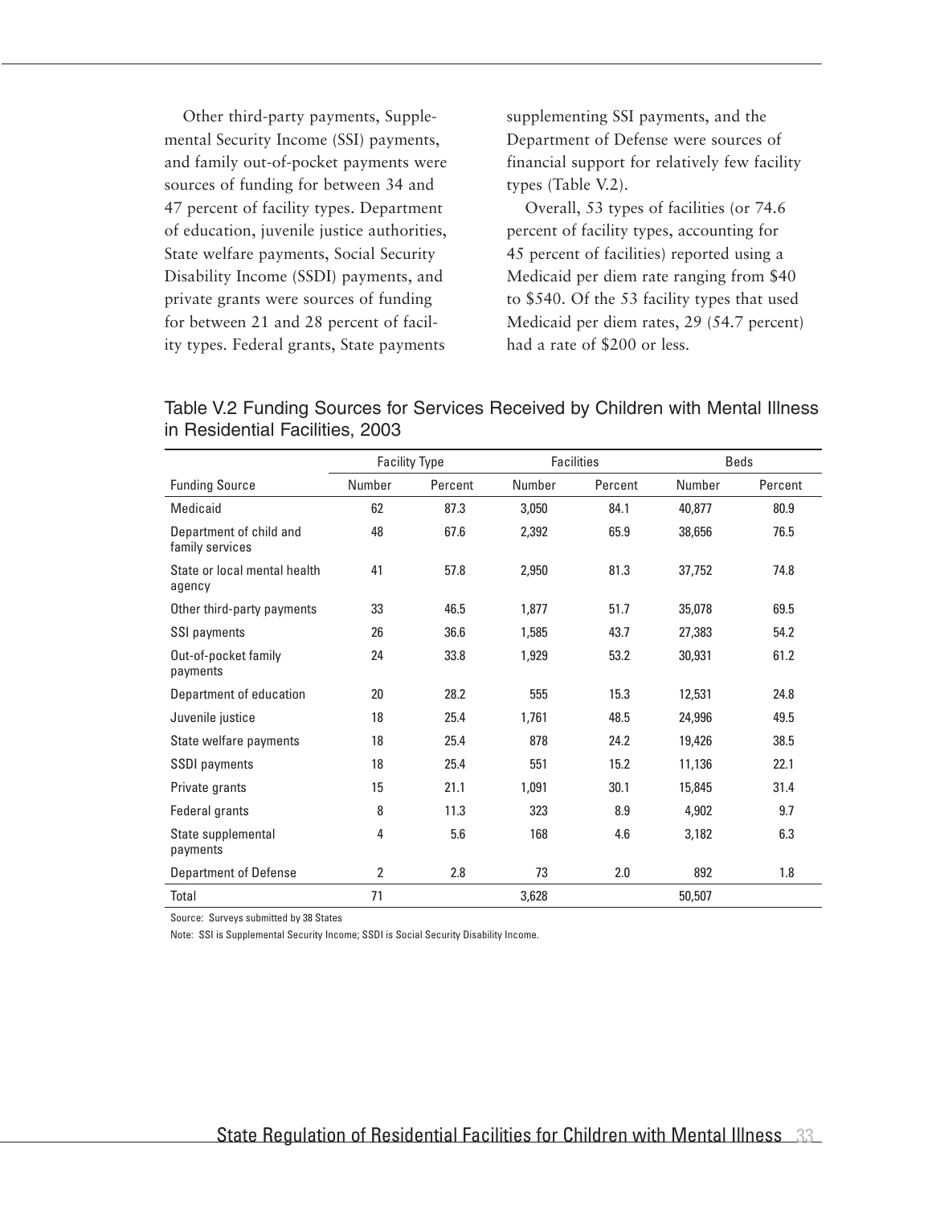Other third-party payments, Supplemental Security Income (SSI) payments, and family out-of-pocket payments were sources of funding for between 34 and 47 percent of facility types. Department of education, juvenile justice authorities, State welfare payments, Social Security Disability Income (SSDI) payments, and private grants were sources of funding for between 21 and 28 percent of facility types. Federal grants, State payments supplementing SSI payments, and the Department of Defense were sources of financial support for relatively few facility types (Table V.2).

Overall, 53 types of facilities (or 74.6 percent of facility types, accounting for 45 percent of facilities) reported using a Medicaid per diem rate ranging from $40 to $540. Of the 53 facility types that used Medicaid per diem rates, 29 (54.7 percent) had a rate of $200 or less.

Table V.2 Funding Sources for Services Received by Children with Mental Illness in Residential Facilities, 2003

| | Facility Type | | Facilities | | Beds | |
|---|---|---|---|---|---|---|
| Funding Source | Number | Percent | Number | Percent | Number | Percent |
| Medicaid | 62 | 87.3 | 3,050 | 84.1 | 40,877 | 80.9 |
| Department of child and family services | 48 | 67.6 | 2,392 | 65.9 | 38,656 | 76.5 |
| State or local mental health agency | 41 | 57.8 | 2,950 | 81.3 | 37,752 | 74.8 |
| Other third-party payments | 33 | 46.5 | 1,877 | 51.7 | 35,078 | 69.5 |
| SSI payments | 26 | 36.6 | 1,585 | 43.7 | 27,383 | 54.2 |
| Out-of-pocket family payments | 24 | 33.8 | 1,929 | 53.2 | 30,931 | 61.2 |
| Department of education | 20 | 28.2 | 555 | 15.3 | 12,531 | 24.8 |
| Juvenile justice | 18 | 25.4 | 1,761 | 48.5 | 24,996 | 49.5 |
| State welfare payments | 18 | 25.4 | 878 | 24.2 | 19,426 | 38.5 |
| SSDI payments | 18 | 25.4 | 551 | 15.2 | 11,136 | 22.1 |
| Private grants | 15 | 21.1 | 1,091 | 30.1 | 15,845 | 31.4 |
| Federal grants | 8 | 11.3 | 323 | 8.9 | 4,902 | 9.7 |
| State supplemental payments | 4 | 5.6 | 168 | 4.6 | 3,182 | 6.3 |
| Department of Defense | 2 | 2.8 | 73 | 2.0 | 892 | 1.8 |
| Total | 71 | | 3,628 | | 50,507 | |

Source: Surveys submitted by 38 States

Note: SSI is Supplemental Security Income; SSDI is Social Security Disability Income.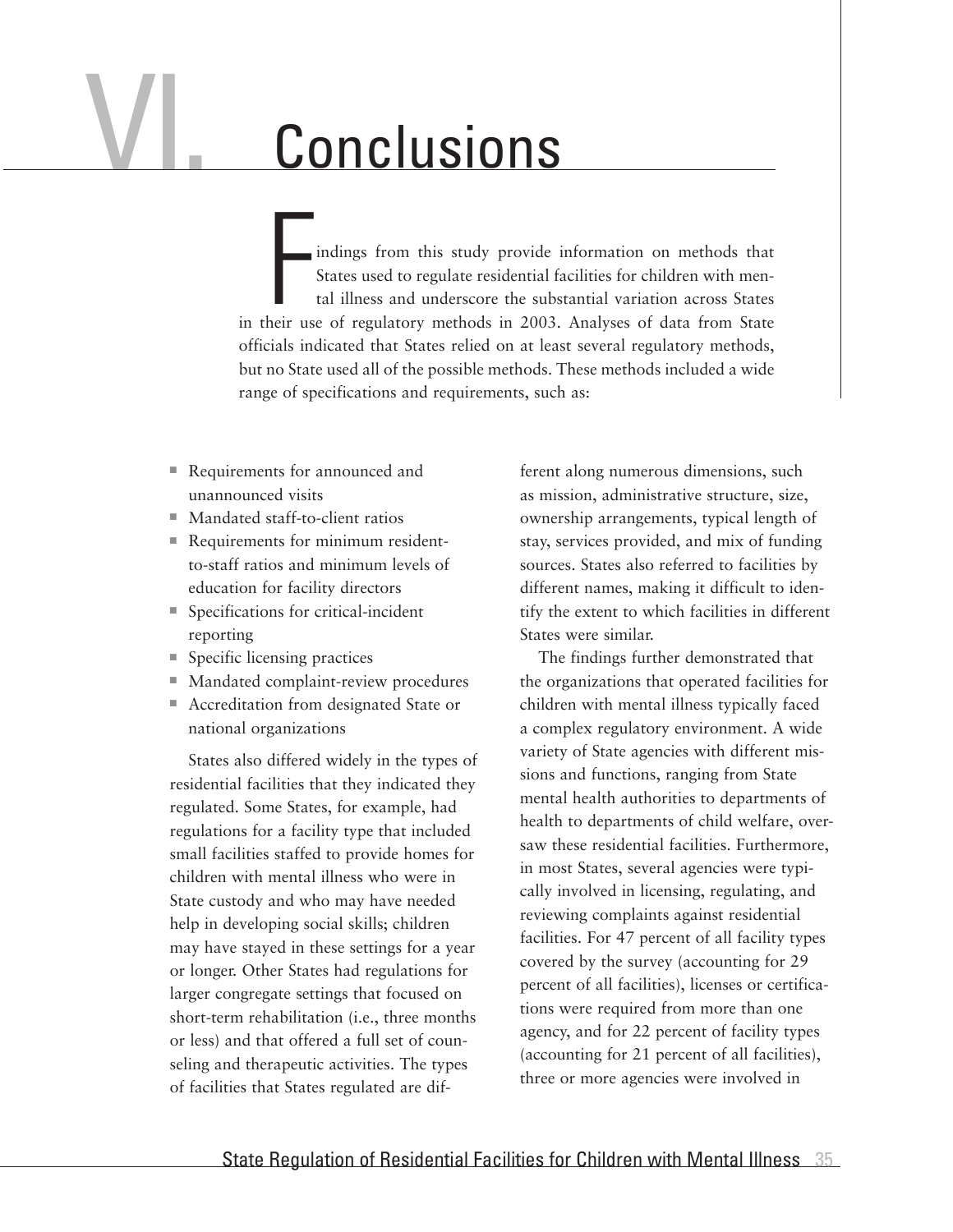# VI. Conclusions

Findings from this study provide information on methods that States used to regulate residential facilities for children with mental illness and underscore the substantial variation across States in their use of regulatory methods in 2003. Analyses of data from State officials indicated that States relied on at least several regulatory methods, but no State used all of the possible methods. These methods included a wide range of specifications and requirements, such as:

- Requirements for announced and unannounced visits
- Mandated staff-to-client ratios
- Requirements for minimum resident-to-staff ratios and minimum levels of education for facility directors
- Specifications for critical-incident reporting
- Specific licensing practices
- Mandated complaint-review procedures
- Accreditation from designated State or national organizations

States also differed widely in the types of residential facilities that they indicated they regulated. Some States, for example, had regulations for a facility type that included small facilities staffed to provide homes for children with mental illness who were in State custody and who may have needed help in developing social skills; children may have stayed in these settings for a year or longer. Other States had regulations for larger congregate settings that focused on short-term rehabilitation (i.e., three months or less) and that offered a full set of counseling and therapeutic activities. The types of facilities that States regulated are different along numerous dimensions, such as mission, administrative structure, size, ownership arrangements, typical length of stay, services provided, and mix of funding sources. States also referred to facilities by different names, making it difficult to identify the extent to which facilities in different States were similar.

The findings further demonstrated that the organizations that operated facilities for children with mental illness typically faced a complex regulatory environment. A wide variety of State agencies with different missions and functions, ranging from State mental health authorities to departments of health to departments of child welfare, oversaw these residential facilities. Furthermore, in most States, several agencies were typically involved in licensing, regulating, and reviewing complaints against residential facilities. For 47 percent of all facility types covered by the survey (accounting for 29 percent of all facilities), licenses or certifications were required from more than one agency, and for 22 percent of facility types (accounting for 21 percent of all facilities), three or more agencies were involved in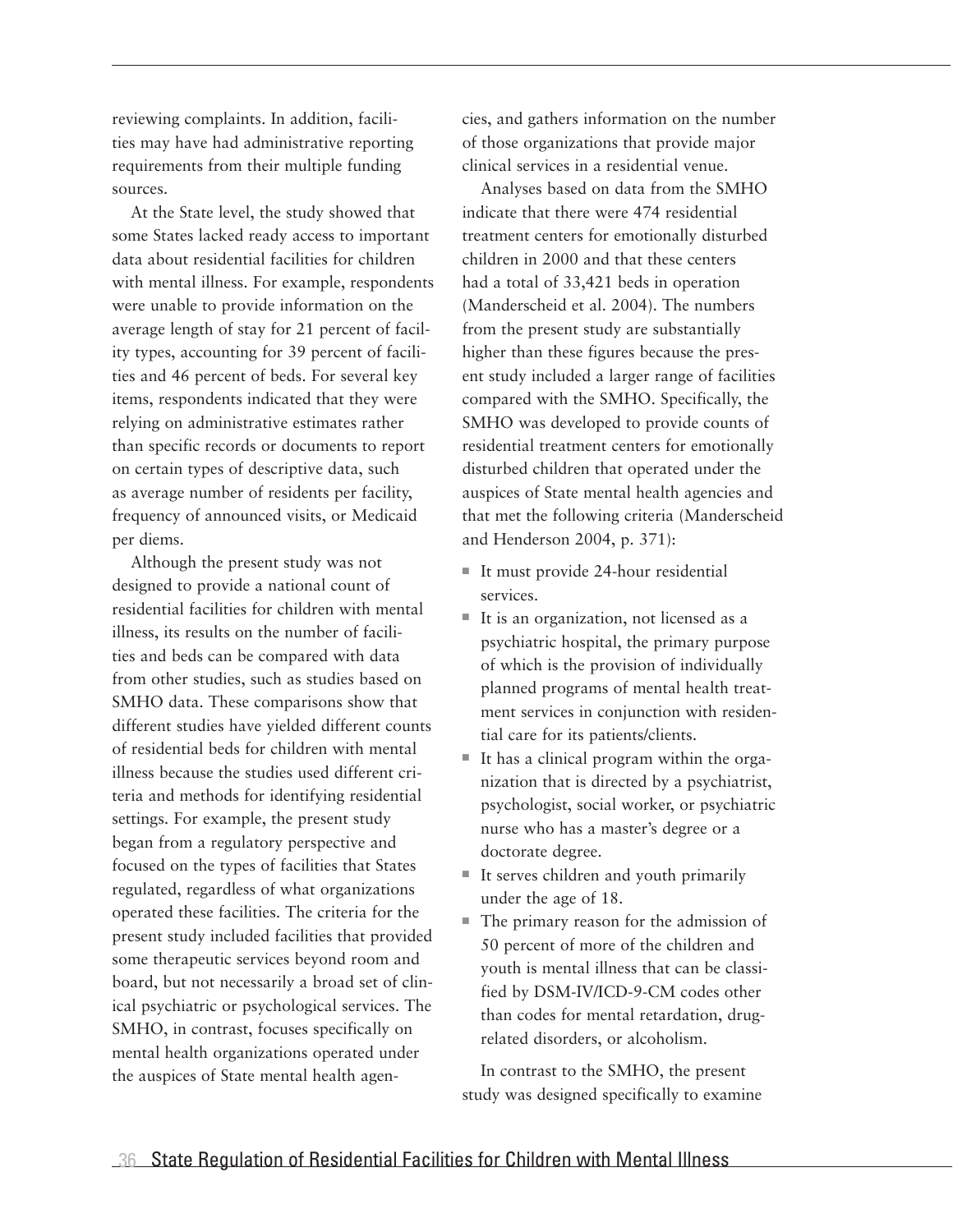reviewing complaints. In addition, facilities may have had administrative reporting requirements from their multiple funding sources.

At the State level, the study showed that some States lacked ready access to important data about residential facilities for children with mental illness. For example, respondents were unable to provide information on the average length of stay for 21 percent of facility types, accounting for 39 percent of facilities and 46 percent of beds. For several key items, respondents indicated that they were relying on administrative estimates rather than specific records or documents to report on certain types of descriptive data, such as average number of residents per facility, frequency of announced visits, or Medicaid per diems.

Although the present study was not designed to provide a national count of residential facilities for children with mental illness, its results on the number of facilities and beds can be compared with data from other studies, such as studies based on SMHO data. These comparisons show that different studies have yielded different counts of residential beds for children with mental illness because the studies used different criteria and methods for identifying residential settings. For example, the present study began from a regulatory perspective and focused on the types of facilities that States regulated, regardless of what organizations operated these facilities. The criteria for the present study included facilities that provided some therapeutic services beyond room and board, but not necessarily a broad set of clinical psychiatric or psychological services. The SMHO, in contrast, focuses specifically on mental health organizations operated under the auspices of State mental health agencies, and gathers information on the number of those organizations that provide major clinical services in a residential venue.

Analyses based on data from the SMHO indicate that there were 474 residential treatment centers for emotionally disturbed children in 2000 and that these centers had a total of 33,421 beds in operation (Manderscheid et al. 2004). The numbers from the present study are substantially higher than these figures because the present study included a larger range of facilities compared with the SMHO. Specifically, the SMHO was developed to provide counts of residential treatment centers for emotionally disturbed children that operated under the auspices of State mental health agencies and that met the following criteria (Manderscheid and Henderson 2004, p. 371):

- It must provide 24-hour residential services.
- It is an organization, not licensed as a psychiatric hospital, the primary purpose of which is the provision of individually planned programs of mental health treatment services in conjunction with residential care for its patients/clients.
- It has a clinical program within the organization that is directed by a psychiatrist, psychologist, social worker, or psychiatric nurse who has a master's degree or a doctorate degree.
- It serves children and youth primarily under the age of 18.
- The primary reason for the admission of 50 percent of more of the children and youth is mental illness that can be classified by DSM-IV/ICD-9-CM codes other than codes for mental retardation, drug-related disorders, or alcoholism.

In contrast to the SMHO, the present study was designed specifically to examine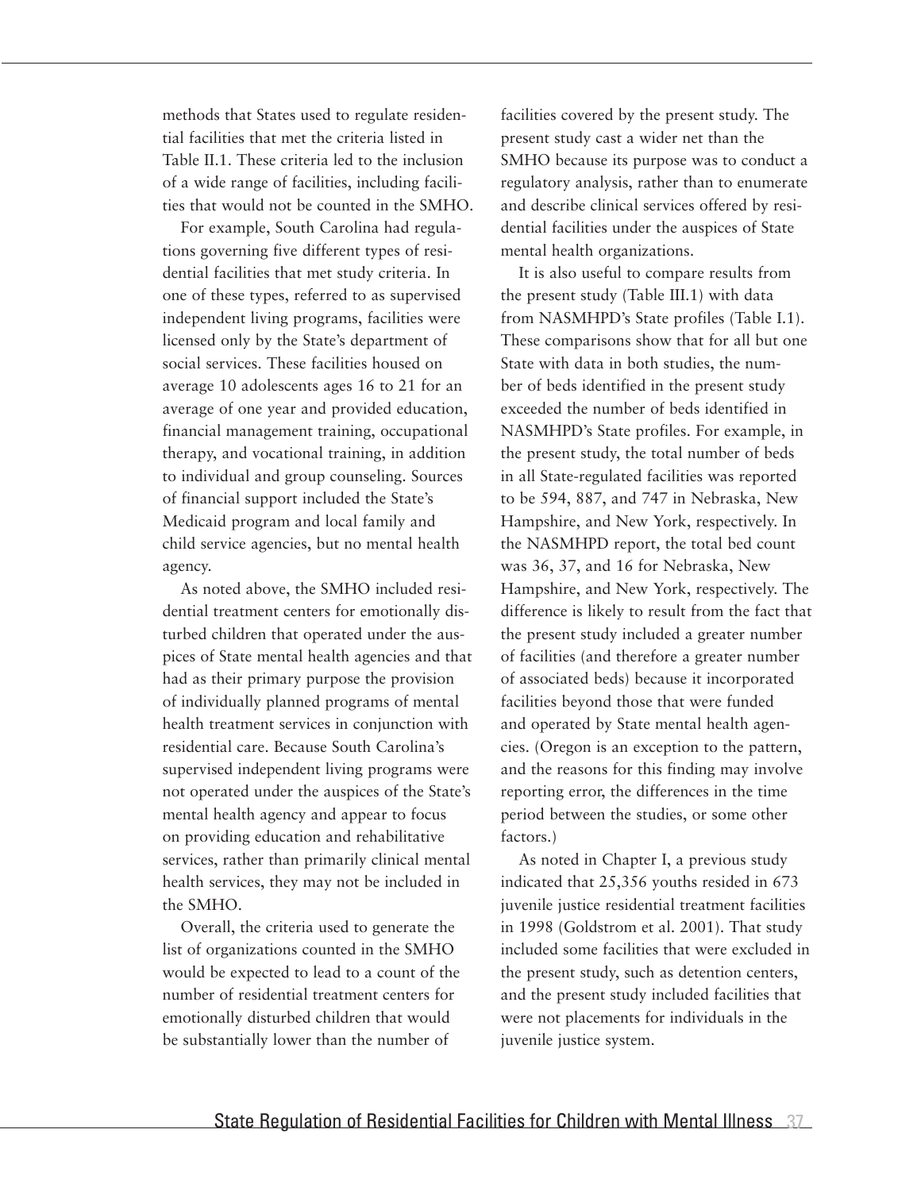methods that States used to regulate residential facilities that met the criteria listed in Table II.1. These criteria led to the inclusion of a wide range of facilities, including facilities that would not be counted in the SMHO.

For example, South Carolina had regulations governing five different types of residential facilities that met study criteria. In one of these types, referred to as supervised independent living programs, facilities were licensed only by the State's department of social services. These facilities housed on average 10 adolescents ages 16 to 21 for an average of one year and provided education, financial management training, occupational therapy, and vocational training, in addition to individual and group counseling. Sources of financial support included the State's Medicaid program and local family and child service agencies, but no mental health agency.

As noted above, the SMHO included residential treatment centers for emotionally disturbed children that operated under the auspices of State mental health agencies and that had as their primary purpose the provision of individually planned programs of mental health treatment services in conjunction with residential care. Because South Carolina's supervised independent living programs were not operated under the auspices of the State's mental health agency and appear to focus on providing education and rehabilitative services, rather than primarily clinical mental health services, they may not be included in the SMHO.

Overall, the criteria used to generate the list of organizations counted in the SMHO would be expected to lead to a count of the number of residential treatment centers for emotionally disturbed children that would be substantially lower than the number of facilities covered by the present study. The present study cast a wider net than the SMHO because its purpose was to conduct a regulatory analysis, rather than to enumerate and describe clinical services offered by residential facilities under the auspices of State mental health organizations.

It is also useful to compare results from the present study (Table III.1) with data from NASMHPD's State profiles (Table I.1). These comparisons show that for all but one State with data in both studies, the number of beds identified in the present study exceeded the number of beds identified in NASMHPD's State profiles. For example, in the present study, the total number of beds in all State-regulated facilities was reported to be 594, 887, and 747 in Nebraska, New Hampshire, and New York, respectively. In the NASMHPD report, the total bed count was 36, 37, and 16 for Nebraska, New Hampshire, and New York, respectively. The difference is likely to result from the fact that the present study included a greater number of facilities (and therefore a greater number of associated beds) because it incorporated facilities beyond those that were funded and operated by State mental health agencies. (Oregon is an exception to the pattern, and the reasons for this finding may involve reporting error, the differences in the time period between the studies, or some other factors.)

As noted in Chapter I, a previous study indicated that 25,356 youths resided in 673 juvenile justice residential treatment facilities in 1998 (Goldstrom et al. 2001). That study included some facilities that were excluded in the present study, such as detention centers, and the present study included facilities that were not placements for individuals in the juvenile justice system.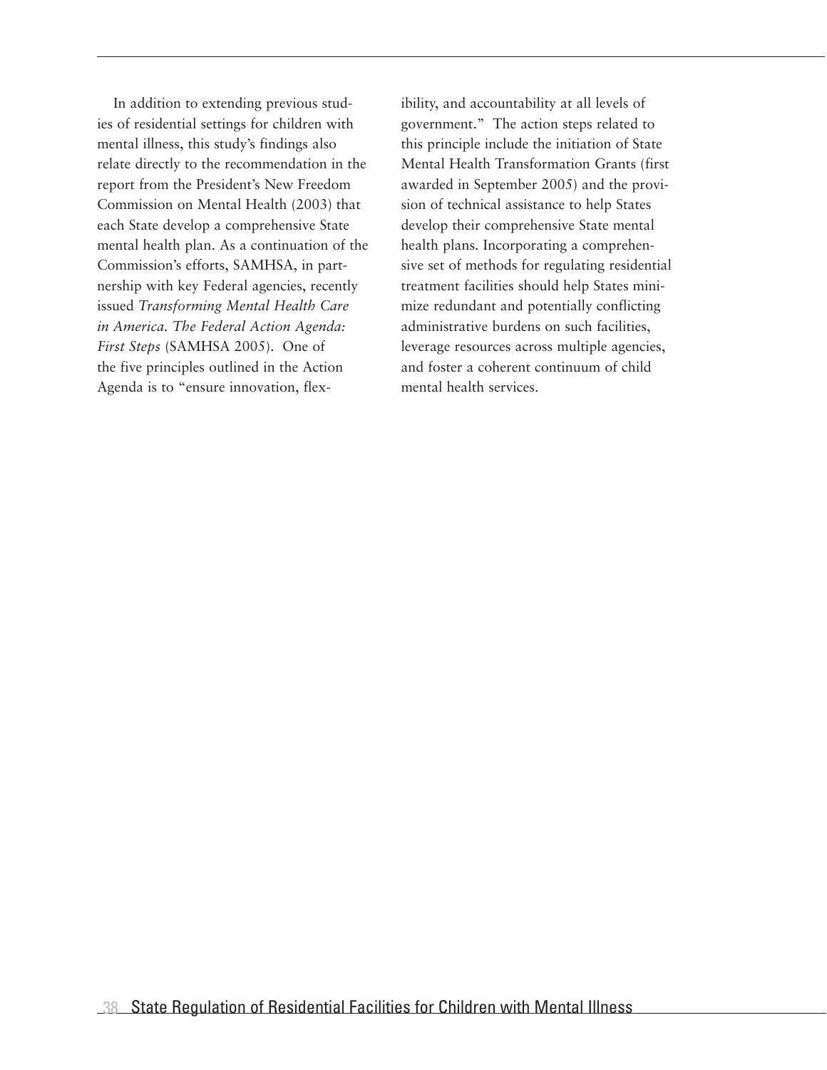In addition to extending previous studies of residential settings for children with mental illness, this study's findings also relate directly to the recommendation in the report from the President's New Freedom Commission on Mental Health (2003) that each State develop a comprehensive State mental health plan. As a continuation of the Commission's efforts, SAMHSA, in partnership with key Federal agencies, recently issued *Transforming Mental Health Care in America. The Federal Action Agenda: First Steps* (SAMHSA 2005). One of the five principles outlined in the Action Agenda is to "ensure innovation, flexibility, and accountability at all levels of government." The action steps related to this principle include the initiation of State Mental Health Transformation Grants (first awarded in September 2005) and the provision of technical assistance to help States develop their comprehensive State mental health plans. Incorporating a comprehensive set of methods for regulating residential treatment facilities should help States minimize redundant and potentially conflicting administrative burdens on such facilities, leverage resources across multiple agencies, and foster a coherent continuum of child mental health services.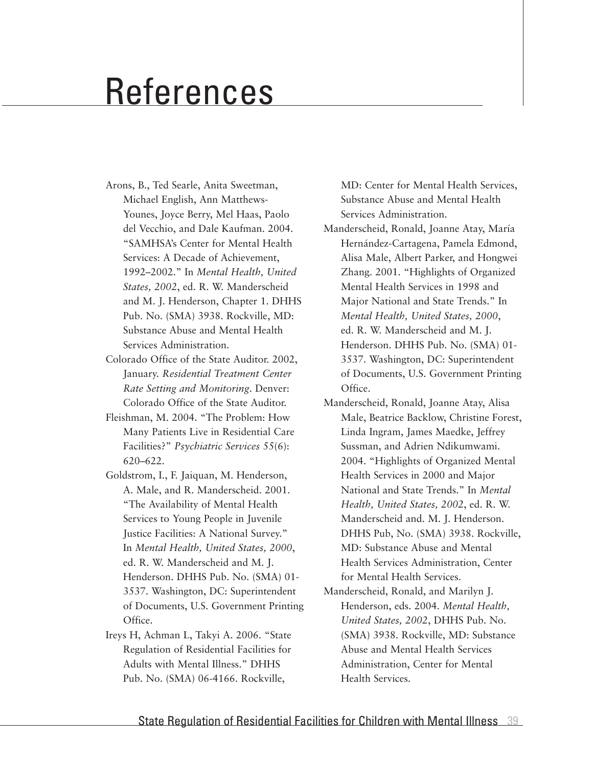# References

Arons, B., Ted Searle, Anita Sweetman, Michael English, Ann Matthews-Younes, Joyce Berry, Mel Haas, Paolo del Vecchio, and Dale Kaufman. 2004. "SAMHSA's Center for Mental Health Services: A Decade of Achievement, 1992–2002." In *Mental Health, United States, 2002*, ed. R. W. Manderscheid and M. J. Henderson, Chapter 1. DHHS Pub. No. (SMA) 3938. Rockville, MD: Substance Abuse and Mental Health Services Administration.

Colorado Office of the State Auditor. 2002, January. *Residential Treatment Center Rate Setting and Monitoring*. Denver: Colorado Office of the State Auditor.

Fleishman, M. 2004. "The Problem: How Many Patients Live in Residential Care Facilities?" *Psychiatric Services* 55(6): 620–622.

Goldstrom, I., F. Jaiquan, M. Henderson, A. Male, and R. Manderscheid. 2001. "The Availability of Mental Health Services to Young People in Juvenile Justice Facilities: A National Survey." In *Mental Health, United States, 2000*, ed. R. W. Manderscheid and M. J. Henderson. DHHS Pub. No. (SMA) 01-3537. Washington, DC: Superintendent of Documents, U.S. Government Printing Office.

Ireys H, Achman L, Takyi A. 2006. "State Regulation of Residential Facilities for Adults with Mental Illness." DHHS Pub. No. (SMA) 06-4166. Rockville, MD: Center for Mental Health Services, Substance Abuse and Mental Health Services Administration.

Manderscheid, Ronald, Joanne Atay, María Hernández-Cartagena, Pamela Edmond, Alisa Male, Albert Parker, and Hongwei Zhang. 2001. "Highlights of Organized Mental Health Services in 1998 and Major National and State Trends." In *Mental Health, United States, 2000*, ed. R. W. Manderscheid and M. J. Henderson. DHHS Pub. No. (SMA) 01-3537. Washington, DC: Superintendent of Documents, U.S. Government Printing Office.

Manderscheid, Ronald, Joanne Atay, Alisa Male, Beatrice Backlow, Christine Forest, Linda Ingram, James Maedke, Jeffrey Sussman, and Adrien Ndikumwami. 2004. "Highlights of Organized Mental Health Services in 2000 and Major National and State Trends." In *Mental Health, United States, 2002*, ed. R. W. Manderscheid and. M. J. Henderson. DHHS Pub, No. (SMA) 3938. Rockville, MD: Substance Abuse and Mental Health Services Administration, Center for Mental Health Services.

Manderscheid, Ronald, and Marilyn J. Henderson, eds. 2004. *Mental Health, United States, 2002*, DHHS Pub. No. (SMA) 3938. Rockville, MD: Substance Abuse and Mental Health Services Administration, Center for Mental Health Services.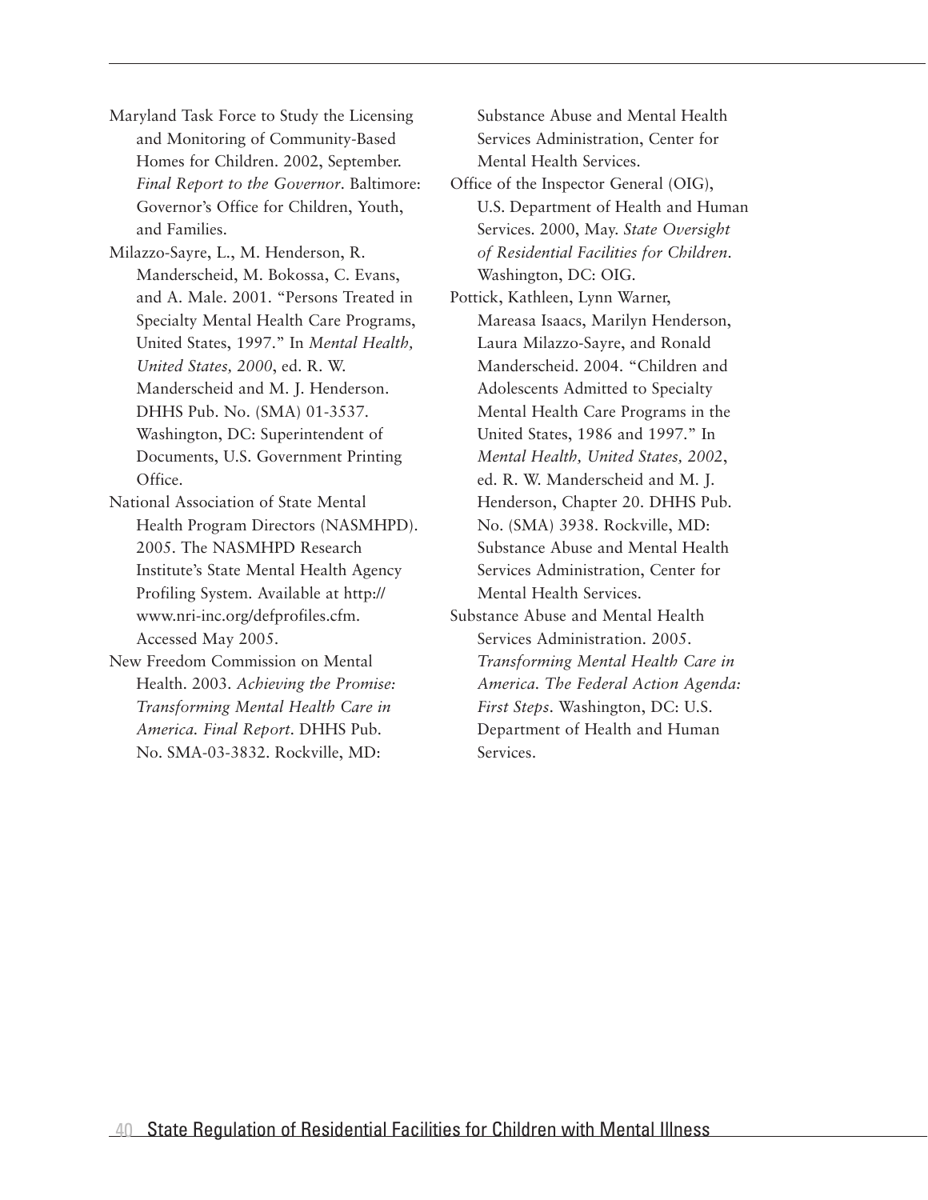Maryland Task Force to Study the Licensing and Monitoring of Community-Based Homes for Children. 2002, September. *Final Report to the Governor*. Baltimore: Governor's Office for Children, Youth, and Families.

Milazzo-Sayre, L., M. Henderson, R. Manderscheid, M. Bokossa, C. Evans, and A. Male. 2001. "Persons Treated in Specialty Mental Health Care Programs, United States, 1997." In *Mental Health, United States, 2000*, ed. R. W. Manderscheid and M. J. Henderson. DHHS Pub. No. (SMA) 01-3537. Washington, DC: Superintendent of Documents, U.S. Government Printing Office.

National Association of State Mental Health Program Directors (NASMHPD). 2005. The NASMHPD Research Institute's State Mental Health Agency Profiling System. Available at http://www.nri-inc.org/defprofiles.cfm. Accessed May 2005.

New Freedom Commission on Mental Health. 2003. *Achieving the Promise: Transforming Mental Health Care in America. Final Report*. DHHS Pub. No. SMA-03-3832. Rockville, MD: Substance Abuse and Mental Health Services Administration, Center for Mental Health Services.

Office of the Inspector General (OIG), U.S. Department of Health and Human Services. 2000, May. *State Oversight of Residential Facilities for Children*. Washington, DC: OIG.

Pottick, Kathleen, Lynn Warner, Mareasa Isaacs, Marilyn Henderson, Laura Milazzo-Sayre, and Ronald Manderscheid. 2004. "Children and Adolescents Admitted to Specialty Mental Health Care Programs in the United States, 1986 and 1997." In *Mental Health, United States, 2002*, ed. R. W. Manderscheid and M. J. Henderson, Chapter 20. DHHS Pub. No. (SMA) 3938. Rockville, MD: Substance Abuse and Mental Health Services Administration, Center for Mental Health Services.

Substance Abuse and Mental Health Services Administration. 2005. *Transforming Mental Health Care in America. The Federal Action Agenda: First Steps*. Washington, DC: U.S. Department of Health and Human Services.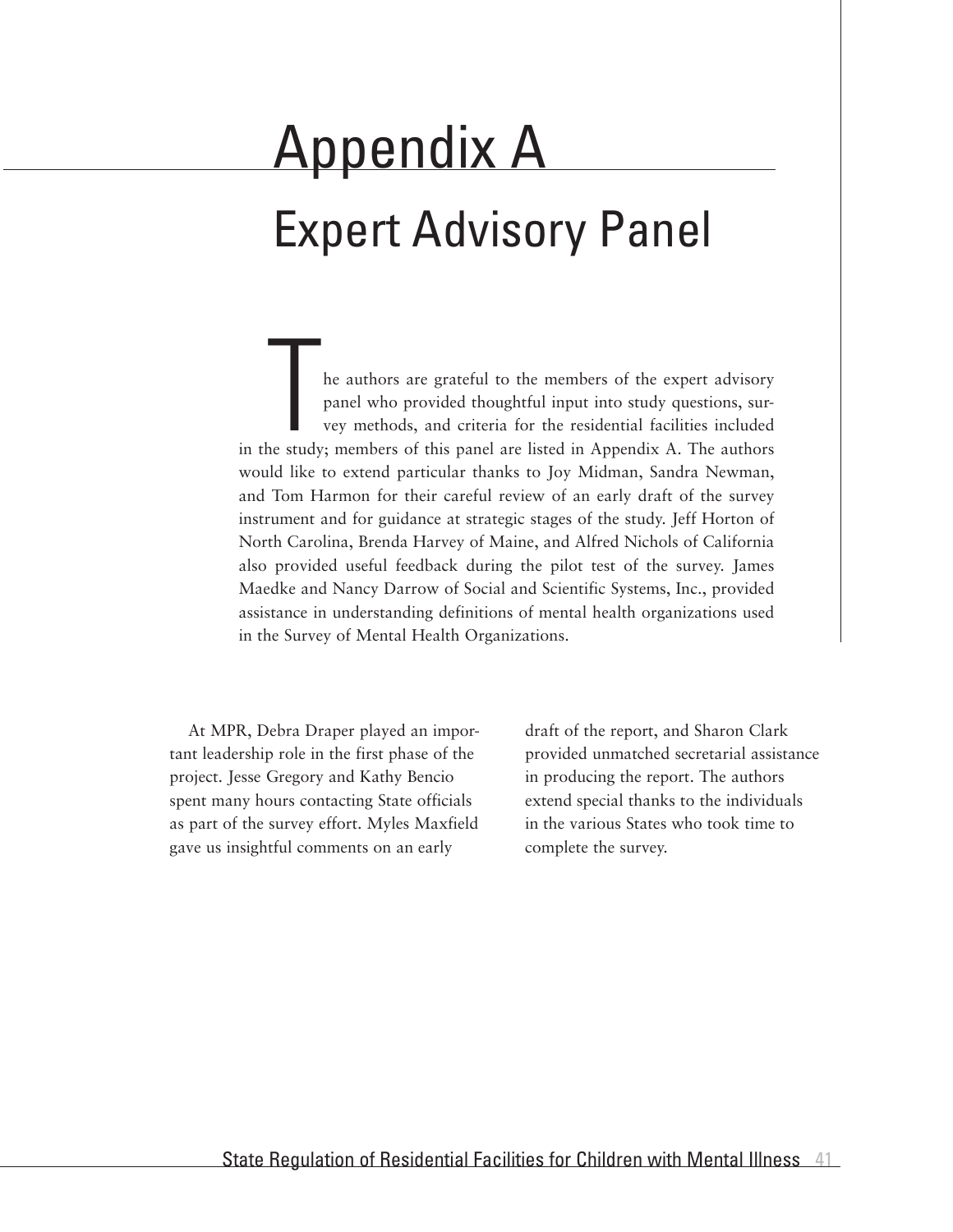# Appendix A

## Expert Advisory Panel

The authors are grateful to the members of the expert advisory panel who provided thoughtful input into study questions, survey methods, and criteria for the residential facilities included in the study; members of this panel are listed in Appendix A. The authors would like to extend particular thanks to Joy Midman, Sandra Newman, and Tom Harmon for their careful review of an early draft of the survey instrument and for guidance at strategic stages of the study. Jeff Horton of North Carolina, Brenda Harvey of Maine, and Alfred Nichols of California also provided useful feedback during the pilot test of the survey. James Maedke and Nancy Darrow of Social and Scientific Systems, Inc., provided assistance in understanding definitions of mental health organizations used in the Survey of Mental Health Organizations.

At MPR, Debra Draper played an important leadership role in the first phase of the project. Jesse Gregory and Kathy Bencio spent many hours contacting State officials as part of the survey effort. Myles Maxfield gave us insightful comments on an early draft of the report, and Sharon Clark provided unmatched secretarial assistance in producing the report. The authors extend special thanks to the individuals in the various States who took time to complete the survey.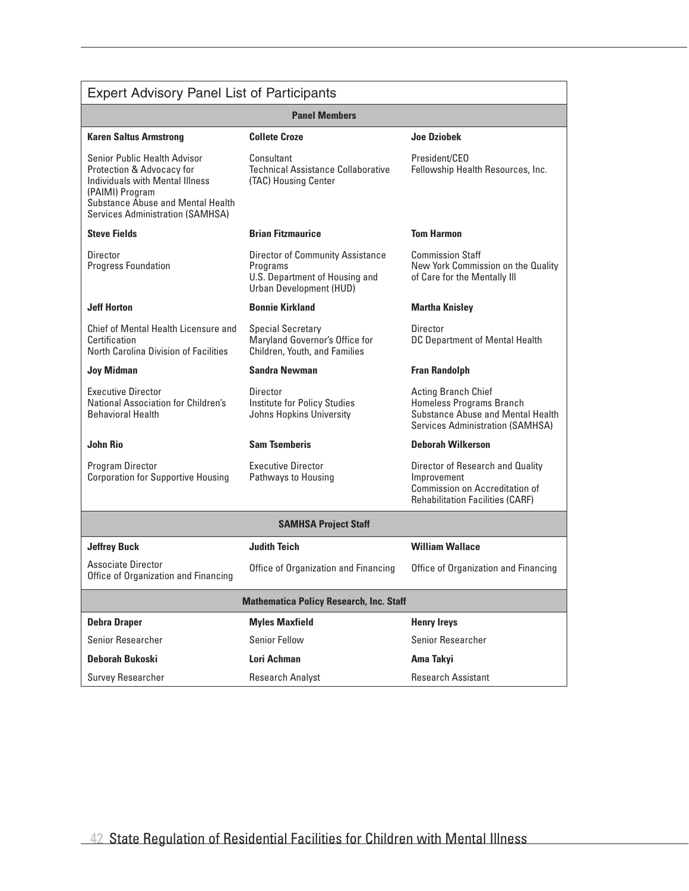## Expert Advisory Panel List of Participants

### Panel Members

| | | |
|---|---|---|
| **Karen Saltus Armstrong**<br>Senior Public Health Advisor<br>Protection & Advocacy for Individuals with Mental Illness (PAIMI) Program<br>Substance Abuse and Mental Health Services Administration (SAMHSA) | **Collete Croze**<br>Consultant<br>Technical Assistance Collaborative (TAC) Housing Center | **Joe Dziobek**<br>President/CEO<br>Fellowship Health Resources, Inc. |
| **Steve Fields**<br>Director<br>Progress Foundation | **Brian Fitzmaurice**<br>Director of Community Assistance Programs<br>U.S. Department of Housing and Urban Development (HUD) | **Tom Harmon**<br>Commission Staff<br>New York Commission on the Quality of Care for the Mentally Ill |
| **Jeff Horton**<br>Chief of Mental Health Licensure and Certification<br>North Carolina Division of Facilities | **Bonnie Kirkland**<br>Special Secretary<br>Maryland Governor's Office for Children, Youth, and Families | **Martha Knisley**<br>Director<br>DC Department of Mental Health |
| **Joy Midman**<br>Executive Director<br>National Association for Children's Behavioral Health | **Sandra Newman**<br>Director<br>Institute for Policy Studies<br>Johns Hopkins University | **Fran Randolph**<br>Acting Branch Chief<br>Homeless Programs Branch<br>Substance Abuse and Mental Health Services Administration (SAMHSA) |
| **John Rio**<br>Program Director<br>Corporation for Supportive Housing | **Sam Tsemberis**<br>Executive Director<br>Pathways to Housing | **Deborah Wilkerson**<br>Director of Research and Quality Improvement<br>Commission on Accreditation of Rehabilitation Facilities (CARF) |

### SAMHSA Project Staff

| | | |
|---|---|---|
| **Jeffrey Buck**<br>Associate Director<br>Office of Organization and Financing | **Judith Teich**<br>Office of Organization and Financing | **William Wallace**<br>Office of Organization and Financing |

### Mathematica Policy Research, Inc. Staff

| | | |
|---|---|---|
| **Debra Draper**<br>Senior Researcher | **Myles Maxfield**<br>Senior Fellow | **Henry Ireys**<br>Senior Researcher |
| **Deborah Bukoski**<br>Survey Researcher | **Lori Achman**<br>Research Analyst | **Ama Takyi**<br>Research Assistant |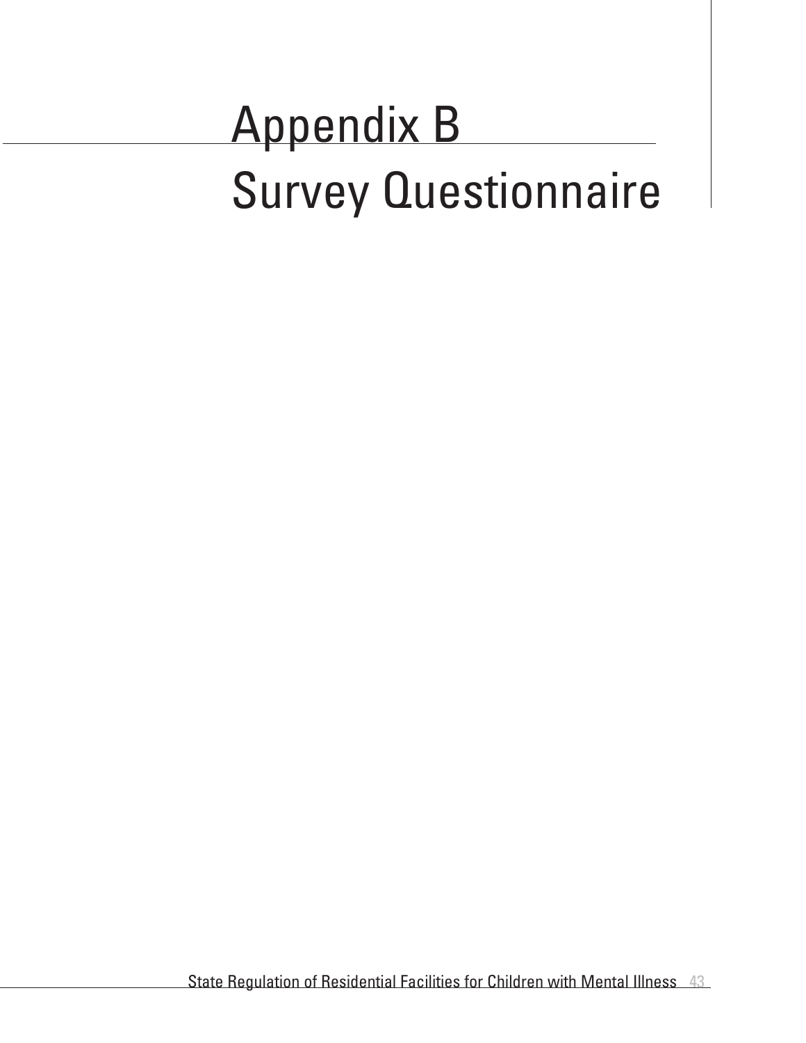# Appendix B
# Survey Questionnaire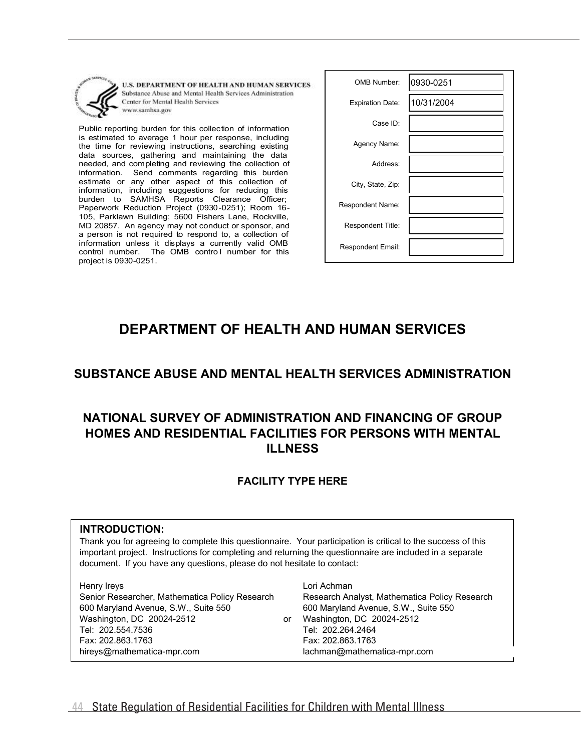**U.S. DEPARTMENT OF HEALTH AND HUMAN SERVICES**
Substance Abuse and Mental Health Services Administration
Center for Mental Health Services
www.samhsa.gov

Public reporting burden for this collection of information is estimated to average 1 hour per response, including the time for reviewing instructions, searching existing data sources, gathering and maintaining the data needed, and completing and reviewing the collection of information. Send comments regarding this burden estimate or any other aspect of this collection of information, including suggestions for reducing this burden to SAMHSA Reports Clearance Officer; Paperwork Reduction Project (0930-0251); Room 16-105, Parklawn Building; 5600 Fishers Lane, Rockville, MD 20857. An agency may not conduct or sponsor, and a person is not required to respond to, a collection of information unless it displays a currently valid OMB control number. The OMB control number for this project is 0930-0251.

| | |
|---|---|
| OMB Number: | 0930-0251 |
| Expiration Date: | 10/31/2004 |
| Case ID: | |
| Agency Name: | |
| Address: | |
| City, State, Zip: | |
| Respondent Name: | |
| Respondent Title: | |
| Respondent Email: | |

# DEPARTMENT OF HEALTH AND HUMAN SERVICES

## SUBSTANCE ABUSE AND MENTAL HEALTH SERVICES ADMINISTRATION

## NATIONAL SURVEY OF ADMINISTRATION AND FINANCING OF GROUP HOMES AND RESIDENTIAL FACILITIES FOR PERSONS WITH MENTAL ILLNESS

### FACILITY TYPE HERE

**INTRODUCTION:**

Thank you for agreeing to complete this questionnaire. Your participation is critical to the success of this important project. Instructions for completing and returning the questionnaire are included in a separate document. If you have any questions, please do not hesitate to contact:

Henry Ireys
Senior Researcher, Mathematica Policy Research
600 Maryland Avenue, S.W., Suite 550
Washington, DC 20024-2512
Tel: 202.554.7536
Fax: 202.863.1763
hireys@mathematica-mpr.com

or

Lori Achman
Research Analyst, Mathematica Policy Research
600 Maryland Avenue, S.W., Suite 550
Washington, DC 20024-2512
Tel: 202.264.2464
Fax: 202.863.1763
lachman@mathematica-mpr.com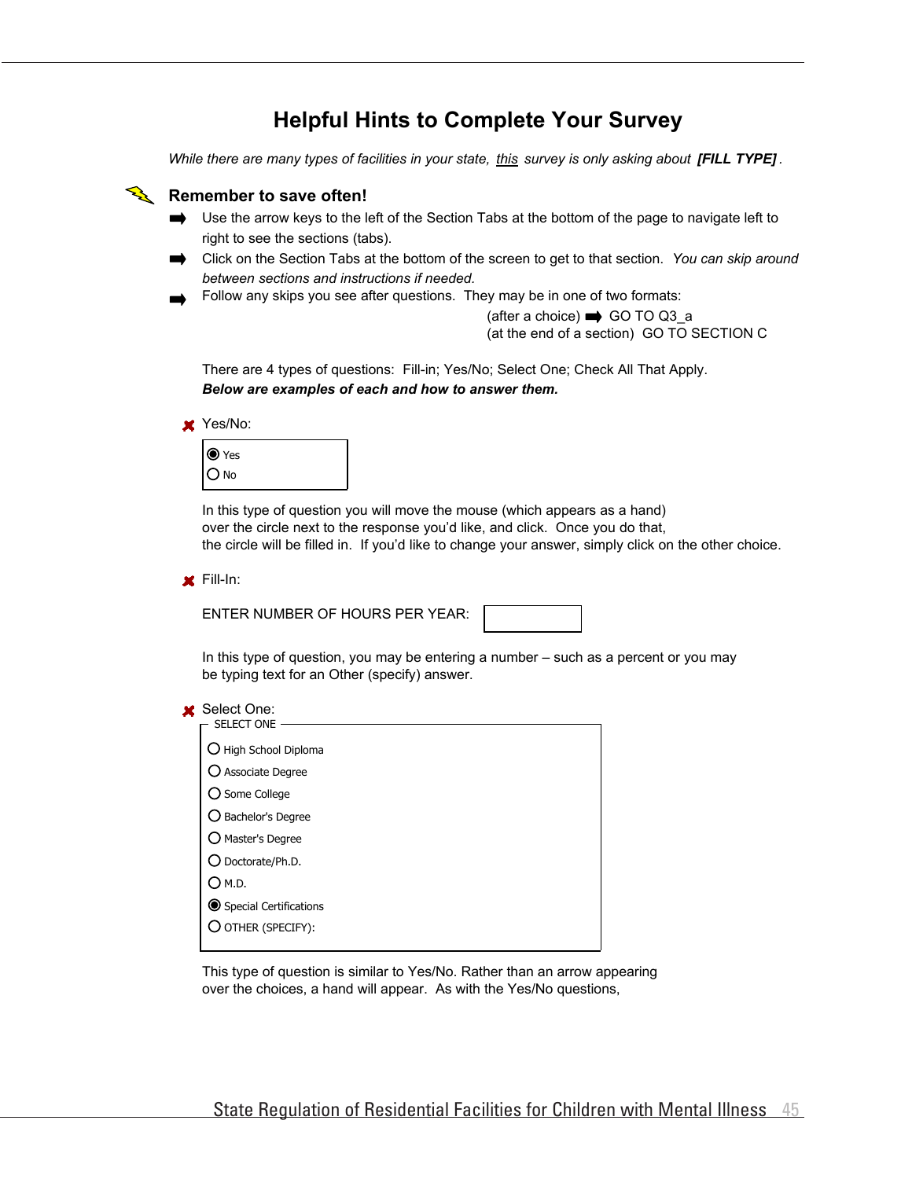# Helpful Hints to Complete Your Survey

*While there are many types of facilities in your state, <u>this</u> survey is only asking about* ***[FILL TYPE]***.

## Remember to save often!

- Use the arrow keys to the left of the Section Tabs at the bottom of the page to navigate left to right to see the sections (tabs).
- Click on the Section Tabs at the bottom of the screen to get to that section. *You can skip around between sections and instructions if needed.*
- Follow any skips you see after questions. They may be in one of two formats:

  (after a choice) ➡ GO TO Q3_a
  (at the end of a section) GO TO SECTION C

There are 4 types of questions: Fill-in; Yes/No; Select One; Check All That Apply.
***Below are examples of each and how to answer them.***

- Yes/No:

  ◉ Yes
  ○ No

  In this type of question you will move the mouse (which appears as a hand) over the circle next to the response you'd like, and click. Once you do that, the circle will be filled in. If you'd like to change your answer, simply click on the other choice.

- Fill-In:

  ENTER NUMBER OF HOURS PER YEAR: [ ]

  In this type of question, you may be entering a number – such as a percent or you may be typing text for an Other (specify) answer.

- Select One:

  SELECT ONE

  ○ High School Diploma
  ○ Associate Degree
  ○ Some College
  ○ Bachelor's Degree
  ○ Master's Degree
  ○ Doctorate/Ph.D.
  ○ M.D.
  ◉ Special Certifications
  ○ OTHER (SPECIFY):

  This type of question is similar to Yes/No. Rather than an arrow appearing over the choices, a hand will appear. As with the Yes/No questions,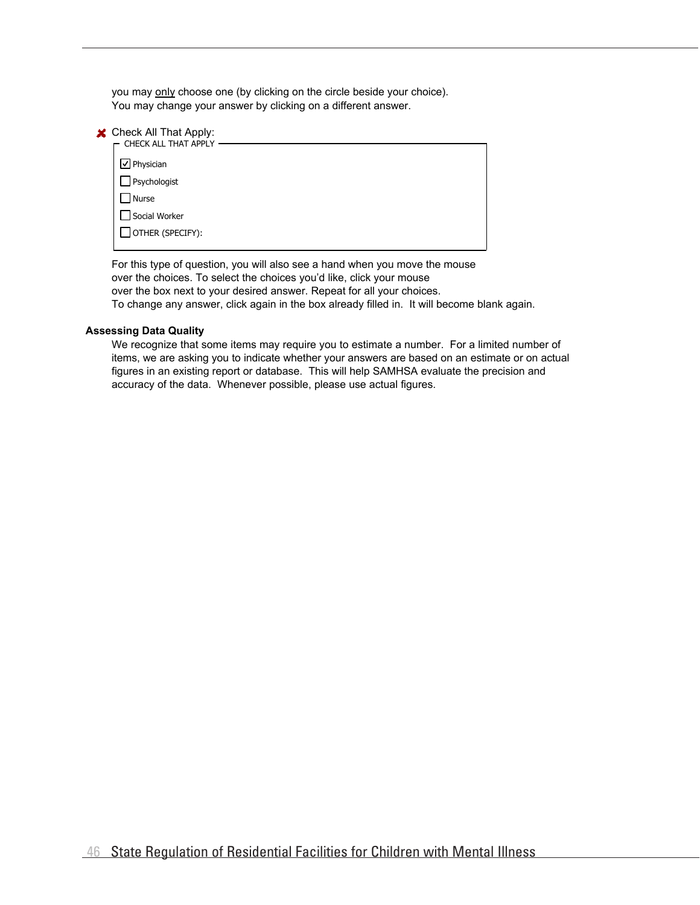you may <u>only</u> choose one (by clicking on the circle beside your choice).
You may change your answer by clicking on a different answer.

Check All That Apply:

CHECK ALL THAT APPLY

- [x] Physician
- [ ] Psychologist
- [ ] Nurse
- [ ] Social Worker
- [ ] OTHER (SPECIFY):

For this type of question, you will also see a hand when you move the mouse over the choices. To select the choices you'd like, click your mouse over the box next to your desired answer. Repeat for all your choices.
To change any answer, click again in the box already filled in. It will become blank again.

**Assessing Data Quality**

We recognize that some items may require you to estimate a number. For a limited number of items, we are asking you to indicate whether your answers are based on an estimate or on actual figures in an existing report or database. This will help SAMHSA evaluate the precision and accuracy of the data. Whenever possible, please use actual figures.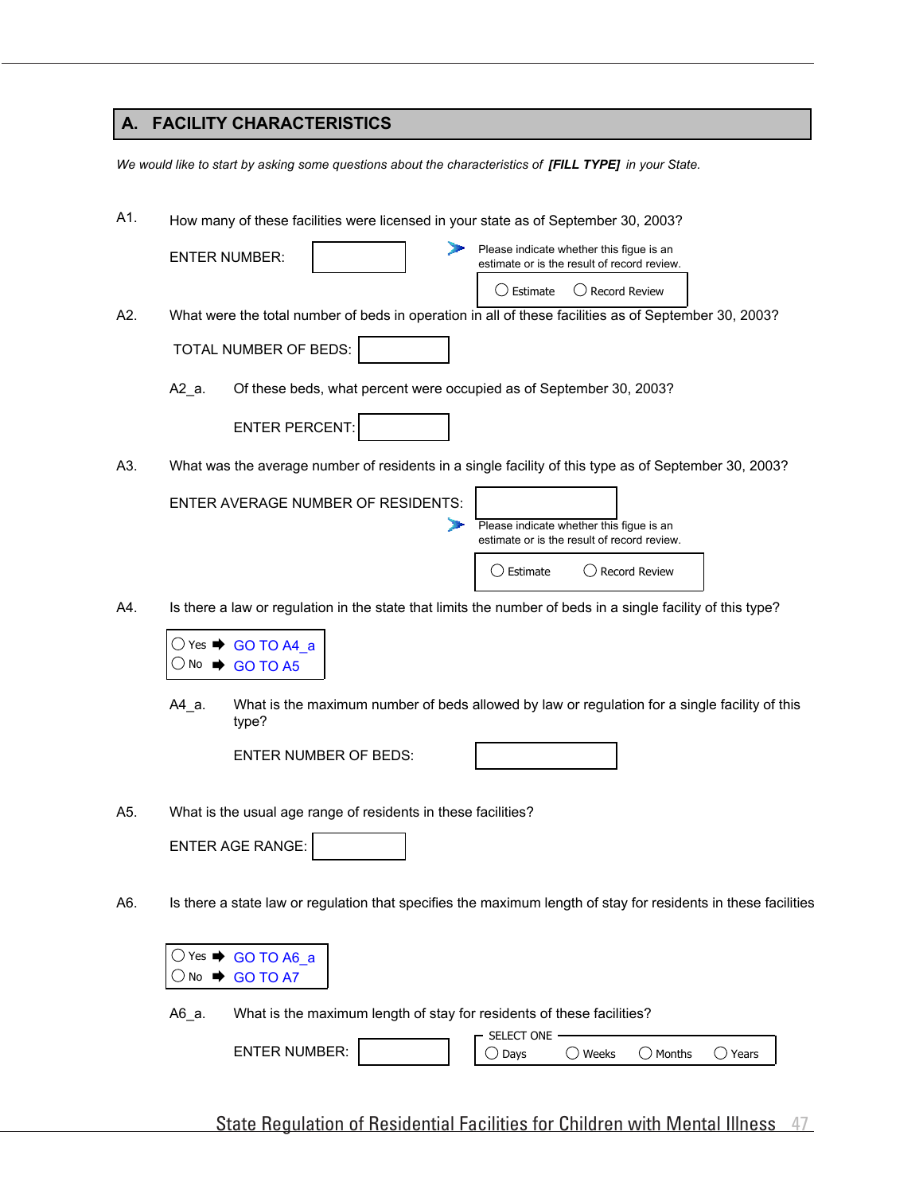## A. FACILITY CHARACTERISTICS

*We would like to start by asking some questions about the characteristics of **[FILL TYPE]** in your State.*

A1. How many of these facilities were licensed in your state as of September 30, 2003?

ENTER NUMBER: ______

Please indicate whether this figue is an estimate or is the result of record review.

◯ Estimate ◯ Record Review

A2. What were the total number of beds in operation in all of these facilities as of September 30, 2003?

TOTAL NUMBER OF BEDS: ______

A2_a. Of these beds, what percent were occupied as of September 30, 2003?

ENTER PERCENT: ______

A3. What was the average number of residents in a single facility of this type as of September 30, 2003?

ENTER AVERAGE NUMBER OF RESIDENTS: ______

Please indicate whether this figue is an estimate or is the result of record review.

◯ Estimate ◯ Record Review

A4. Is there a law or regulation in the state that limits the number of beds in a single facility of this type?

◯ Yes ➡ GO TO A4_a
◯ No ➡ GO TO A5

A4_a. What is the maximum number of beds allowed by law or regulation for a single facility of this type?

ENTER NUMBER OF BEDS: ______

A5. What is the usual age range of residents in these facilities?

ENTER AGE RANGE: ______

A6. Is there a state law or regulation that specifies the maximum length of stay for residents in these facilities

◯ Yes ➡ GO TO A6_a
◯ No ➡ GO TO A7

A6_a. What is the maximum length of stay for residents of these facilities?

ENTER NUMBER: ______

SELECT ONE
◯ Days ◯ Weeks ◯ Months ◯ Years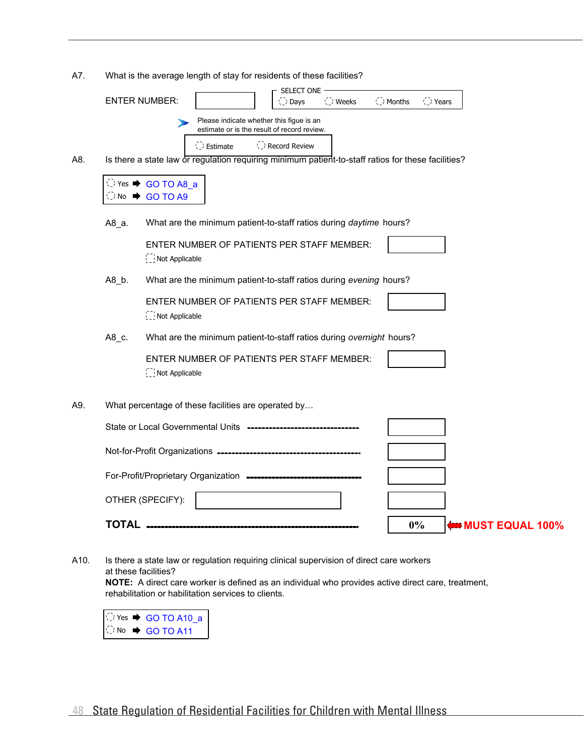A7. What is the average length of stay for residents of these facilities?

ENTER NUMBER: [ ]

SELECT ONE
- ◌ Days
- ◌ Weeks
- ◌ Months
- ◌ Years

➤ Please indicate whether this figure is an estimate or is the result of record review.

- ◌ Estimate
- ◌ Record Review

A8. Is there a state law or regulation requiring minimum patient-to-staff ratios for these facilities?

- ◌ Yes ➡ GO TO A8_a
- ◌ No ➡ GO TO A9

A8_a. What are the minimum patient-to-staff ratios during *daytime* hours?

ENTER NUMBER OF PATIENTS PER STAFF MEMBER: [ ]

☐ Not Applicable

A8_b. What are the minimum patient-to-staff ratios during *evening* hours?

ENTER NUMBER OF PATIENTS PER STAFF MEMBER: [ ]

☐ Not Applicable

A8_c. What are the minimum patient-to-staff ratios during *overnight* hours?

ENTER NUMBER OF PATIENTS PER STAFF MEMBER: [ ]

☐ Not Applicable

A9. What percentage of these facilities are operated by…

| | |
|---|---|
| State or Local Governmental Units | |
| Not-for-Profit Organizations | |
| For-Profit/Proprietary Organization | |
| OTHER (SPECIFY): | |
| **TOTAL** | 0% ⬅ **MUST EQUAL 100%** |

A10. Is there a state law or regulation requiring clinical supervision of direct care workers at these facilities?
**NOTE:** A direct care worker is defined as an individual who provides active direct care, treatment, rehabilitation or habilitation services to clients.

- ◌ Yes ➡ GO TO A10_a
- ◌ No ➡ GO TO A11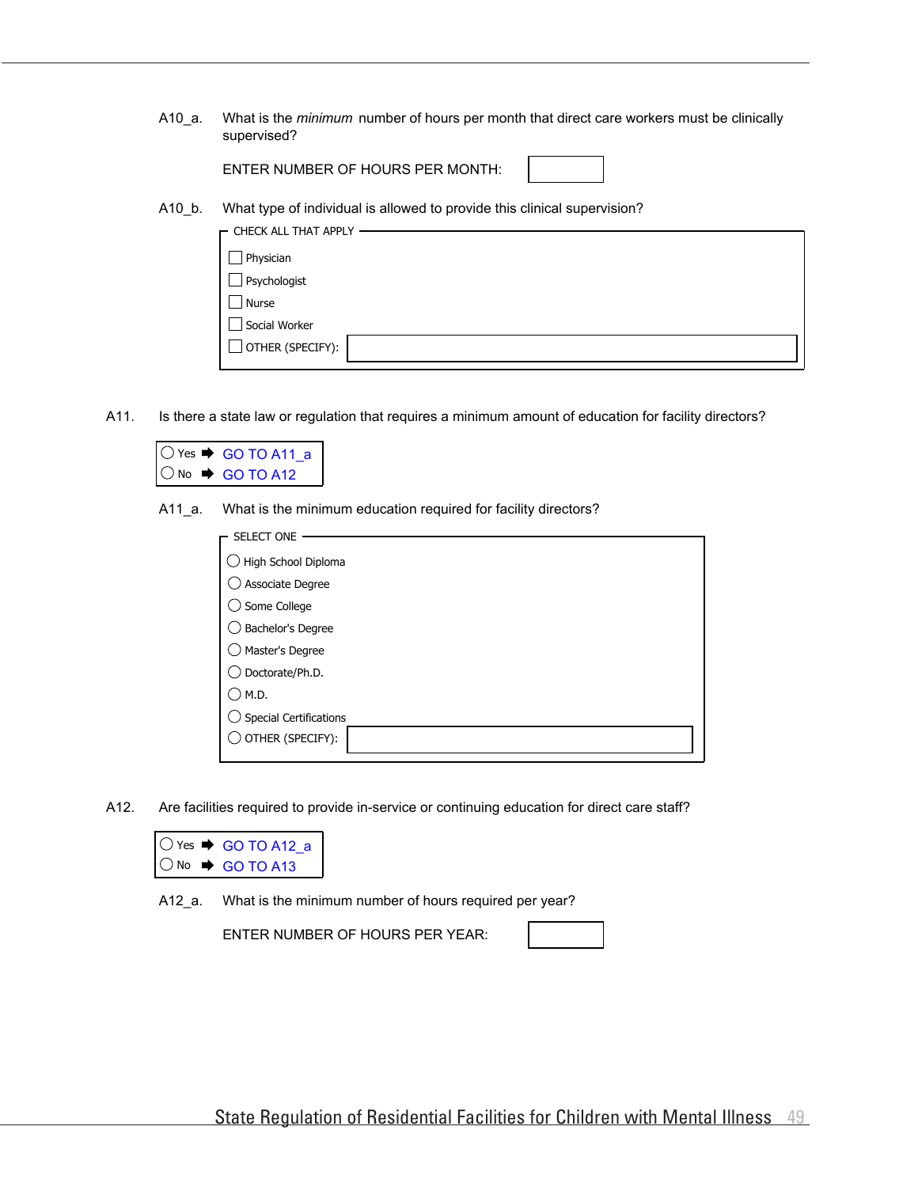A10_a. What is the *minimum* number of hours per month that direct care workers must be clinically supervised?

ENTER NUMBER OF HOURS PER MONTH: ______

A10_b. What type of individual is allowed to provide this clinical supervision?

CHECK ALL THAT APPLY

- ☐ Physician
- ☐ Psychologist
- ☐ Nurse
- ☐ Social Worker
- ☐ OTHER (SPECIFY): ______

A11. Is there a state law or regulation that requires a minimum amount of education for facility directors?

- ◯ Yes ➡ GO TO A11_a
- ◯ No ➡ GO TO A12

A11_a. What is the minimum education required for facility directors?

SELECT ONE

- ◯ High School Diploma
- ◯ Associate Degree
- ◯ Some College
- ◯ Bachelor's Degree
- ◯ Master's Degree
- ◯ Doctorate/Ph.D.
- ◯ M.D.
- ◯ Special Certifications
- ◯ OTHER (SPECIFY): ______

A12. Are facilities required to provide in-service or continuing education for direct care staff?

- ◯ Yes ➡ GO TO A12_a
- ◯ No ➡ GO TO A13

A12_a. What is the minimum number of hours required per year?

ENTER NUMBER OF HOURS PER YEAR: ______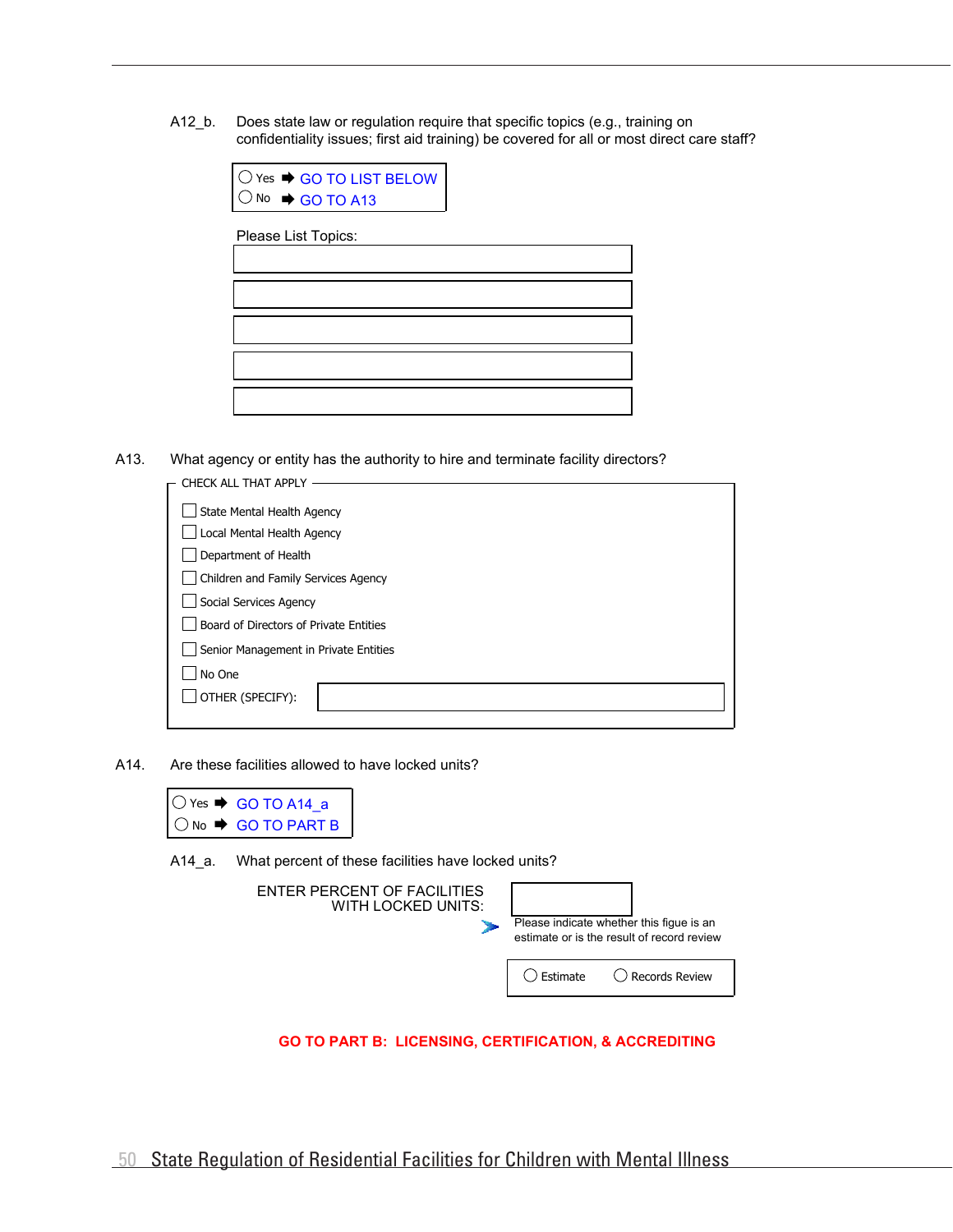A12_b. Does state law or regulation require that specific topics (e.g., training on confidentiality issues; first aid training) be covered for all or most direct care staff?

- ○ Yes ➡ GO TO LIST BELOW
- ○ No ➡ GO TO A13

Please List Topics:

| |
|---|
| |
| |
| |
| |
| |

A13. What agency or entity has the authority to hire and terminate facility directors?

CHECK ALL THAT APPLY

- ☐ State Mental Health Agency
- ☐ Local Mental Health Agency
- ☐ Department of Health
- ☐ Children and Family Services Agency
- ☐ Social Services Agency
- ☐ Board of Directors of Private Entities
- ☐ Senior Management in Private Entities
- ☐ No One
- ☐ OTHER (SPECIFY): ____________

A14. Are these facilities allowed to have locked units?

- ○ Yes ➡ GO TO A14_a
- ○ No ➡ GO TO PART B

A14_a. What percent of these facilities have locked units?

ENTER PERCENT OF FACILITIES WITH LOCKED UNITS: ____________

Please indicate whether this figue is an estimate or is the result of record review

○ Estimate ○ Records Review

**GO TO PART B: LICENSING, CERTIFICATION, & ACCREDITING**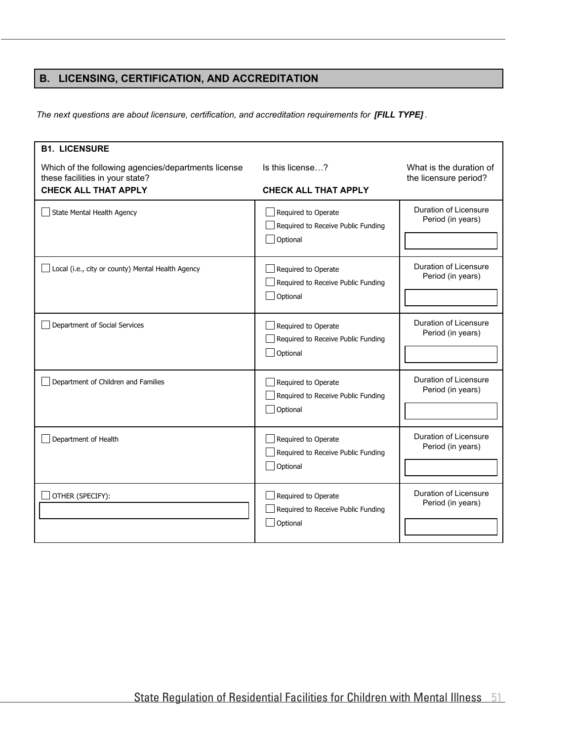## B. LICENSING, CERTIFICATION, AND ACCREDITATION

*The next questions are about licensure, certification, and accreditation requirements for **[FILL TYPE]**.*

| **B1. LICENSURE** Which of the following agencies/departments license these facilities in your state? **CHECK ALL THAT APPLY** | Is this license…? **CHECK ALL THAT APPLY** | What is the duration of the licensure period? |
|---|---|---|
| ☐ State Mental Health Agency | ☐ Required to Operate<br>☐ Required to Receive Public Funding<br>☐ Optional | Duration of Licensure Period (in years)<br>[ ] |
| ☐ Local (i.e., city or county) Mental Health Agency | ☐ Required to Operate<br>☐ Required to Receive Public Funding<br>☐ Optional | Duration of Licensure Period (in years)<br>[ ] |
| ☐ Department of Social Services | ☐ Required to Operate<br>☐ Required to Receive Public Funding<br>☐ Optional | Duration of Licensure Period (in years)<br>[ ] |
| ☐ Department of Children and Families | ☐ Required to Operate<br>☐ Required to Receive Public Funding<br>☐ Optional | Duration of Licensure Period (in years)<br>[ ] |
| ☐ Department of Health | ☐ Required to Operate<br>☐ Required to Receive Public Funding<br>☐ Optional | Duration of Licensure Period (in years)<br>[ ] |
| ☐ OTHER (SPECIFY):<br>[ ] | ☐ Required to Operate<br>☐ Required to Receive Public Funding<br>☐ Optional | Duration of Licensure Period (in years)<br>[ ] |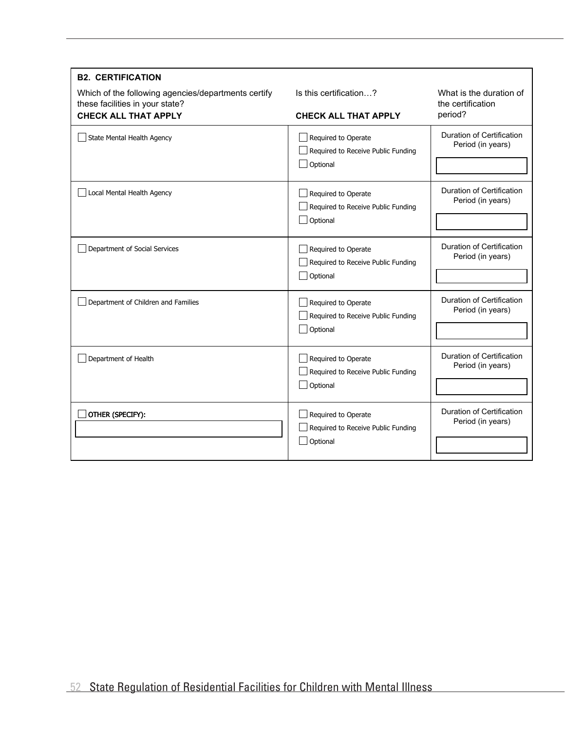**B2. CERTIFICATION**

| Which of the following agencies/departments certify these facilities in your state? **CHECK ALL THAT APPLY** | Is this certification…? **CHECK ALL THAT APPLY** | What is the duration of the certification period? |
|---|---|---|
| ☐ State Mental Health Agency | ☐ Required to Operate<br>☐ Required to Receive Public Funding<br>☐ Optional | Duration of Certification Period (in years)<br>______ |
| ☐ Local Mental Health Agency | ☐ Required to Operate<br>☐ Required to Receive Public Funding<br>☐ Optional | Duration of Certification Period (in years)<br>______ |
| ☐ Department of Social Services | ☐ Required to Operate<br>☐ Required to Receive Public Funding<br>☐ Optional | Duration of Certification Period (in years)<br>______ |
| ☐ Department of Children and Families | ☐ Required to Operate<br>☐ Required to Receive Public Funding<br>☐ Optional | Duration of Certification Period (in years)<br>______ |
| ☐ Department of Health | ☐ Required to Operate<br>☐ Required to Receive Public Funding<br>☐ Optional | Duration of Certification Period (in years)<br>______ |
| ☐ OTHER (SPECIFY): ______ | ☐ Required to Operate<br>☐ Required to Receive Public Funding<br>☐ Optional | Duration of Certification Period (in years)<br>______ |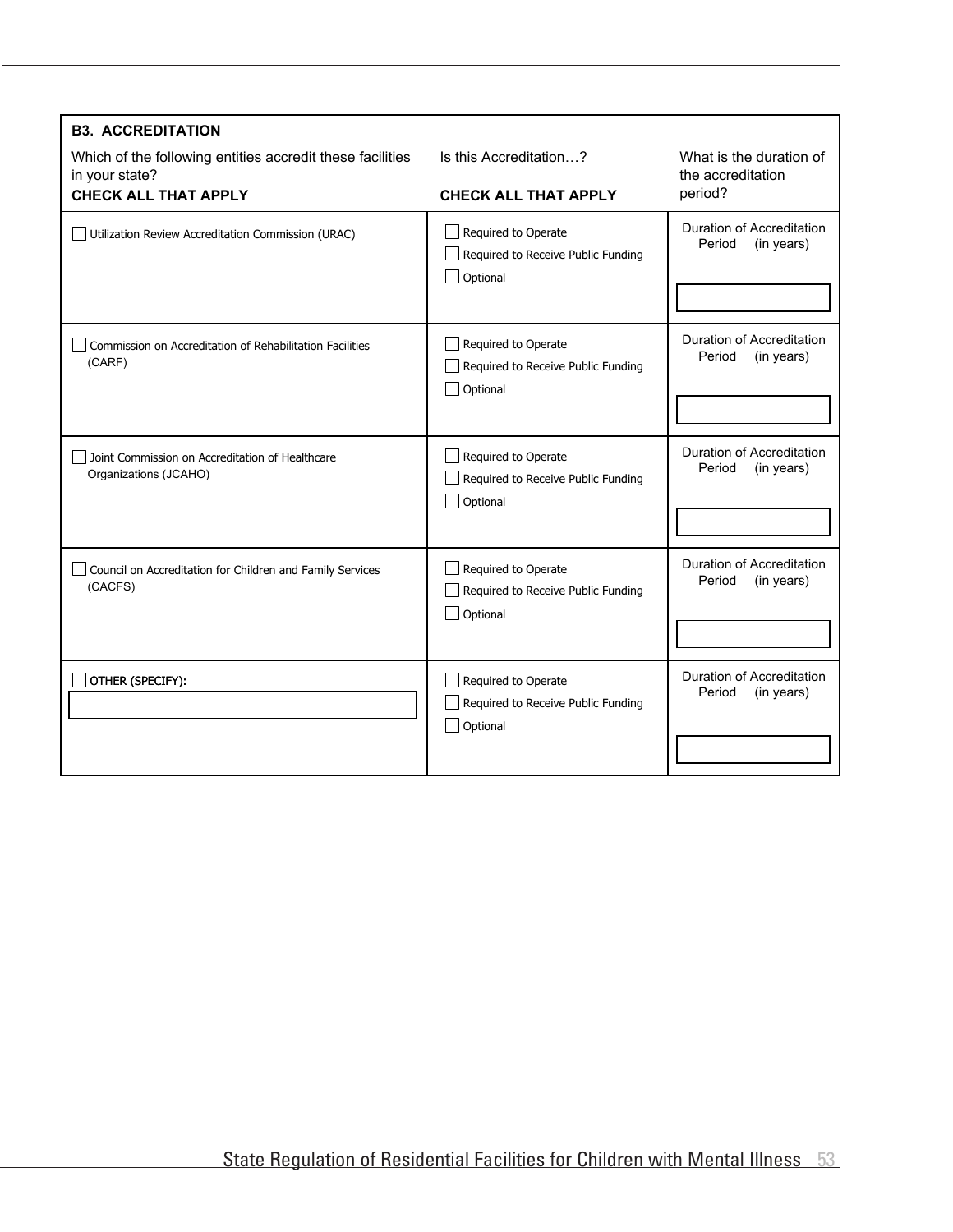| **B3. ACCREDITATION**<br>Which of the following entities accredit these facilities in your state?<br>**CHECK ALL THAT APPLY** | Is this Accreditation…?<br><br>**CHECK ALL THAT APPLY** | What is the duration of the accreditation period? |
|---|---|---|
| ☐ Utilization Review Accreditation Commission (URAC) | ☐ Required to Operate<br>☐ Required to Receive Public Funding<br>☐ Optional | Duration of Accreditation Period (in years)<br>[ ] |
| ☐ Commission on Accreditation of Rehabilitation Facilities (CARF) | ☐ Required to Operate<br>☐ Required to Receive Public Funding<br>☐ Optional | Duration of Accreditation Period (in years)<br>[ ] |
| ☐ Joint Commission on Accreditation of Healthcare Organizations (JCAHO) | ☐ Required to Operate<br>☐ Required to Receive Public Funding<br>☐ Optional | Duration of Accreditation Period (in years)<br>[ ] |
| ☐ Council on Accreditation for Children and Family Services (CACFS) | ☐ Required to Operate<br>☐ Required to Receive Public Funding<br>☐ Optional | Duration of Accreditation Period (in years)<br>[ ] |
| ☐ OTHER (SPECIFY):<br>[ ] | ☐ Required to Operate<br>☐ Required to Receive Public Funding<br>☐ Optional | Duration of Accreditation Period (in years)<br>[ ] |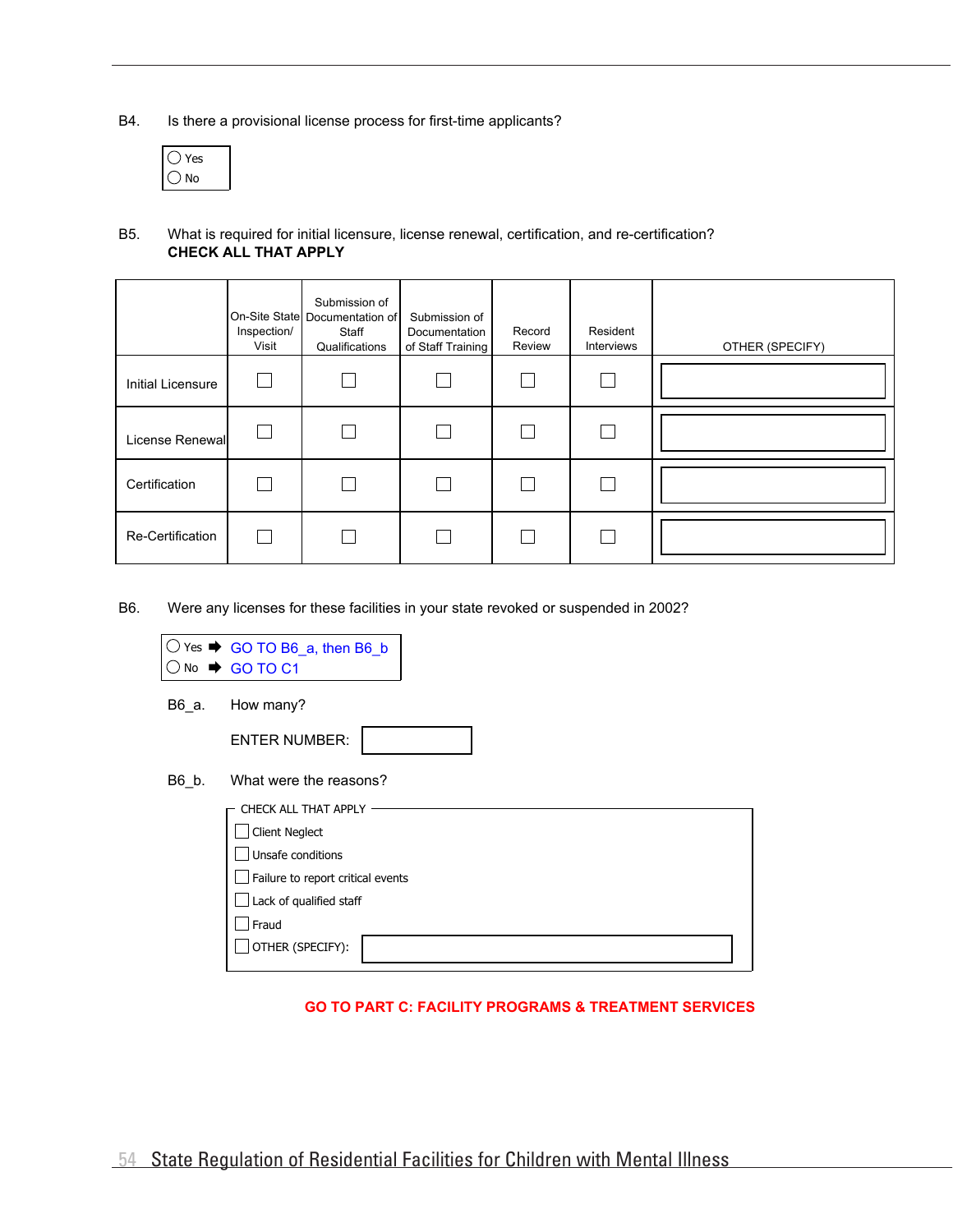B4. Is there a provisional license process for first-time applicants?

- ◯ Yes
- ◯ No

B5. What is required for initial licensure, license renewal, certification, and re-certification?
**CHECK ALL THAT APPLY**

| | On-Site State Inspection/ Visit | Submission of Documentation of Staff Qualifications | Submission of Documentation of Staff Training | Record Review | Resident Interviews | OTHER (SPECIFY) |
|---|---|---|---|---|---|---|
| Initial Licensure | ☐ | ☐ | ☐ | ☐ | ☐ | |
| License Renewal | ☐ | ☐ | ☐ | ☐ | ☐ | |
| Certification | ☐ | ☐ | ☐ | ☐ | ☐ | |
| Re-Certification | ☐ | ☐ | ☐ | ☐ | ☐ | |

B6. Were any licenses for these facilities in your state revoked or suspended in 2002?

- ◯ Yes ➡ GO TO B6_a, then B6_b
- ◯ No ➡ GO TO C1

B6_a. How many?

ENTER NUMBER: ____________

B6_b. What were the reasons?

CHECK ALL THAT APPLY

- ☐ Client Neglect
- ☐ Unsafe conditions
- ☐ Failure to report critical events
- ☐ Lack of qualified staff
- ☐ Fraud
- ☐ OTHER (SPECIFY): ____________

**GO TO PART C: FACILITY PROGRAMS & TREATMENT SERVICES**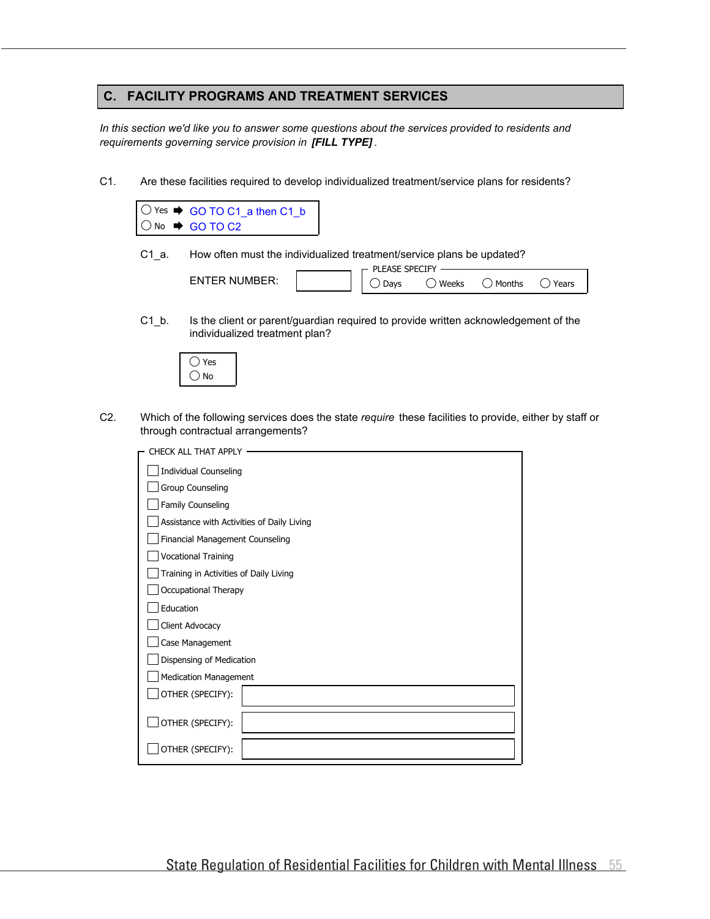## C. FACILITY PROGRAMS AND TREATMENT SERVICES

*In this section we'd like you to answer some questions about the services provided to residents and requirements governing service provision in* ***[FILL TYPE]*** *.*

C1. Are these facilities required to develop individualized treatment/service plans for residents?

- ◯ Yes ➡ GO TO C1_a then C1_b
- ◯ No ➡ GO TO C2

C1_a. How often must the individualized treatment/service plans be updated?

ENTER NUMBER: [ ]

PLEASE SPECIFY
◯ Days ◯ Weeks ◯ Months ◯ Years

C1_b. Is the client or parent/guardian required to provide written acknowledgement of the individualized treatment plan?

- ◯ Yes
- ◯ No

C2. Which of the following services does the state *require* these facilities to provide, either by staff or through contractual arrangements?

CHECK ALL THAT APPLY

- ☐ Individual Counseling
- ☐ Group Counseling
- ☐ Family Counseling
- ☐ Assistance with Activities of Daily Living
- ☐ Financial Management Counseling
- ☐ Vocational Training
- ☐ Training in Activities of Daily Living
- ☐ Occupational Therapy
- ☐ Education
- ☐ Client Advocacy
- ☐ Case Management
- ☐ Dispensing of Medication
- ☐ Medication Management
- ☐ OTHER (SPECIFY): [ ]
- ☐ OTHER (SPECIFY): [ ]
- ☐ OTHER (SPECIFY): [ ]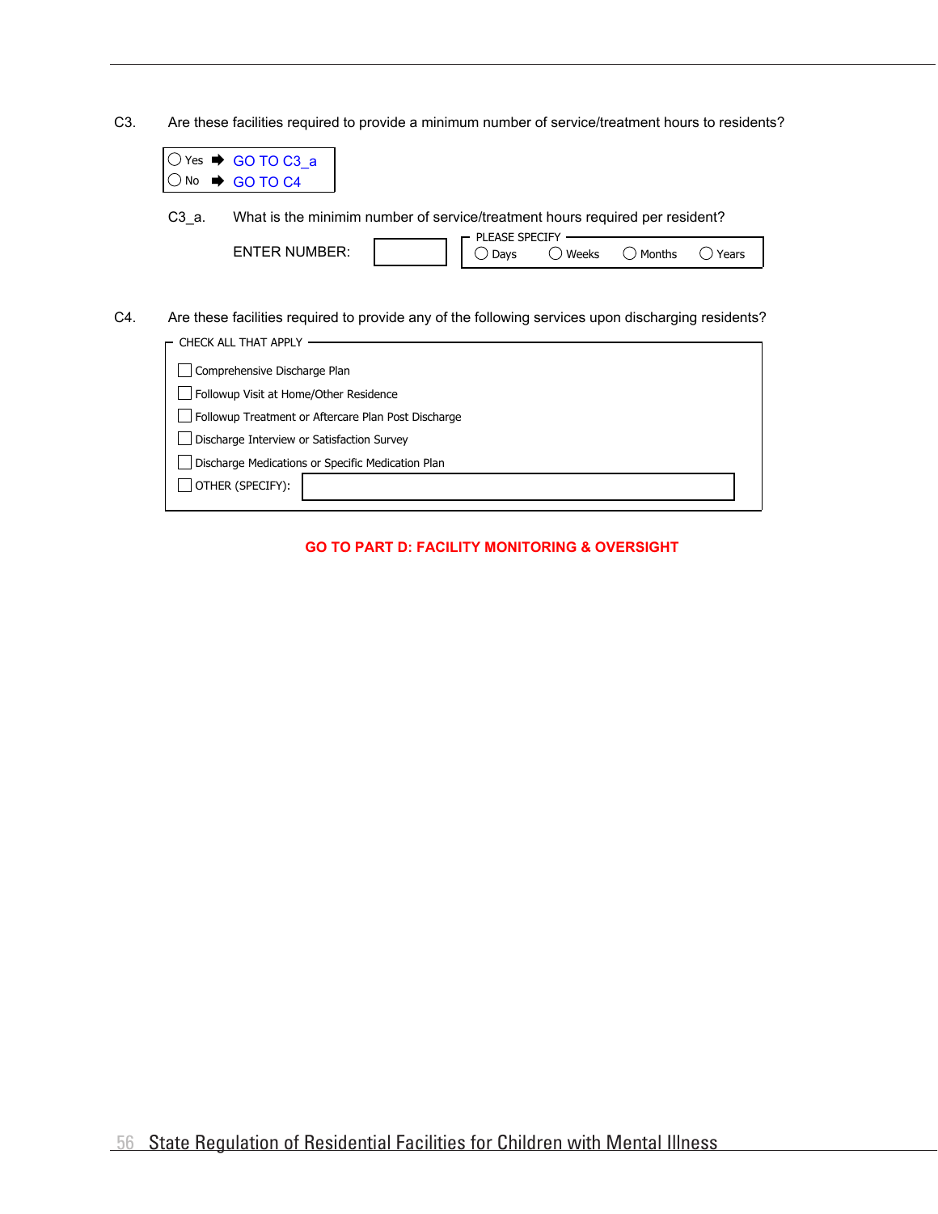C3. Are these facilities required to provide a minimum number of service/treatment hours to residents?

- ◯ Yes ➡ GO TO C3_a
- ◯ No ➡ GO TO C4

C3_a. What is the minimim number of service/treatment hours required per resident?

ENTER NUMBER: [ ]

PLEASE SPECIFY

◯ Days ◯ Weeks ◯ Months ◯ Years

C4. Are these facilities required to provide any of the following services upon discharging residents?

CHECK ALL THAT APPLY

- ☐ Comprehensive Discharge Plan
- ☐ Followup Visit at Home/Other Residence
- ☐ Followup Treatment or Aftercare Plan Post Discharge
- ☐ Discharge Interview or Satisfaction Survey
- ☐ Discharge Medications or Specific Medication Plan
- ☐ OTHER (SPECIFY): [ ]

**GO TO PART D: FACILITY MONITORING & OVERSIGHT**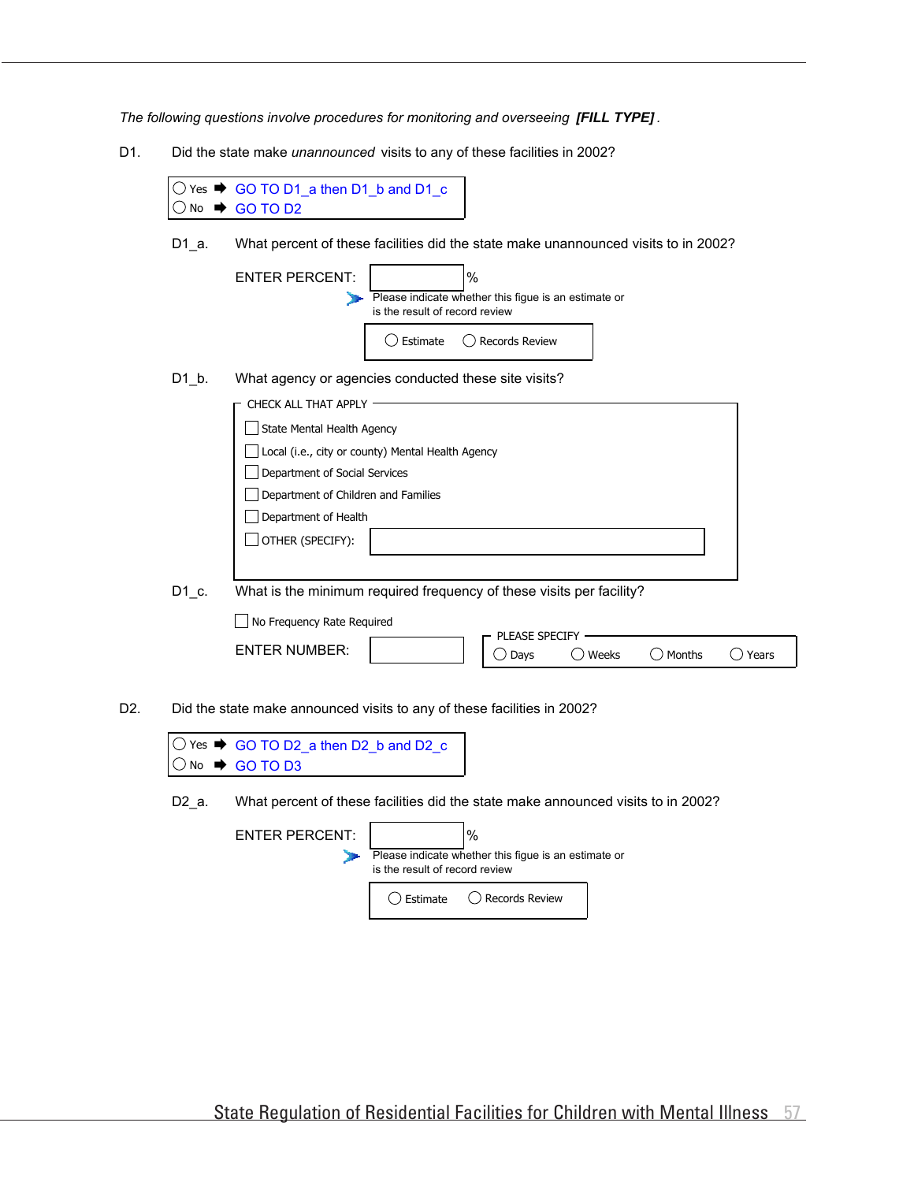*The following questions involve procedures for monitoring and overseeing* ***[FILL TYPE]*** *.*

D1. Did the state make *unannounced* visits to any of these facilities in 2002?

◯ Yes ➡ GO TO D1_a then D1_b and D1_c
◯ No ➡ GO TO D2

D1_a. What percent of these facilities did the state make unannounced visits to in 2002?

ENTER PERCENT: ______ %

Please indicate whether this figue is an estimate or is the result of record review

◯ Estimate ◯ Records Review

D1_b. What agency or agencies conducted these site visits?

CHECK ALL THAT APPLY

- ☐ State Mental Health Agency
- ☐ Local (i.e., city or county) Mental Health Agency
- ☐ Department of Social Services
- ☐ Department of Children and Families
- ☐ Department of Health
- ☐ OTHER (SPECIFY): ______

D1_c. What is the minimum required frequency of these visits per facility?

☐ No Frequency Rate Required

ENTER NUMBER: ______

PLEASE SPECIFY
◯ Days ◯ Weeks ◯ Months ◯ Years

D2. Did the state make announced visits to any of these facilities in 2002?

◯ Yes ➡ GO TO D2_a then D2_b and D2_c
◯ No ➡ GO TO D3

D2_a. What percent of these facilities did the state make announced visits to in 2002?

ENTER PERCENT: ______ %

Please indicate whether this figue is an estimate or is the result of record review

◯ Estimate ◯ Records Review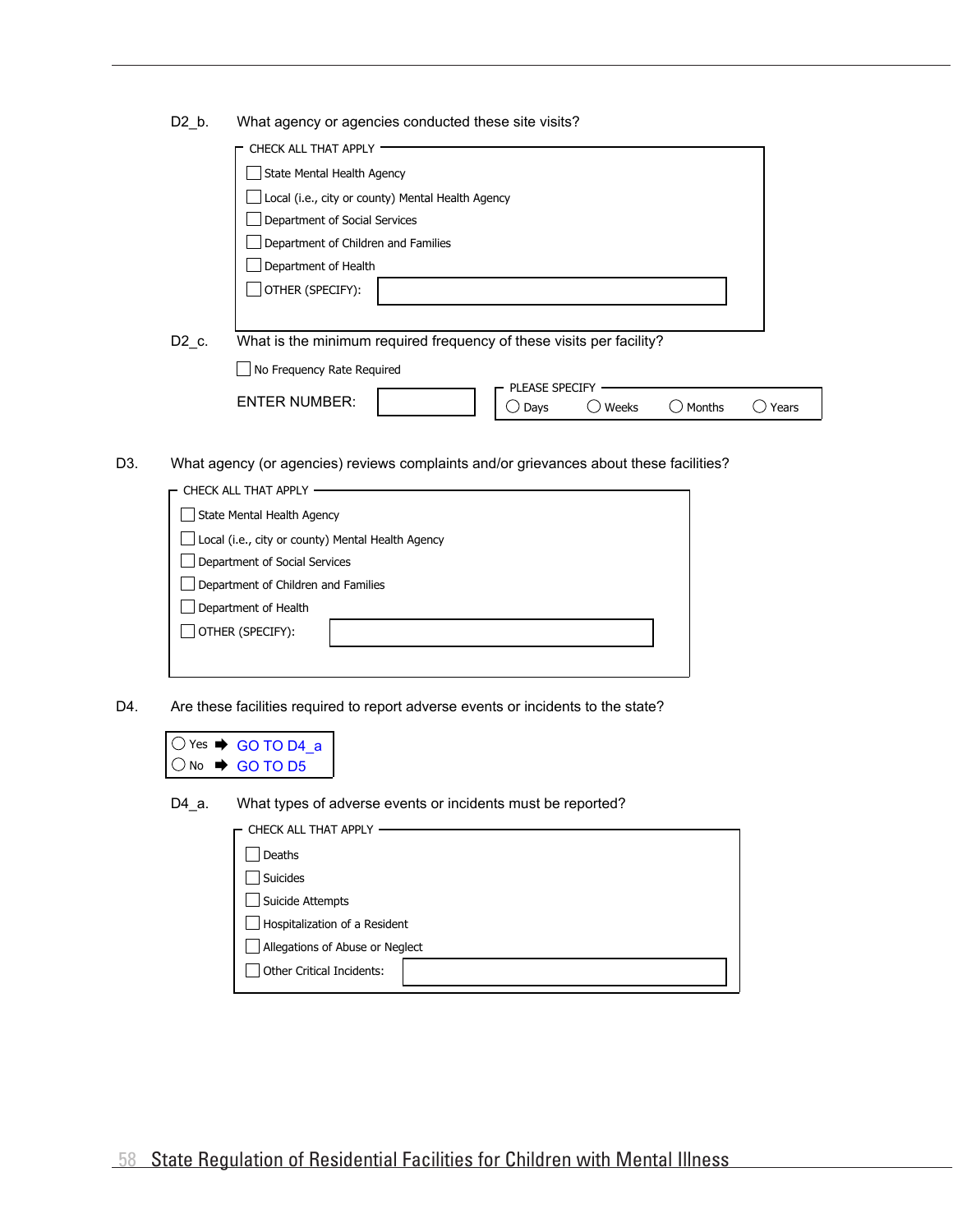D2_b. What agency or agencies conducted these site visits?

CHECK ALL THAT APPLY

- ☐ State Mental Health Agency
- ☐ Local (i.e., city or county) Mental Health Agency
- ☐ Department of Social Services
- ☐ Department of Children and Families
- ☐ Department of Health
- ☐ OTHER (SPECIFY): ____________________

D2_c. What is the minimum required frequency of these visits per facility?

☐ No Frequency Rate Required

ENTER NUMBER: __________

PLEASE SPECIFY: ◯ Days ◯ Weeks ◯ Months ◯ Years

D3. What agency (or agencies) reviews complaints and/or grievances about these facilities?

CHECK ALL THAT APPLY

- ☐ State Mental Health Agency
- ☐ Local (i.e., city or county) Mental Health Agency
- ☐ Department of Social Services
- ☐ Department of Children and Families
- ☐ Department of Health
- ☐ OTHER (SPECIFY): ____________________

D4. Are these facilities required to report adverse events or incidents to the state?

- ◯ Yes ➡ GO TO D4_a
- ◯ No ➡ GO TO D5

D4_a. What types of adverse events or incidents must be reported?

CHECK ALL THAT APPLY

- ☐ Deaths
- ☐ Suicides
- ☐ Suicide Attempts
- ☐ Hospitalization of a Resident
- ☐ Allegations of Abuse or Neglect
- ☐ Other Critical Incidents: ____________________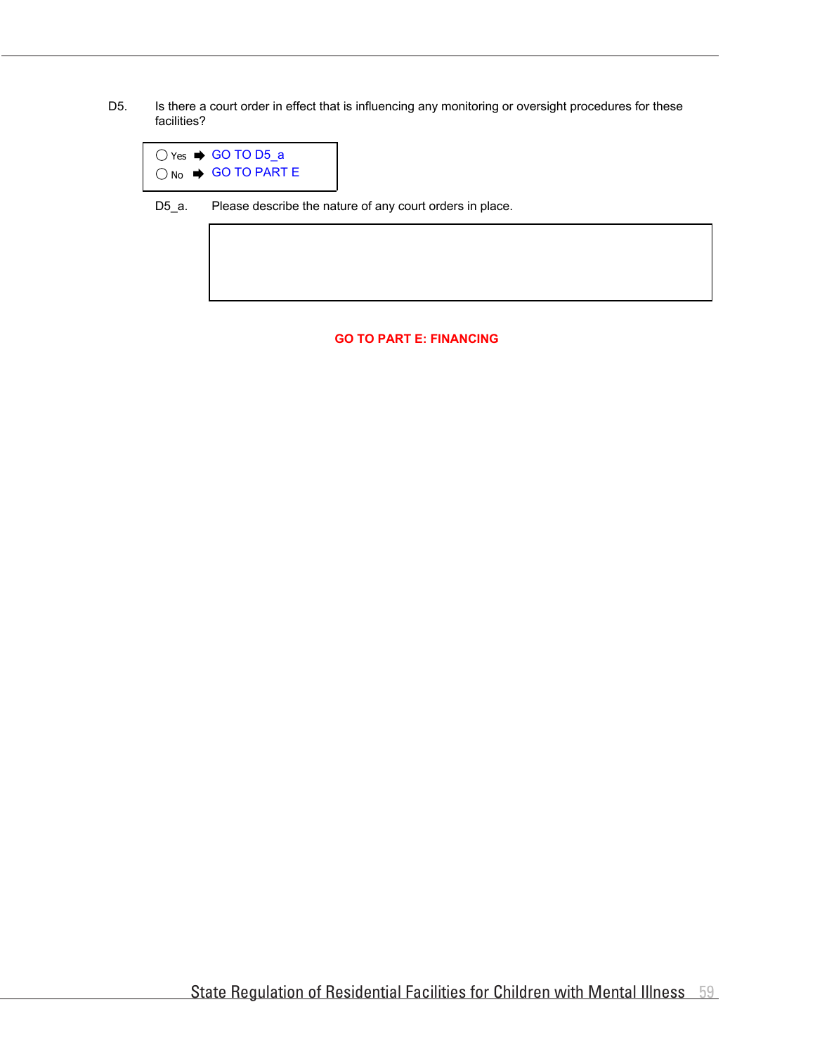D5. Is there a court order in effect that is influencing any monitoring or oversight procedures for these facilities?

◯ Yes ➡ GO TO D5_a
◯ No ➡ GO TO PART E

D5_a. Please describe the nature of any court orders in place.

| |
|---|
| |

**GO TO PART E: FINANCING**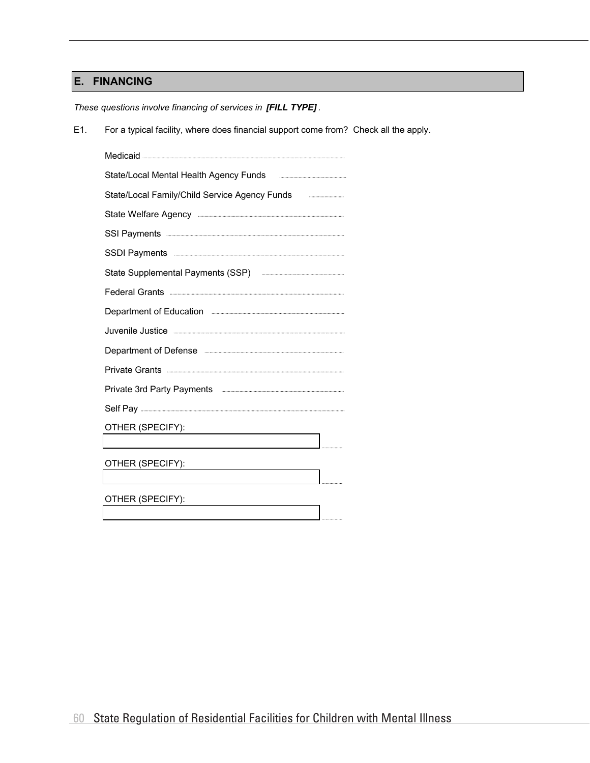## E. FINANCING

*These questions involve financing of services in **[FILL TYPE]**.*

E1. For a typical facility, where does financial support come from? Check all the apply.

- Medicaid
- State/Local Mental Health Agency Funds
- State/Local Family/Child Service Agency Funds
- State Welfare Agency
- SSI Payments
- SSDI Payments
- State Supplemental Payments (SSP)
- Federal Grants
- Department of Education
- Juvenile Justice
- Department of Defense
- Private Grants
- Private 3rd Party Payments
- Self Pay
- OTHER (SPECIFY): ____________________
- OTHER (SPECIFY): ____________________
- OTHER (SPECIFY): ____________________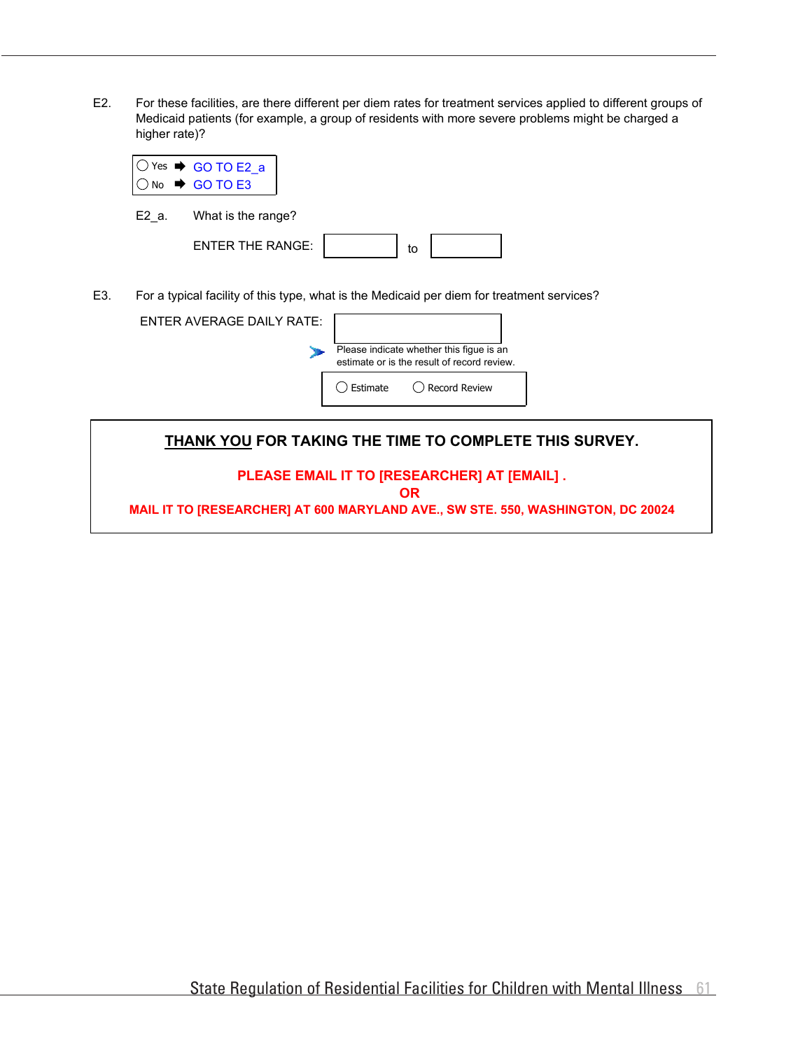E2. For these facilities, are there different per diem rates for treatment services applied to different groups of Medicaid patients (for example, a group of residents with more severe problems might be charged a higher rate)?

- ◯ Yes ➡ GO TO E2_a
- ◯ No ➡ GO TO E3

E2_a. What is the range?

ENTER THE RANGE: ________ to ________

E3. For a typical facility of this type, what is the Medicaid per diem for treatment services?

ENTER AVERAGE DAILY RATE: ________

➤ Please indicate whether this figue is an estimate or is the result of record review.

◯ Estimate ◯ Record Review

**THANK YOU FOR TAKING THE TIME TO COMPLETE THIS SURVEY.**

**PLEASE EMAIL IT TO [RESEARCHER] AT [EMAIL] .**

**OR**

**MAIL IT TO [RESEARCHER] AT 600 MARYLAND AVE., SW STE. 550, WASHINGTON, DC 20024**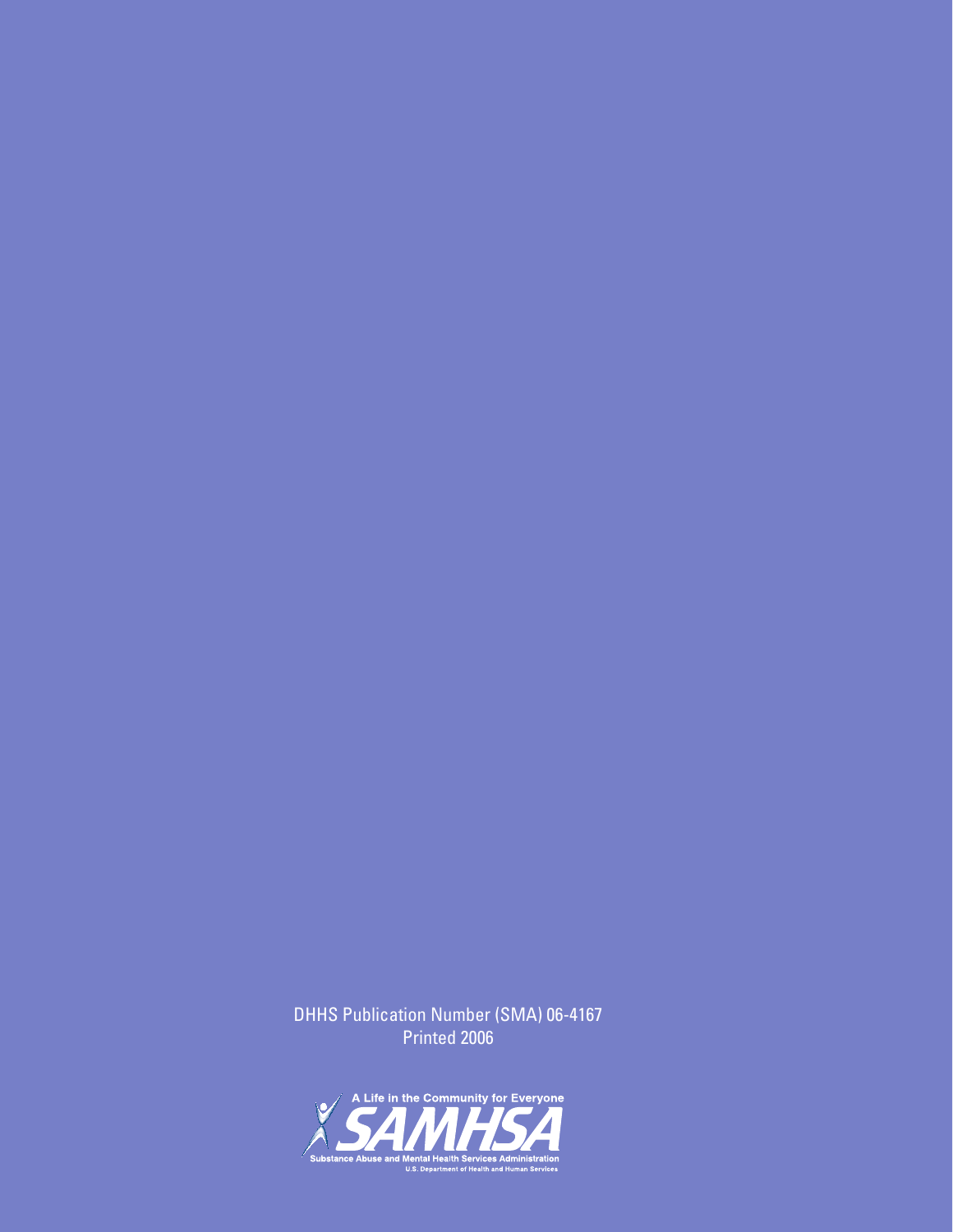DHHS Publication Number (SMA) 06-4167
Printed 2006

A Life in the Community for Everyone
SAMHSA
Substance Abuse and Mental Health Services Administration
U.S. Department of Health and Human Services